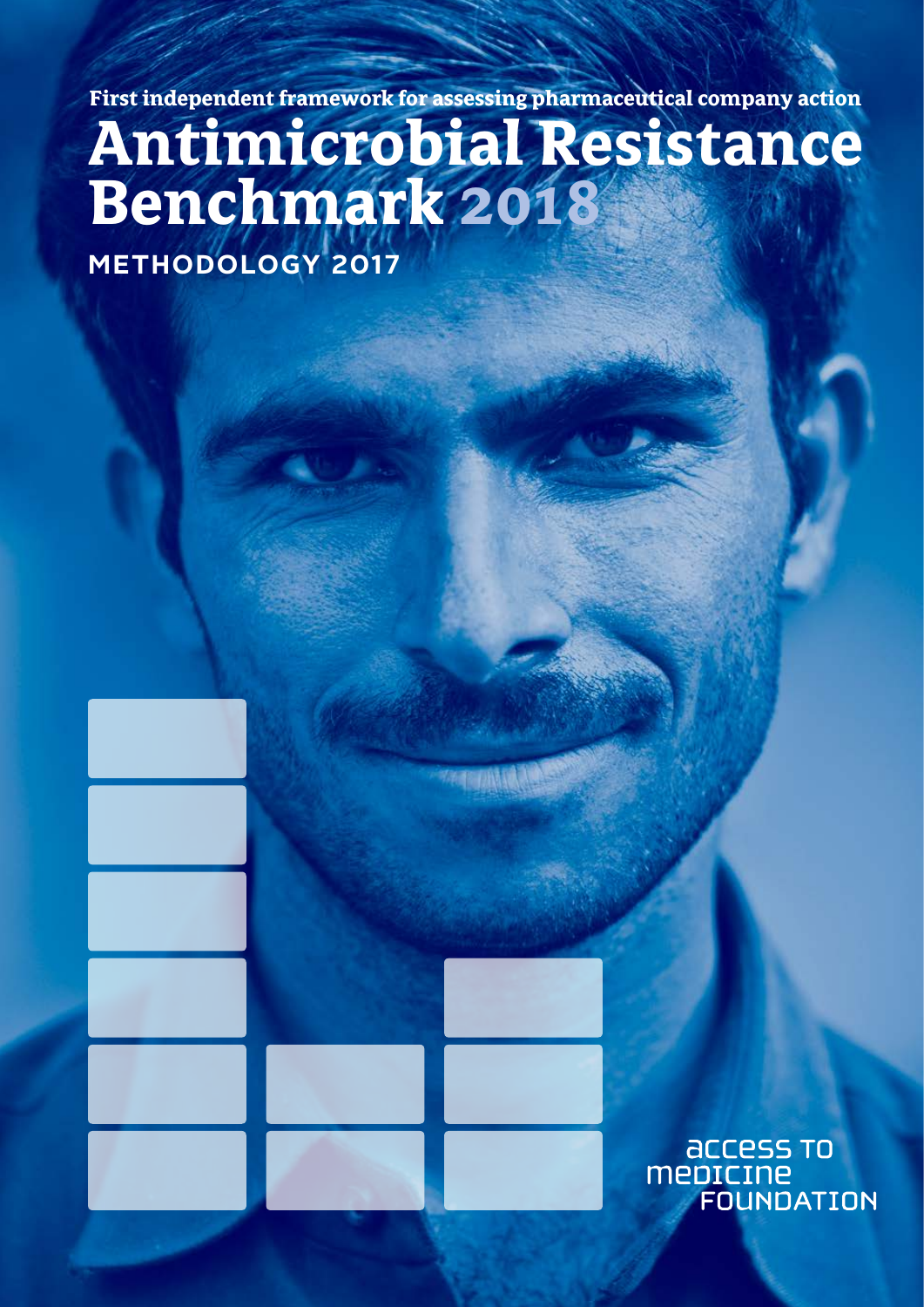First independent framework for assessing pharmaceutical company action

# Antimicrobial Resistance Benchmark 2018

## METHODOLOGY 2017

access to medicine FOUNDATION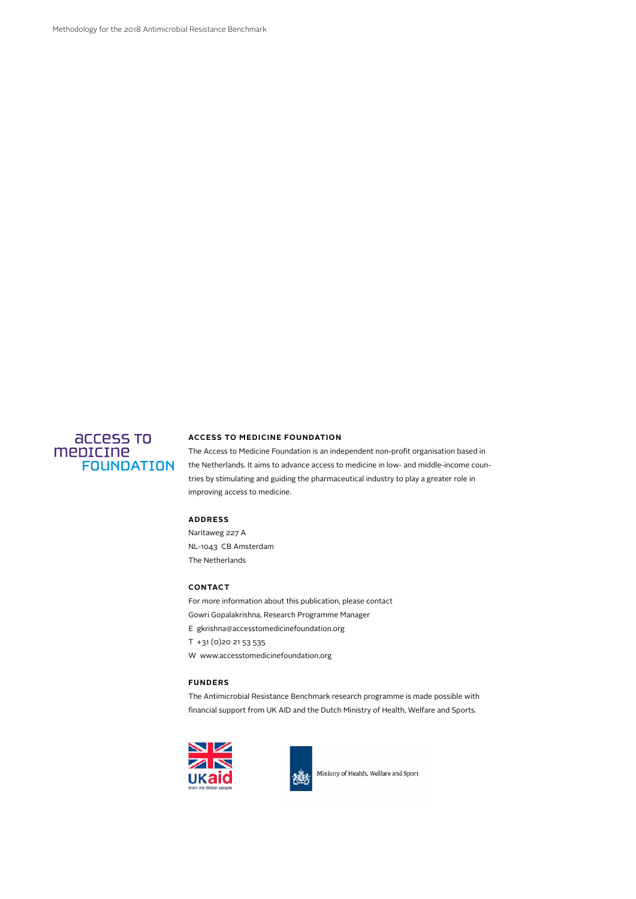## ACCESS TO MEDICINE FOUNDATION

The Access to Medicine Foundation is an independent non-profit organisation based in the Netherlands. It aims to advance access to medicine in low- and middle-income countries by stimulating and guiding the pharmaceutical industry to play a greater role in improving access to medicine.

## ADDRESS

Naritaweg 227 A
NL-1043 CB Amsterdam
The Netherlands

## CONTACT

For more information about this publication, please contact
Gowri Gopalakrishna, Research Programme Manager
E gkrishna@accesstomedicinefoundation.org
T +31 (0)20 21 53 535
W www.accesstomedicinefoundation.org

## FUNDERS

The Antimicrobial Resistance Benchmark research programme is made possible with financial support from UK AID and the Dutch Ministry of Health, Welfare and Sports.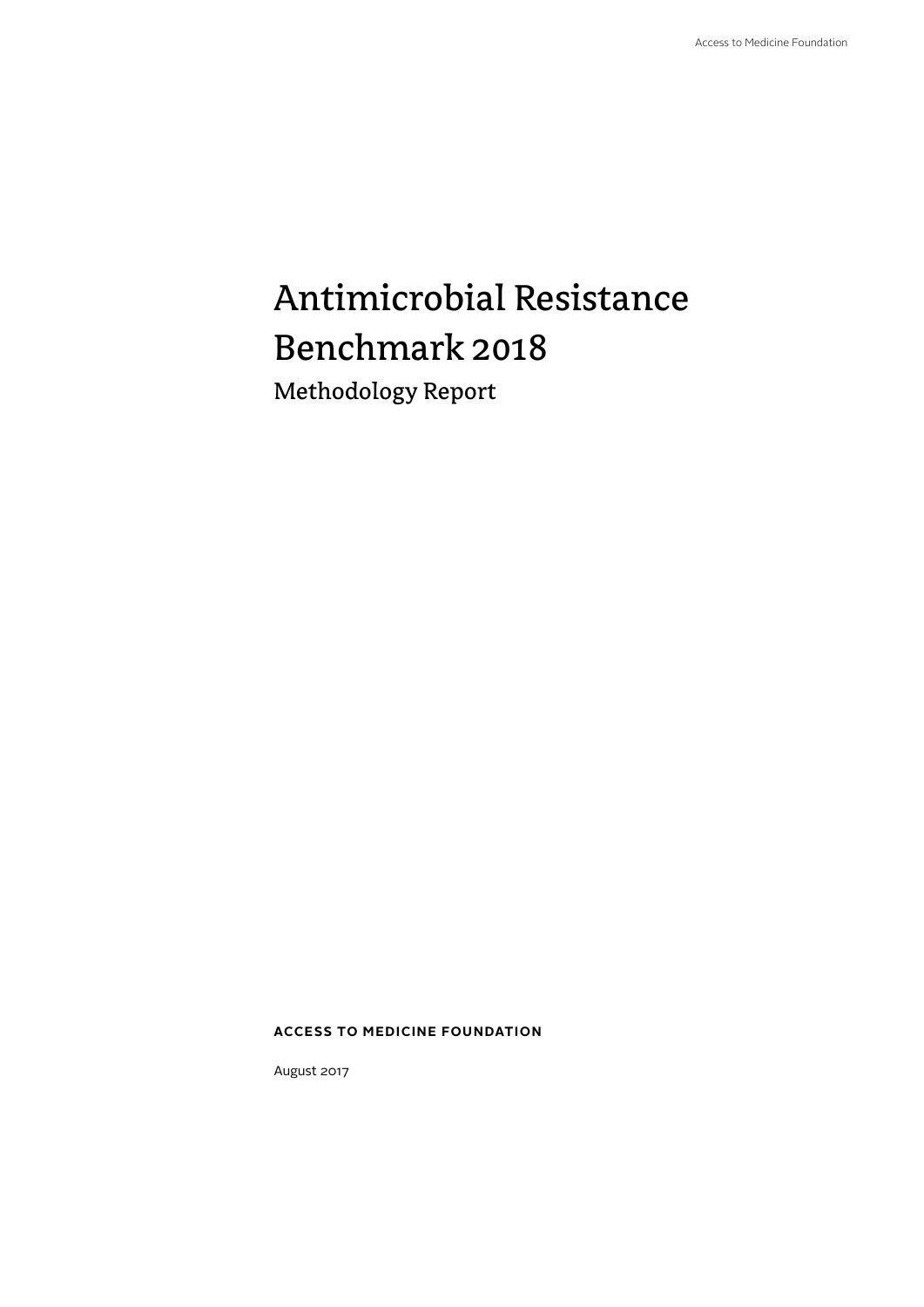# Antimicrobial Resistance Benchmark 2018

## Methodology Report

**ACCESS TO MEDICINE FOUNDATION**

August 2017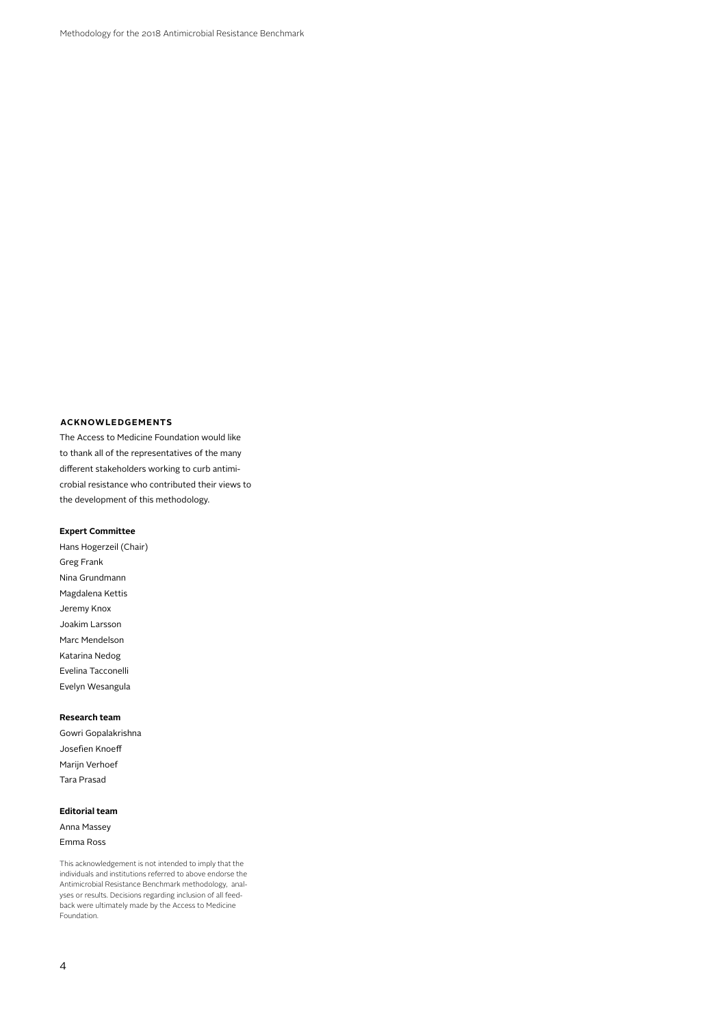## ACKNOWLEDGEMENTS

The Access to Medicine Foundation would like to thank all of the representatives of the many different stakeholders working to curb antimicrobial resistance who contributed their views to the development of this methodology.

**Expert Committee**

Hans Hogerzeil (Chair)
Greg Frank
Nina Grundmann
Magdalena Kettis
Jeremy Knox
Joakim Larsson
Marc Mendelson
Katarina Nedog
Evelina Tacconelli
Evelyn Wesangula

**Research team**

Gowri Gopalakrishna
Josefien Knoeff
Marijn Verhoef
Tara Prasad

**Editorial team**

Anna Massey
Emma Ross

This acknowledgement is not intended to imply that the individuals and institutions referred to above endorse the Antimicrobial Resistance Benchmark methodology, analyses or results. Decisions regarding inclusion of all feedback were ultimately made by the Access to Medicine Foundation.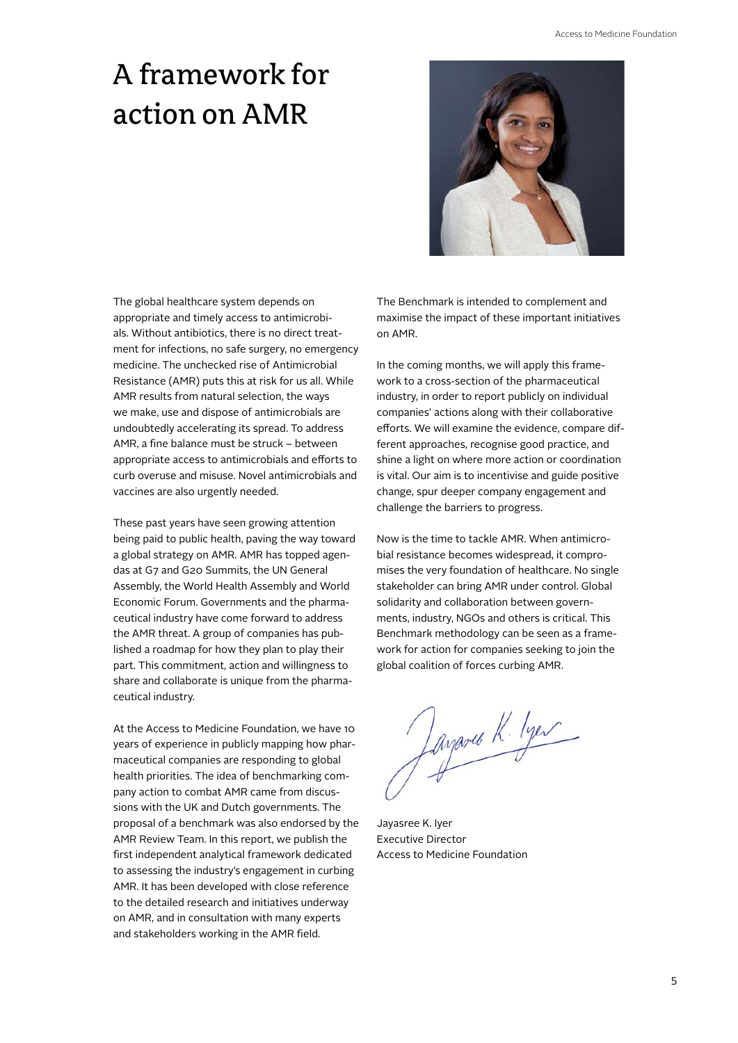# A framework for action on AMR

The global healthcare system depends on appropriate and timely access to antimicrobials. Without antibiotics, there is no direct treatment for infections, no safe surgery, no emergency medicine. The unchecked rise of Antimicrobial Resistance (AMR) puts this at risk for us all. While AMR results from natural selection, the ways we make, use and dispose of antimicrobials are undoubtedly accelerating its spread. To address AMR, a fine balance must be struck – between appropriate access to antimicrobials and efforts to curb overuse and misuse. Novel antimicrobials and vaccines are also urgently needed.

These past years have seen growing attention being paid to public health, paving the way toward a global strategy on AMR. AMR has topped agendas at G7 and G20 Summits, the UN General Assembly, the World Health Assembly and World Economic Forum. Governments and the pharmaceutical industry have come forward to address the AMR threat. A group of companies has published a roadmap for how they plan to play their part. This commitment, action and willingness to share and collaborate is unique from the pharmaceutical industry.

At the Access to Medicine Foundation, we have 10 years of experience in publicly mapping how pharmaceutical companies are responding to global health priorities. The idea of benchmarking company action to combat AMR came from discussions with the UK and Dutch governments. The proposal of a benchmark was also endorsed by the AMR Review Team. In this report, we publish the first independent analytical framework dedicated to assessing the industry's engagement in curbing AMR. It has been developed with close reference to the detailed research and initiatives underway on AMR, and in consultation with many experts and stakeholders working in the AMR field.

The Benchmark is intended to complement and maximise the impact of these important initiatives on AMR.

In the coming months, we will apply this framework to a cross-section of the pharmaceutical industry, in order to report publicly on individual companies' actions along with their collaborative efforts. We will examine the evidence, compare different approaches, recognise good practice, and shine a light on where more action or coordination is vital. Our aim is to incentivise and guide positive change, spur deeper company engagement and challenge the barriers to progress.

Now is the time to tackle AMR. When antimicrobial resistance becomes widespread, it compromises the very foundation of healthcare. No single stakeholder can bring AMR under control. Global solidarity and collaboration between governments, industry, NGOs and others is critical. This Benchmark methodology can be seen as a framework for action for companies seeking to join the global coalition of forces curbing AMR.

Jayasree K. Iyer
Executive Director
Access to Medicine Foundation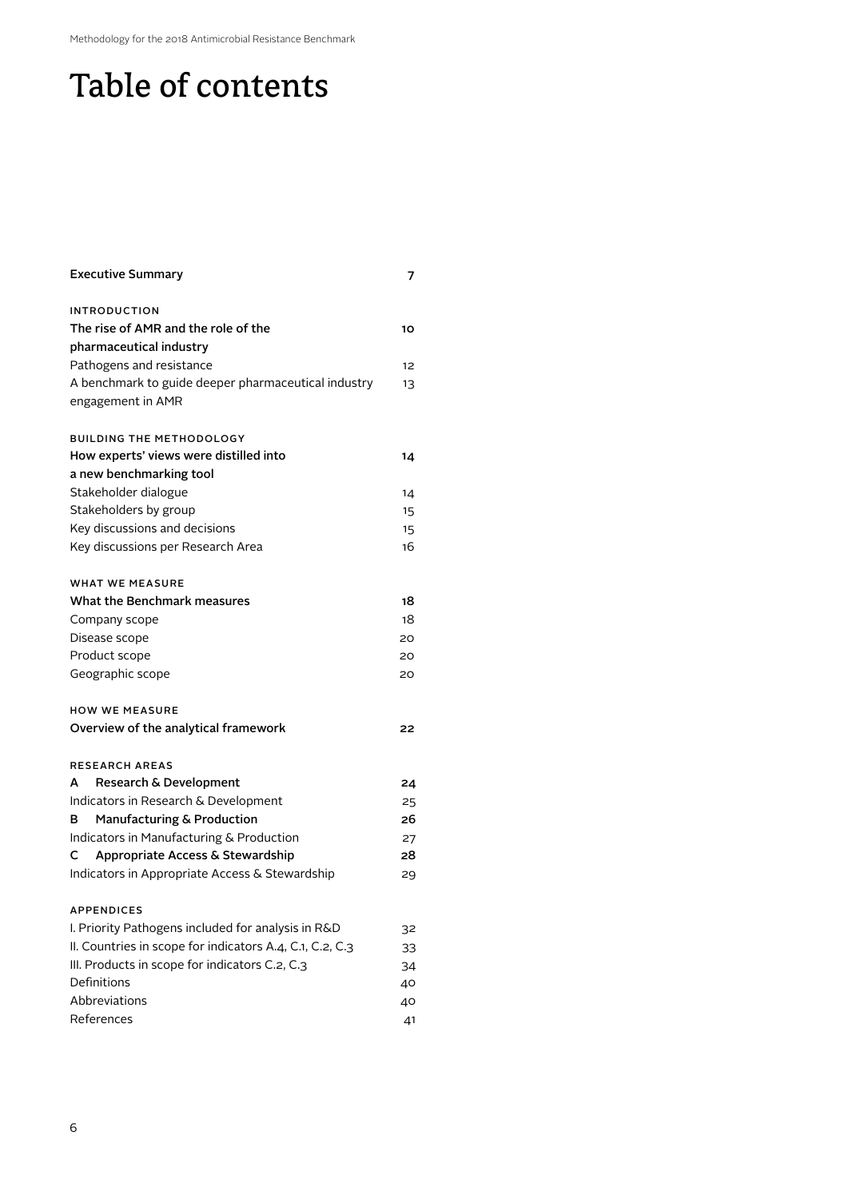# Table of contents

| | |
|---|---|
| **Executive Summary** | **7** |
| INTRODUCTION | |
| **The rise of AMR and the role of the pharmaceutical industry** | **10** |
| Pathogens and resistance | 12 |
| A benchmark to guide deeper pharmaceutical industry engagement in AMR | 13 |
| BUILDING THE METHODOLOGY | |
| **How experts' views were distilled into a new benchmarking tool** | **14** |
| Stakeholder dialogue | 14 |
| Stakeholders by group | 15 |
| Key discussions and decisions | 15 |
| Key discussions per Research Area | 16 |
| WHAT WE MEASURE | |
| **What the Benchmark measures** | **18** |
| Company scope | 18 |
| Disease scope | 20 |
| Product scope | 20 |
| Geographic scope | 20 |
| HOW WE MEASURE | |
| **Overview of the analytical framework** | **22** |
| RESEARCH AREAS | |
| **A Research & Development** | **24** |
| Indicators in Research & Development | 25 |
| **B Manufacturing & Production** | **26** |
| Indicators in Manufacturing & Production | 27 |
| **C Appropriate Access & Stewardship** | **28** |
| Indicators in Appropriate Access & Stewardship | 29 |
| APPENDICES | |
| I. Priority Pathogens included for analysis in R&D | 32 |
| II. Countries in scope for indicators A.4, C.1, C.2, C.3 | 33 |
| III. Products in scope for indicators C.2, C.3 | 34 |
| Definitions | 40 |
| Abbreviations | 40 |
| References | 41 |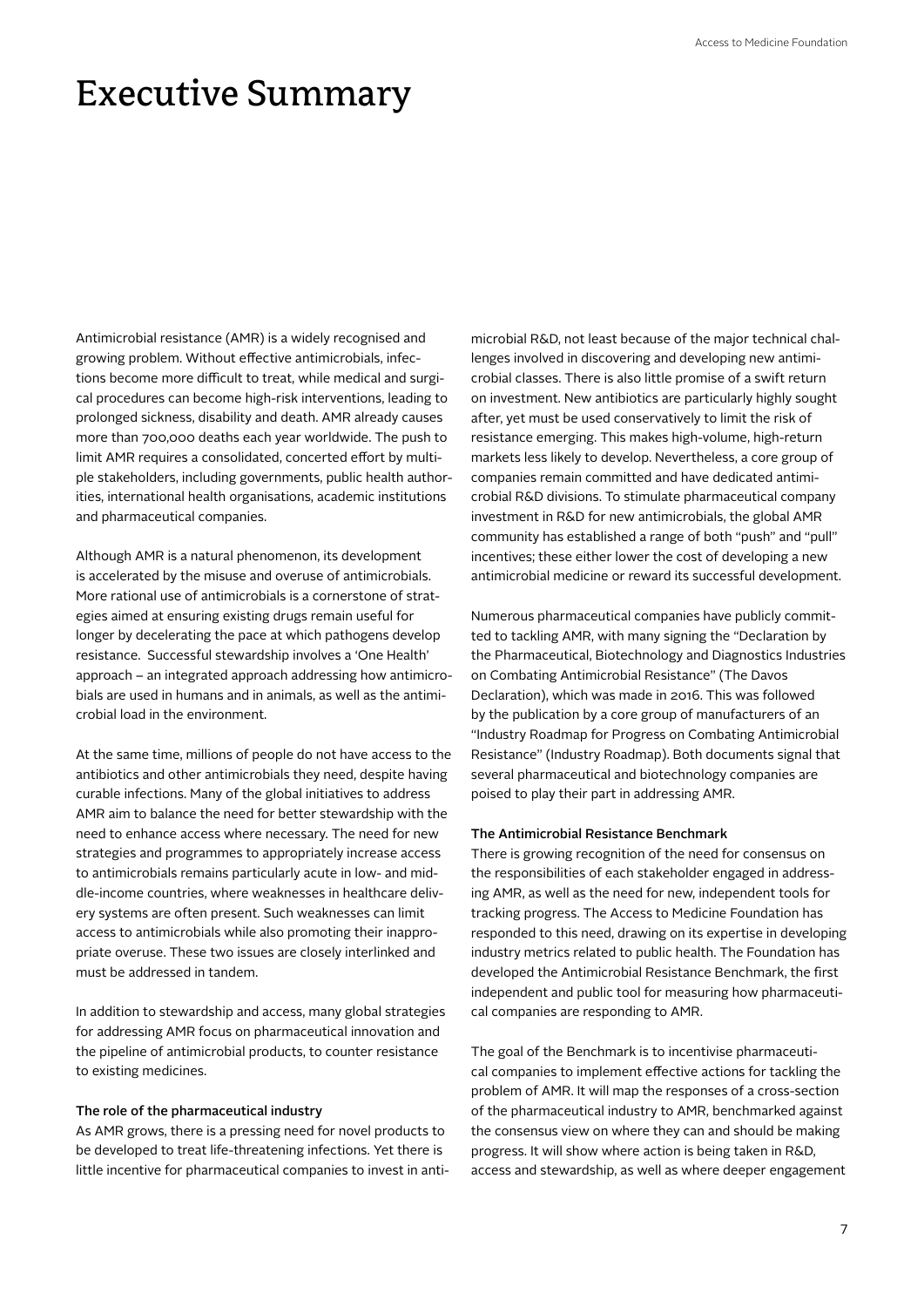# Executive Summary

Antimicrobial resistance (AMR) is a widely recognised and growing problem. Without effective antimicrobials, infections become more difficult to treat, while medical and surgical procedures can become high-risk interventions, leading to prolonged sickness, disability and death. AMR already causes more than 700,000 deaths each year worldwide. The push to limit AMR requires a consolidated, concerted effort by multiple stakeholders, including governments, public health authorities, international health organisations, academic institutions and pharmaceutical companies.

Although AMR is a natural phenomenon, its development is accelerated by the misuse and overuse of antimicrobials. More rational use of antimicrobials is a cornerstone of strategies aimed at ensuring existing drugs remain useful for longer by decelerating the pace at which pathogens develop resistance. Successful stewardship involves a 'One Health' approach – an integrated approach addressing how antimicrobials are used in humans and in animals, as well as the antimicrobial load in the environment.

At the same time, millions of people do not have access to the antibiotics and other antimicrobials they need, despite having curable infections. Many of the global initiatives to address AMR aim to balance the need for better stewardship with the need to enhance access where necessary. The need for new strategies and programmes to appropriately increase access to antimicrobials remains particularly acute in low- and middle-income countries, where weaknesses in healthcare delivery systems are often present. Such weaknesses can limit access to antimicrobials while also promoting their inappropriate overuse. These two issues are closely interlinked and must be addressed in tandem.

In addition to stewardship and access, many global strategies for addressing AMR focus on pharmaceutical innovation and the pipeline of antimicrobial products, to counter resistance to existing medicines.

#### The role of the pharmaceutical industry

As AMR grows, there is a pressing need for novel products to be developed to treat life-threatening infections. Yet there is little incentive for pharmaceutical companies to invest in antimicrobial R&D, not least because of the major technical challenges involved in discovering and developing new antimicrobial classes. There is also little promise of a swift return on investment. New antibiotics are particularly highly sought after, yet must be used conservatively to limit the risk of resistance emerging. This makes high-volume, high-return markets less likely to develop. Nevertheless, a core group of companies remain committed and have dedicated antimicrobial R&D divisions. To stimulate pharmaceutical company investment in R&D for new antimicrobials, the global AMR community has established a range of both "push" and "pull" incentives; these either lower the cost of developing a new antimicrobial medicine or reward its successful development.

Numerous pharmaceutical companies have publicly committed to tackling AMR, with many signing the "Declaration by the Pharmaceutical, Biotechnology and Diagnostics Industries on Combating Antimicrobial Resistance" (The Davos Declaration), which was made in 2016. This was followed by the publication by a core group of manufacturers of an "Industry Roadmap for Progress on Combating Antimicrobial Resistance" (Industry Roadmap). Both documents signal that several pharmaceutical and biotechnology companies are poised to play their part in addressing AMR.

#### The Antimicrobial Resistance Benchmark

There is growing recognition of the need for consensus on the responsibilities of each stakeholder engaged in addressing AMR, as well as the need for new, independent tools for tracking progress. The Access to Medicine Foundation has responded to this need, drawing on its expertise in developing industry metrics related to public health. The Foundation has developed the Antimicrobial Resistance Benchmark, the first independent and public tool for measuring how pharmaceutical companies are responding to AMR.

The goal of the Benchmark is to incentivise pharmaceutical companies to implement effective actions for tackling the problem of AMR. It will map the responses of a cross-section of the pharmaceutical industry to AMR, benchmarked against the consensus view on where they can and should be making progress. It will show where action is being taken in R&D, access and stewardship, as well as where deeper engagement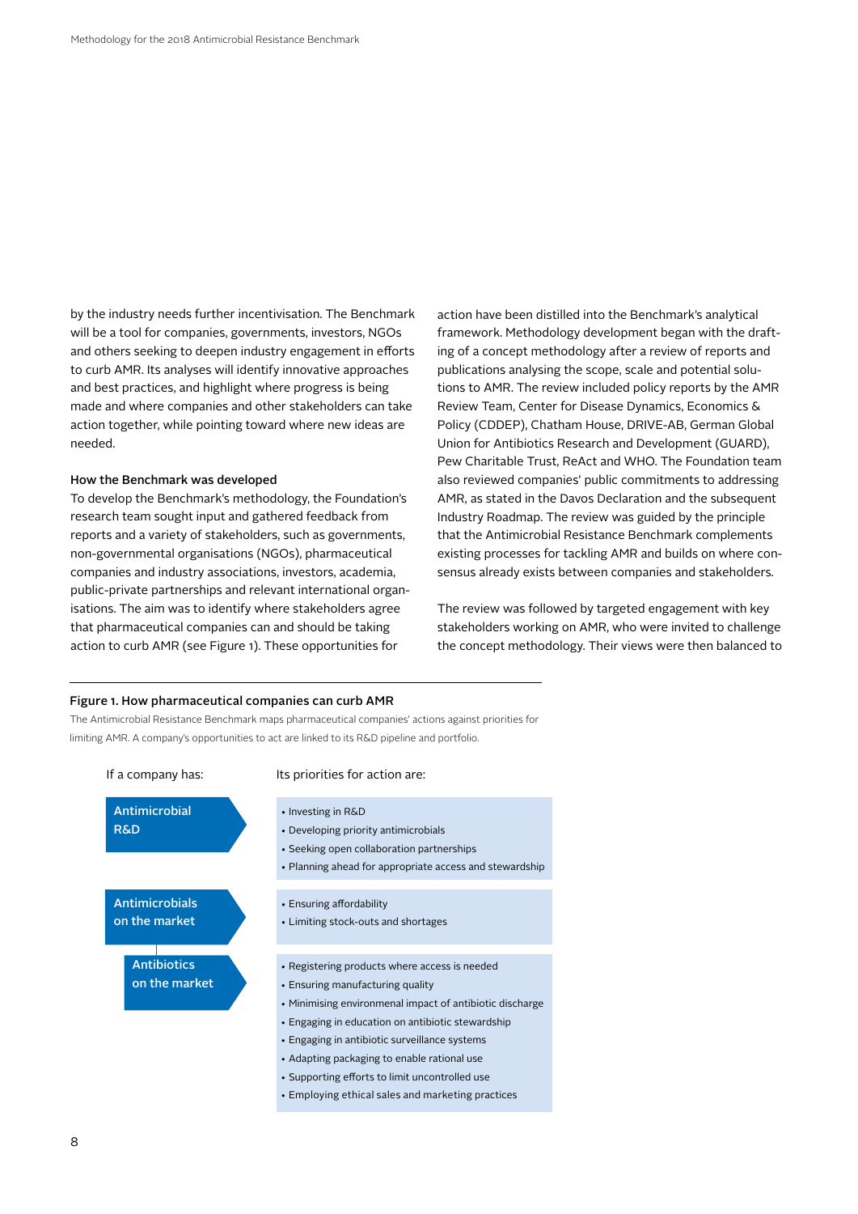by the industry needs further incentivisation. The Benchmark will be a tool for companies, governments, investors, NGOs and others seeking to deepen industry engagement in efforts to curb AMR. Its analyses will identify innovative approaches and best practices, and highlight where progress is being made and where companies and other stakeholders can take action together, while pointing toward where new ideas are needed.

**How the Benchmark was developed**

To develop the Benchmark's methodology, the Foundation's research team sought input and gathered feedback from reports and a variety of stakeholders, such as governments, non-governmental organisations (NGOs), pharmaceutical companies and industry associations, investors, academia, public-private partnerships and relevant international organisations. The aim was to identify where stakeholders agree that pharmaceutical companies can and should be taking action to curb AMR (see Figure 1). These opportunities for action have been distilled into the Benchmark's analytical framework. Methodology development began with the drafting of a concept methodology after a review of reports and publications analysing the scope, scale and potential solutions to AMR. The review included policy reports by the AMR Review Team, Center for Disease Dynamics, Economics & Policy (CDDEP), Chatham House, DRIVE-AB, German Global Union for Antibiotics Research and Development (GUARD), Pew Charitable Trust, ReAct and WHO. The Foundation team also reviewed companies' public commitments to addressing AMR, as stated in the Davos Declaration and the subsequent Industry Roadmap. The review was guided by the principle that the Antimicrobial Resistance Benchmark complements existing processes for tackling AMR and builds on where consensus already exists between companies and stakeholders.

The review was followed by targeted engagement with key stakeholders working on AMR, who were invited to challenge the concept methodology. Their views were then balanced to

**Figure 1. How pharmaceutical companies can curb AMR**

The Antimicrobial Resistance Benchmark maps pharmaceutical companies' actions against priorities for limiting AMR. A company's opportunities to act are linked to its R&D pipeline and portfolio.

| If a company has: | Its priorities for action are: |
| --- | --- |
| **Antimicrobial R&D** | • Investing in R&D<br>• Developing priority antimicrobials<br>• Seeking open collaboration partnerships<br>• Planning ahead for appropriate access and stewardship |
| **Antimicrobials on the market** | • Ensuring affordability<br>• Limiting stock-outs and shortages |
| **Antibiotics on the market** | • Registering products where access is needed<br>• Ensuring manufacturing quality<br>• Minimising environmental impact of antibiotic discharge<br>• Engaging in education on antibiotic stewardship<br>• Engaging in antibiotic surveillance systems<br>• Adapting packaging to enable rational use<br>• Supporting efforts to limit uncontrolled use<br>• Employing ethical sales and marketing practices |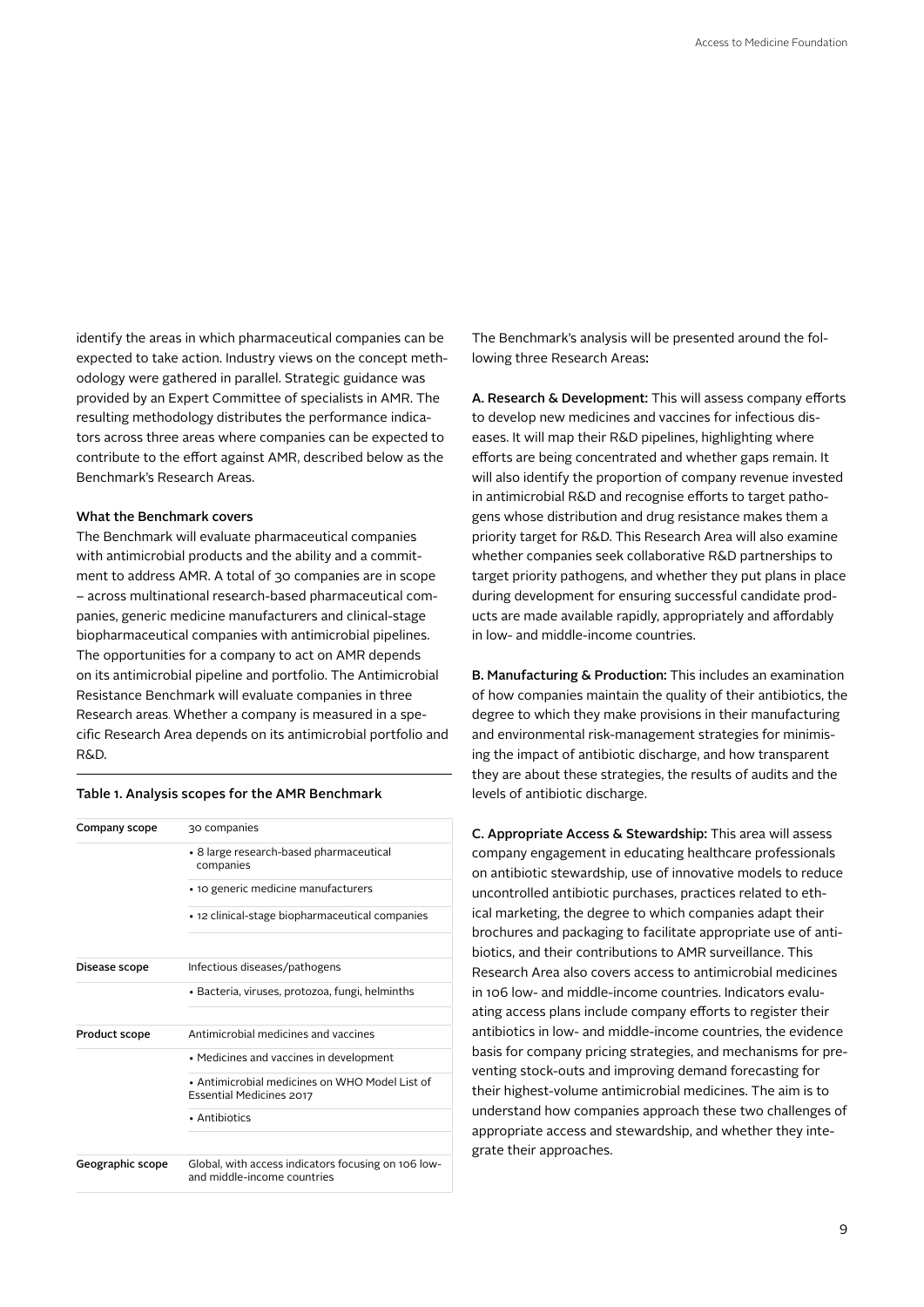identify the areas in which pharmaceutical companies can be expected to take action. Industry views on the concept methodology were gathered in parallel. Strategic guidance was provided by an Expert Committee of specialists in AMR. The resulting methodology distributes the performance indicators across three areas where companies can be expected to contribute to the effort against AMR, described below as the Benchmark's Research Areas.

### What the Benchmark covers

The Benchmark will evaluate pharmaceutical companies with antimicrobial products and the ability and a commitment to address AMR. A total of 30 companies are in scope – across multinational research-based pharmaceutical companies, generic medicine manufacturers and clinical-stage biopharmaceutical companies with antimicrobial pipelines. The opportunities for a company to act on AMR depends on its antimicrobial pipeline and portfolio. The Antimicrobial Resistance Benchmark will evaluate companies in three Research areas. Whether a company is measured in a specific Research Area depends on its antimicrobial portfolio and R&D.

**Table 1. Analysis scopes for the AMR Benchmark**

| | |
|---|---|
| **Company scope** | 30 companies |
| | • 8 large research-based pharmaceutical companies |
| | • 10 generic medicine manufacturers |
| | • 12 clinical-stage biopharmaceutical companies |
| **Disease scope** | Infectious diseases/pathogens |
| | • Bacteria, viruses, protozoa, fungi, helminths |
| **Product scope** | Antimicrobial medicines and vaccines |
| | • Medicines and vaccines in development |
| | • Antimicrobial medicines on WHO Model List of Essential Medicines 2017 |
| | • Antibiotics |
| **Geographic scope** | Global, with access indicators focusing on 106 low- and middle-income countries |

The Benchmark's analysis will be presented around the following three Research Areas:

**A. Research & Development:** This will assess company efforts to develop new medicines and vaccines for infectious diseases. It will map their R&D pipelines, highlighting where efforts are being concentrated and whether gaps remain. It will also identify the proportion of company revenue invested in antimicrobial R&D and recognise efforts to target pathogens whose distribution and drug resistance makes them a priority target for R&D. This Research Area will also examine whether companies seek collaborative R&D partnerships to target priority pathogens, and whether they put plans in place during development for ensuring successful candidate products are made available rapidly, appropriately and affordably in low- and middle-income countries.

**B. Manufacturing & Production:** This includes an examination of how companies maintain the quality of their antibiotics, the degree to which they make provisions in their manufacturing and environmental risk-management strategies for minimising the impact of antibiotic discharge, and how transparent they are about these strategies, the results of audits and the levels of antibiotic discharge.

**C. Appropriate Access & Stewardship:** This area will assess company engagement in educating healthcare professionals on antibiotic stewardship, use of innovative models to reduce uncontrolled antibiotic purchases, practices related to ethical marketing, the degree to which companies adapt their brochures and packaging to facilitate appropriate use of antibiotics, and their contributions to AMR surveillance. This Research Area also covers access to antimicrobial medicines in 106 low- and middle-income countries. Indicators evaluating access plans include company efforts to register their antibiotics in low- and middle-income countries, the evidence basis for company pricing strategies, and mechanisms for preventing stock-outs and improving demand forecasting for their highest-volume antimicrobial medicines. The aim is to understand how companies approach these two challenges of appropriate access and stewardship, and whether they integrate their approaches.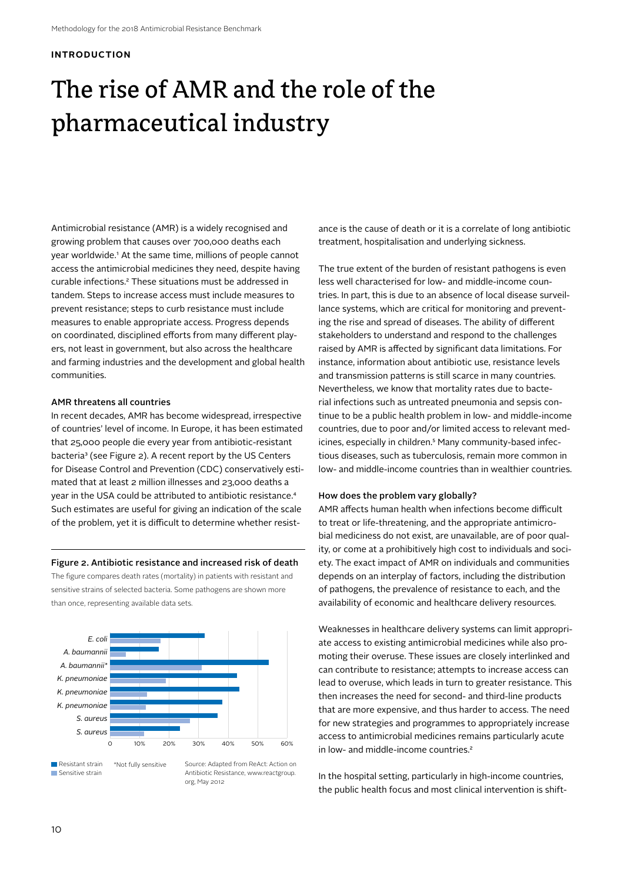**INTRODUCTION**

# The rise of AMR and the role of the pharmaceutical industry

Antimicrobial resistance (AMR) is a widely recognised and growing problem that causes over 700,000 deaths each year worldwide.[1] At the same time, millions of people cannot access the antimicrobial medicines they need, despite having curable infections.[2] These situations must be addressed in tandem. Steps to increase access must include measures to prevent resistance; steps to curb resistance must include measures to enable appropriate access. Progress depends on coordinated, disciplined efforts from many different players, not least in government, but also across the healthcare and farming industries and the development and global health communities.

### AMR threatens all countries

In recent decades, AMR has become widespread, irrespective of countries' level of income. In Europe, it has been estimated that 25,000 people die every year from antibiotic-resistant bacteria[3] (see Figure 2). A recent report by the US Centers for Disease Control and Prevention (CDC) conservatively estimated that at least 2 million illnesses and 23,000 deaths a year in the USA could be attributed to antibiotic resistance.[4] Such estimates are useful for giving an indication of the scale of the problem, yet it is difficult to determine whether resistance is the cause of death or it is a correlate of long antibiotic treatment, hospitalisation and underlying sickness.

The true extent of the burden of resistant pathogens is even less well characterised for low- and middle-income countries. In part, this is due to an absence of local disease surveillance systems, which are critical for monitoring and preventing the rise and spread of diseases. The ability of different stakeholders to understand and respond to the challenges raised by AMR is affected by significant data limitations. For instance, information about antibiotic use, resistance levels and transmission patterns is still scarce in many countries. Nevertheless, we know that mortality rates due to bacterial infections such as untreated pneumonia and sepsis continue to be a public health problem in low- and middle-income countries, due to poor and/or limited access to relevant medicines, especially in children.[5] Many community-based infectious diseases, such as tuberculosis, remain more common in low- and middle-income countries than in wealthier countries.

**Figure 2. Antibiotic resistance and increased risk of death**

The figure compares death rates (mortality) in patients with resistant and sensitive strains of selected bacteria. Some pathogens are shown more than once, representing available data sets.

| Pathogen | Resistant strain | Sensitive strain |
|---|---|---|
| *E. coli* | ~32% | ~17% |
| *A. baumannii* | ~16% | ~5% |
| *A. baumannii** | ~54% | ~31% |
| *K. pneumoniae* | ~43% | ~19% |
| *K. pneumoniae* | ~44% | ~12% |
| *K. pneumoniae* | ~38% | ~12% |
| *S. aureus* | ~36% | ~27% |
| *S. aureus* | ~24% | ~11% |

*Not fully sensitive

Source: Adapted from ReAct: Action on Antibiotic Resistance, www.reactgroup.org, May 2012

### How does the problem vary globally?

AMR affects human health when infections become difficult to treat or life-threatening, and the appropriate antimicrobial medicines do not exist, are unavailable, are of poor quality, or come at a prohibitively high cost to individuals and society. The exact impact of AMR on individuals and communities depends on an interplay of factors, including the distribution of pathogens, the prevalence of resistance to each, and the availability of economic and healthcare delivery resources.

Weaknesses in healthcare delivery systems can limit appropriate access to existing antimicrobial medicines while also promoting their overuse. These issues are closely interlinked and can contribute to resistance; attempts to increase access can lead to overuse, which leads in turn to greater resistance. This then increases the need for second- and third-line products that are more expensive, and thus harder to access. The need for new strategies and programmes to appropriately increase access to antimicrobial medicines remains particularly acute in low- and middle-income countries.[2]

In the hospital setting, particularly in high-income countries, the public health focus and most clinical intervention is shift-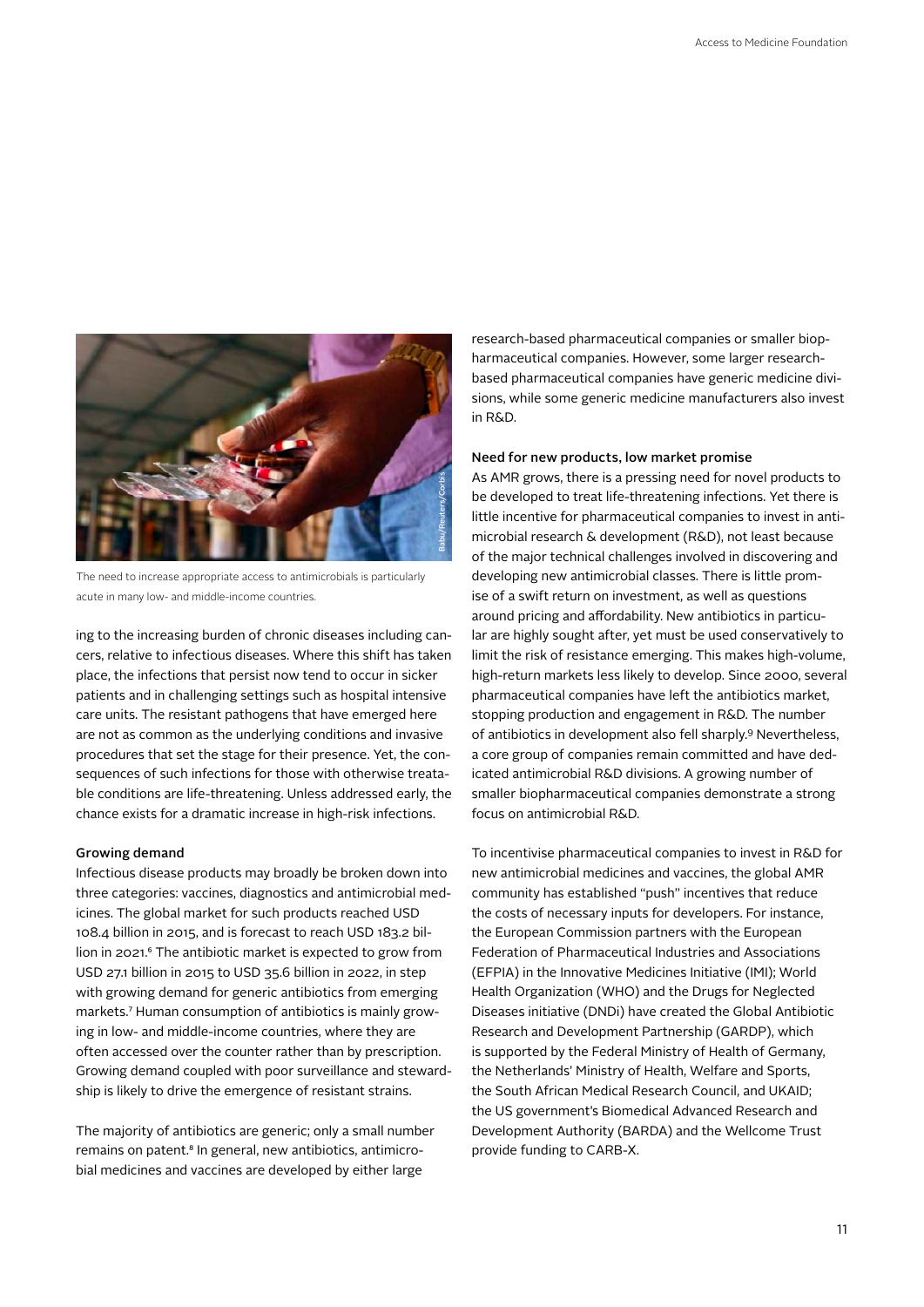The need to increase appropriate access to antimicrobials is particularly acute in many low- and middle-income countries.

ing to the increasing burden of chronic diseases including cancers, relative to infectious diseases. Where this shift has taken place, the infections that persist now tend to occur in sicker patients and in challenging settings such as hospital intensive care units. The resistant pathogens that have emerged here are not as common as the underlying conditions and invasive procedures that set the stage for their presence. Yet, the consequences of such infections for those with otherwise treatable conditions are life-threatening. Unless addressed early, the chance exists for a dramatic increase in high-risk infections.

#### Growing demand

Infectious disease products may broadly be broken down into three categories: vaccines, diagnostics and antimicrobial medicines. The global market for such products reached USD 108.4 billion in 2015, and is forecast to reach USD 183.2 billion in 2021.[6] The antibiotic market is expected to grow from USD 27.1 billion in 2015 to USD 35.6 billion in 2022, in step with growing demand for generic antibiotics from emerging markets.[7] Human consumption of antibiotics is mainly growing in low- and middle-income countries, where they are often accessed over the counter rather than by prescription. Growing demand coupled with poor surveillance and stewardship is likely to drive the emergence of resistant strains.

The majority of antibiotics are generic; only a small number remains on patent.[8] In general, new antibiotics, antimicrobial medicines and vaccines are developed by either large research-based pharmaceutical companies or smaller biopharmaceutical companies. However, some larger research-based pharmaceutical companies have generic medicine divisions, while some generic medicine manufacturers also invest in R&D.

#### Need for new products, low market promise

As AMR grows, there is a pressing need for novel products to be developed to treat life-threatening infections. Yet there is little incentive for pharmaceutical companies to invest in antimicrobial research & development (R&D), not least because of the major technical challenges involved in discovering and developing new antimicrobial classes. There is little promise of a swift return on investment, as well as questions around pricing and affordability. New antibiotics in particular are highly sought after, yet must be used conservatively to limit the risk of resistance emerging. This makes high-volume, high-return markets less likely to develop. Since 2000, several pharmaceutical companies have left the antibiotics market, stopping production and engagement in R&D. The number of antibiotics in development also fell sharply.[9] Nevertheless, a core group of companies remain committed and have dedicated antimicrobial R&D divisions. A growing number of smaller biopharmaceutical companies demonstrate a strong focus on antimicrobial R&D.

To incentivise pharmaceutical companies to invest in R&D for new antimicrobial medicines and vaccines, the global AMR community has established "push" incentives that reduce the costs of necessary inputs for developers. For instance, the European Commission partners with the European Federation of Pharmaceutical Industries and Associations (EFPIA) in the Innovative Medicines Initiative (IMI); World Health Organization (WHO) and the Drugs for Neglected Diseases initiative (DNDi) have created the Global Antibiotic Research and Development Partnership (GARDP), which is supported by the Federal Ministry of Health of Germany, the Netherlands' Ministry of Health, Welfare and Sports, the South African Medical Research Council, and UKAID; the US government's Biomedical Advanced Research and Development Authority (BARDA) and the Wellcome Trust provide funding to CARB-X.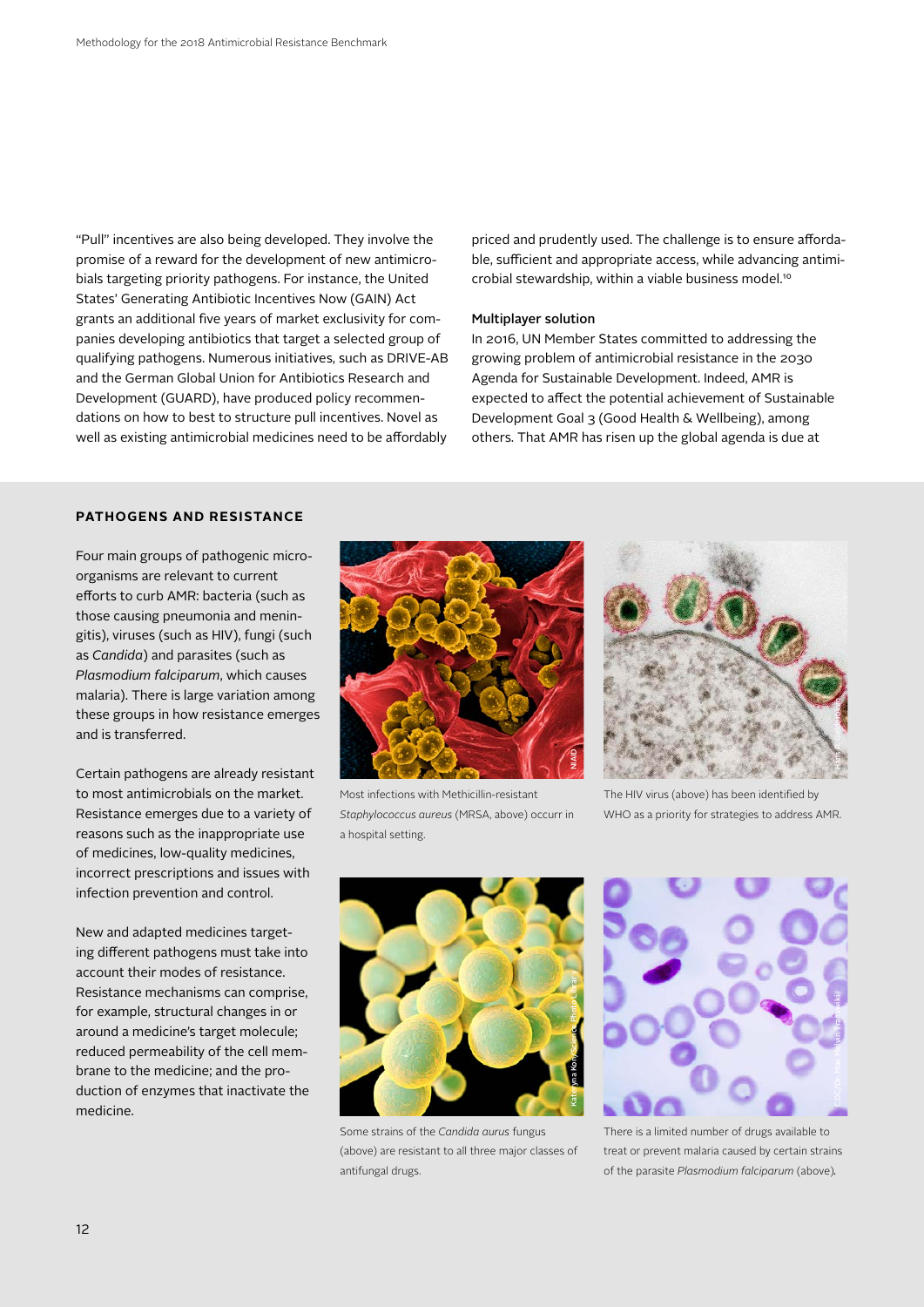"Pull" incentives are also being developed. They involve the promise of a reward for the development of new antimicrobials targeting priority pathogens. For instance, the United States' Generating Antibiotic Incentives Now (GAIN) Act grants an additional five years of market exclusivity for companies developing antibiotics that target a selected group of qualifying pathogens. Numerous initiatives, such as DRIVE-AB and the German Global Union for Antibiotics Research and Development (GUARD), have produced policy recommendations on how to best to structure pull incentives. Novel as well as existing antimicrobial medicines need to be affordably priced and prudently used. The challenge is to ensure affordable, sufficient and appropriate access, while advancing antimicrobial stewardship, within a viable business model.[10]

**Multiplayer solution**

In 2016, UN Member States committed to addressing the growing problem of antimicrobial resistance in the 2030 Agenda for Sustainable Development. Indeed, AMR is expected to affect the potential achievement of Sustainable Development Goal 3 (Good Health & Wellbeing), among others. That AMR has risen up the global agenda is due at

## PATHOGENS AND RESISTANCE

Four main groups of pathogenic microorganisms are relevant to current efforts to curb AMR: bacteria (such as those causing pneumonia and meningitis), viruses (such as HIV), fungi (such as *Candida*) and parasites (such as *Plasmodium falciparum*, which causes malaria). There is large variation among these groups in how resistance emerges and is transferred.

Certain pathogens are already resistant to most antimicrobials on the market. Resistance emerges due to a variety of reasons such as the inappropriate use of medicines, low-quality medicines, incorrect prescriptions and issues with infection prevention and control.

New and adapted medicines targeting different pathogens must take into account their modes of resistance. Resistance mechanisms can comprise, for example, structural changes in or around a medicine's target molecule; reduced permeability of the cell membrane to the medicine; and the production of enzymes that inactivate the medicine.

Most infections with Methicillin-resistant *Staphylococcus aureus* (MRSA, above) occurr in a hospital setting.

The HIV virus (above) has been identified by WHO as a priority for strategies to address AMR.

Some strains of the *Candida aurus* fungus (above) are resistant to all three major classes of antifungal drugs.

There is a limited number of drugs available to treat or prevent malaria caused by certain strains of the parasite *Plasmodium falciparum* (above).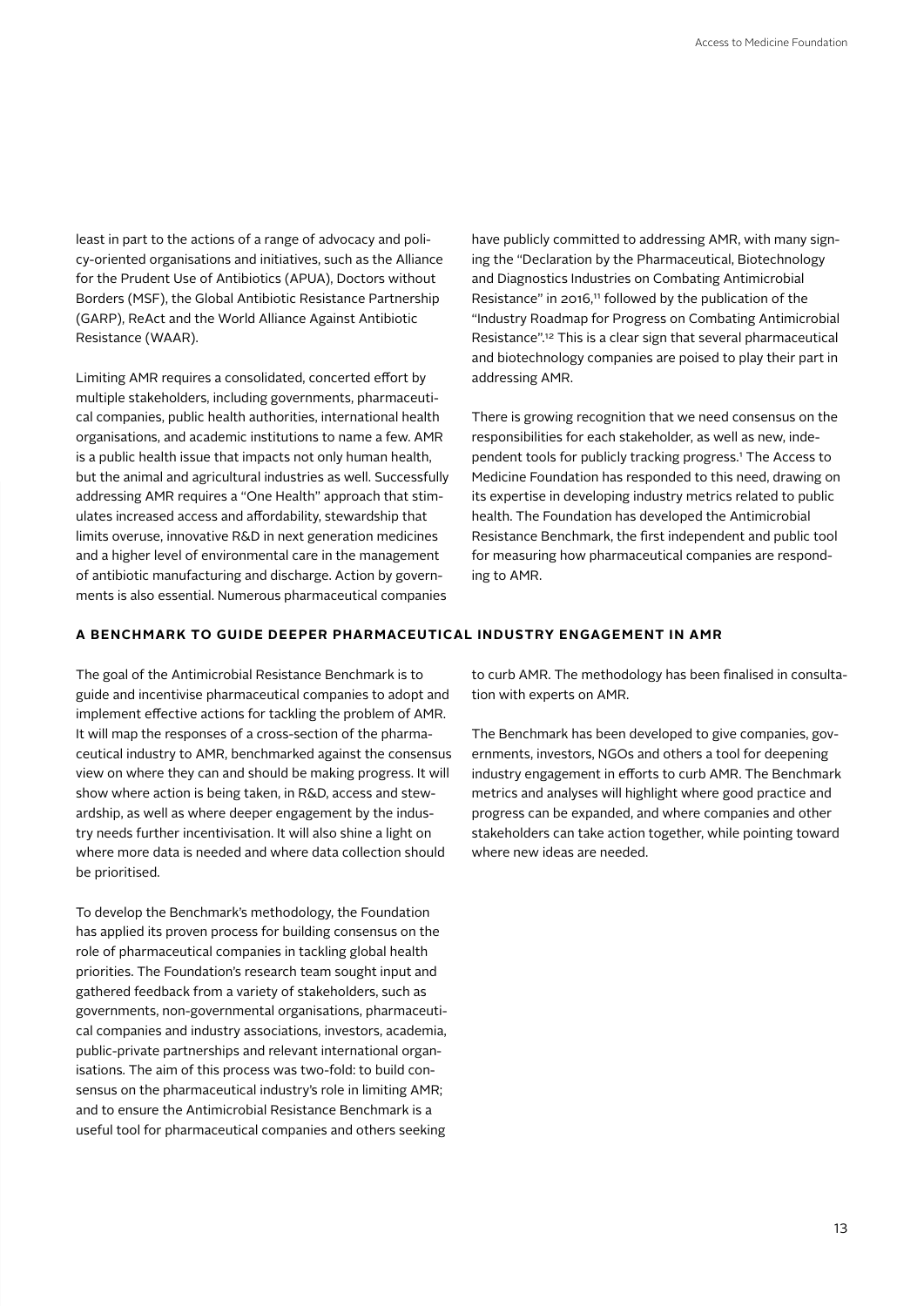least in part to the actions of a range of advocacy and policy-oriented organisations and initiatives, such as the Alliance for the Prudent Use of Antibiotics (APUA), Doctors without Borders (MSF), the Global Antibiotic Resistance Partnership (GARP), ReAct and the World Alliance Against Antibiotic Resistance (WAAR).

Limiting AMR requires a consolidated, concerted effort by multiple stakeholders, including governments, pharmaceutical companies, public health authorities, international health organisations, and academic institutions to name a few. AMR is a public health issue that impacts not only human health, but the animal and agricultural industries as well. Successfully addressing AMR requires a "One Health" approach that stimulates increased access and affordability, stewardship that limits overuse, innovative R&D in next generation medicines and a higher level of environmental care in the management of antibiotic manufacturing and discharge. Action by governments is also essential. Numerous pharmaceutical companies have publicly committed to addressing AMR, with many signing the "Declaration by the Pharmaceutical, Biotechnology and Diagnostics Industries on Combating Antimicrobial Resistance" in 2016,[11] followed by the publication of the "Industry Roadmap for Progress on Combating Antimicrobial Resistance".[12] This is a clear sign that several pharmaceutical and biotechnology companies are poised to play their part in addressing AMR.

There is growing recognition that we need consensus on the responsibilities for each stakeholder, as well as new, independent tools for publicly tracking progress.[1] The Access to Medicine Foundation has responded to this need, drawing on its expertise in developing industry metrics related to public health. The Foundation has developed the Antimicrobial Resistance Benchmark, the first independent and public tool for measuring how pharmaceutical companies are responding to AMR.

## A BENCHMARK TO GUIDE DEEPER PHARMACEUTICAL INDUSTRY ENGAGEMENT IN AMR

The goal of the Antimicrobial Resistance Benchmark is to guide and incentivise pharmaceutical companies to adopt and implement effective actions for tackling the problem of AMR. It will map the responses of a cross-section of the pharmaceutical industry to AMR, benchmarked against the consensus view on where they can and should be making progress. It will show where action is being taken, in R&D, access and stewardship, as well as where deeper engagement by the industry needs further incentivisation. It will also shine a light on where more data is needed and where data collection should be prioritised.

To develop the Benchmark's methodology, the Foundation has applied its proven process for building consensus on the role of pharmaceutical companies in tackling global health priorities. The Foundation's research team sought input and gathered feedback from a variety of stakeholders, such as governments, non-governmental organisations, pharmaceutical companies and industry associations, investors, academia, public-private partnerships and relevant international organisations. The aim of this process was two-fold: to build consensus on the pharmaceutical industry's role in limiting AMR; and to ensure the Antimicrobial Resistance Benchmark is a useful tool for pharmaceutical companies and others seeking to curb AMR. The methodology has been finalised in consultation with experts on AMR.

The Benchmark has been developed to give companies, governments, investors, NGOs and others a tool for deepening industry engagement in efforts to curb AMR. The Benchmark metrics and analyses will highlight where good practice and progress can be expanded, and where companies and other stakeholders can take action together, while pointing toward where new ideas are needed.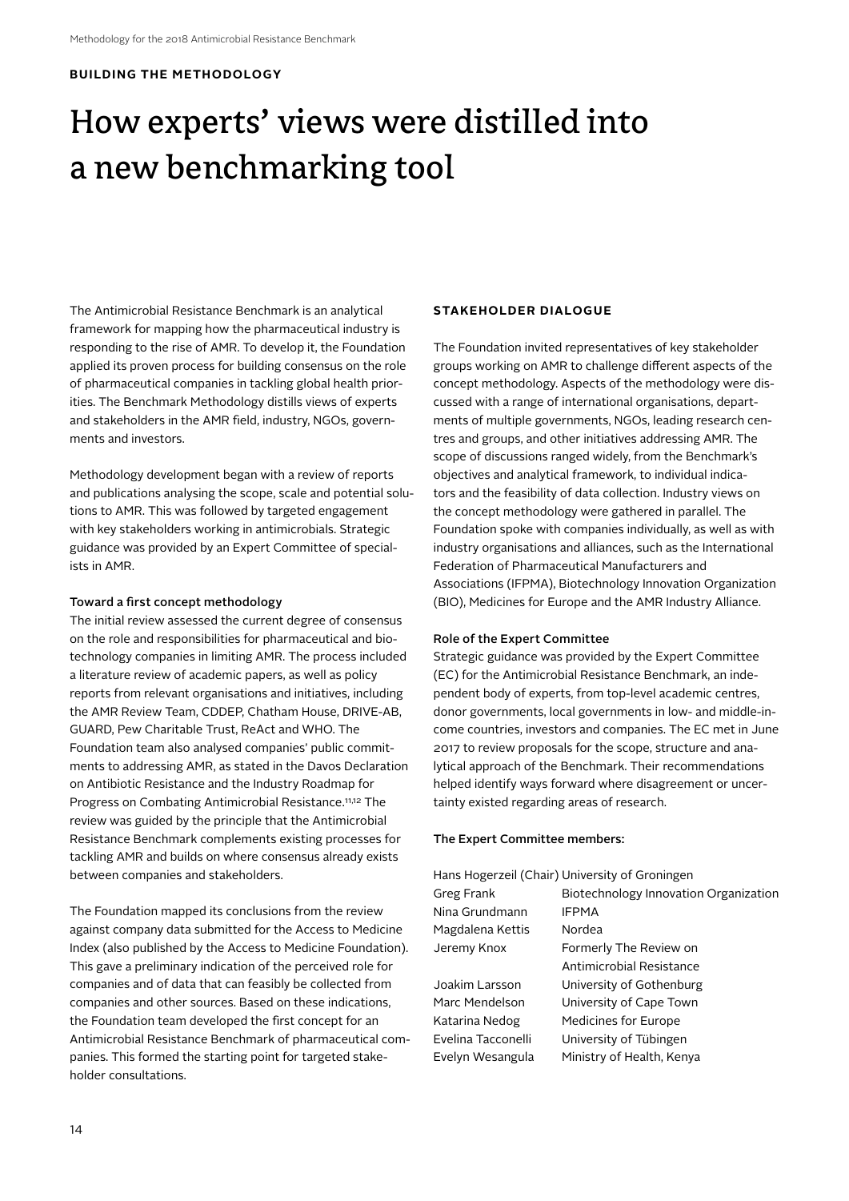**BUILDING THE METHODOLOGY**

# How experts' views were distilled into a new benchmarking tool

The Antimicrobial Resistance Benchmark is an analytical framework for mapping how the pharmaceutical industry is responding to the rise of AMR. To develop it, the Foundation applied its proven process for building consensus on the role of pharmaceutical companies in tackling global health priorities. The Benchmark Methodology distills views of experts and stakeholders in the AMR field, industry, NGOs, governments and investors.

Methodology development began with a review of reports and publications analysing the scope, scale and potential solutions to AMR. This was followed by targeted engagement with key stakeholders working in antimicrobials. Strategic guidance was provided by an Expert Committee of specialists in AMR.

### Toward a first concept methodology

The initial review assessed the current degree of consensus on the role and responsibilities for pharmaceutical and biotechnology companies in limiting AMR. The process included a literature review of academic papers, as well as policy reports from relevant organisations and initiatives, including the AMR Review Team, CDDEP, Chatham House, DRIVE-AB, GUARD, Pew Charitable Trust, ReAct and WHO. The Foundation team also analysed companies' public commitments to addressing AMR, as stated in the Davos Declaration on Antibiotic Resistance and the Industry Roadmap for Progress on Combating Antimicrobial Resistance.[11,12] The review was guided by the principle that the Antimicrobial Resistance Benchmark complements existing processes for tackling AMR and builds on where consensus already exists between companies and stakeholders.

The Foundation mapped its conclusions from the review against company data submitted for the Access to Medicine Index (also published by the Access to Medicine Foundation). This gave a preliminary indication of the perceived role for companies and of data that can feasibly be collected from companies and other sources. Based on these indications, the Foundation team developed the first concept for an Antimicrobial Resistance Benchmark of pharmaceutical companies. This formed the starting point for targeted stakeholder consultations.

**STAKEHOLDER DIALOGUE**

The Foundation invited representatives of key stakeholder groups working on AMR to challenge different aspects of the concept methodology. Aspects of the methodology were discussed with a range of international organisations, departments of multiple governments, NGOs, leading research centres and groups, and other initiatives addressing AMR. The scope of discussions ranged widely, from the Benchmark's objectives and analytical framework, to individual indicators and the feasibility of data collection. Industry views on the concept methodology were gathered in parallel. The Foundation spoke with companies individually, as well as with industry organisations and alliances, such as the International Federation of Pharmaceutical Manufacturers and Associations (IFPMA), Biotechnology Innovation Organization (BIO), Medicines for Europe and the AMR Industry Alliance.

### Role of the Expert Committee

Strategic guidance was provided by the Expert Committee (EC) for the Antimicrobial Resistance Benchmark, an independent body of experts, from top-level academic centres, donor governments, local governments in low- and middle-income countries, investors and companies. The EC met in June 2017 to review proposals for the scope, structure and analytical approach of the Benchmark. Their recommendations helped identify ways forward where disagreement or uncertainty existed regarding areas of research.

### The Expert Committee members:

| | |
|---|---|
| Hans Hogerzeil (Chair) | University of Groningen |
| Greg Frank | Biotechnology Innovation Organization |
| Nina Grundmann | IFPMA |
| Magdalena Kettis | Nordea |
| Jeremy Knox | Formerly The Review on Antimicrobial Resistance |
| Joakim Larsson | University of Gothenburg |
| Marc Mendelson | University of Cape Town |
| Katarina Nedog | Medicines for Europe |
| Evelina Tacconelli | University of Tübingen |
| Evelyn Wesangula | Ministry of Health, Kenya |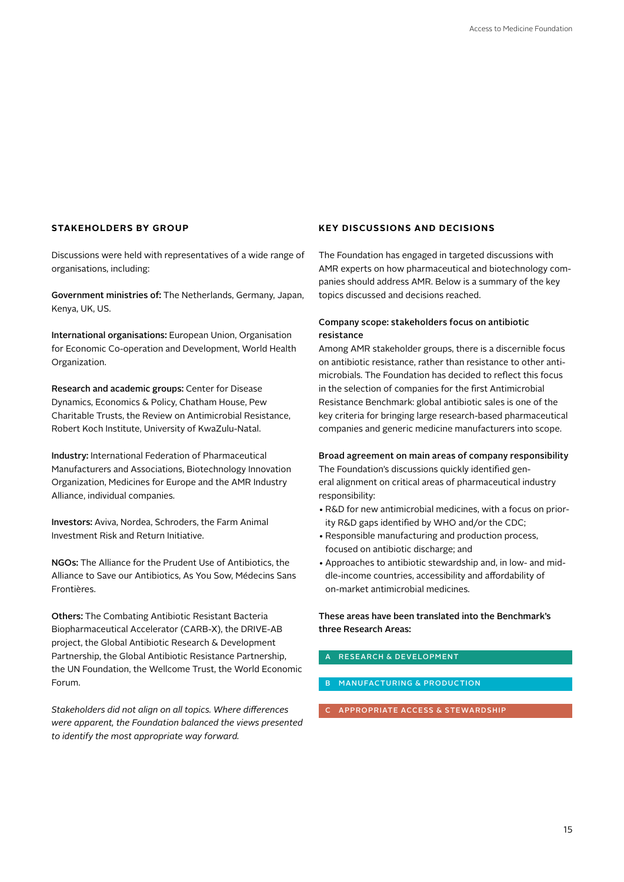## STAKEHOLDERS BY GROUP

Discussions were held with representatives of a wide range of organisations, including:

**Government ministries of:** The Netherlands, Germany, Japan, Kenya, UK, US.

**International organisations:** European Union, Organisation for Economic Co-operation and Development, World Health Organization.

**Research and academic groups:** Center for Disease Dynamics, Economics & Policy, Chatham House, Pew Charitable Trusts, the Review on Antimicrobial Resistance, Robert Koch Institute, University of KwaZulu-Natal.

**Industry:** International Federation of Pharmaceutical Manufacturers and Associations, Biotechnology Innovation Organization, Medicines for Europe and the AMR Industry Alliance, individual companies.

**Investors:** Aviva, Nordea, Schroders, the Farm Animal Investment Risk and Return Initiative.

**NGOs:** The Alliance for the Prudent Use of Antibiotics, the Alliance to Save our Antibiotics, As You Sow, Médecins Sans Frontières.

**Others:** The Combating Antibiotic Resistant Bacteria Biopharmaceutical Accelerator (CARB-X), the DRIVE-AB project, the Global Antibiotic Research & Development Partnership, the Global Antibiotic Resistance Partnership, the UN Foundation, the Wellcome Trust, the World Economic Forum.

*Stakeholders did not align on all topics. Where differences were apparent, the Foundation balanced the views presented to identify the most appropriate way forward.*

## KEY DISCUSSIONS AND DECISIONS

The Foundation has engaged in targeted discussions with AMR experts on how pharmaceutical and biotechnology companies should address AMR. Below is a summary of the key topics discussed and decisions reached.

**Company scope: stakeholders focus on antibiotic resistance**
Among AMR stakeholder groups, there is a discernible focus on antibiotic resistance, rather than resistance to other antimicrobials. The Foundation has decided to reflect this focus in the selection of companies for the first Antimicrobial Resistance Benchmark: global antibiotic sales is one of the key criteria for bringing large research-based pharmaceutical companies and generic medicine manufacturers into scope.

**Broad agreement on main areas of company responsibility**
The Foundation's discussions quickly identified general alignment on critical areas of pharmaceutical industry responsibility:

- R&D for new antimicrobial medicines, with a focus on priority R&D gaps identified by WHO and/or the CDC;
- Responsible manufacturing and production process, focused on antibiotic discharge; and
- Approaches to antibiotic stewardship and, in low- and middle-income countries, accessibility and affordability of on-market antimicrobial medicines.

**These areas have been translated into the Benchmark's three Research Areas:**

A RESEARCH & DEVELOPMENT

B MANUFACTURING & PRODUCTION

C APPROPRIATE ACCESS & STEWARDSHIP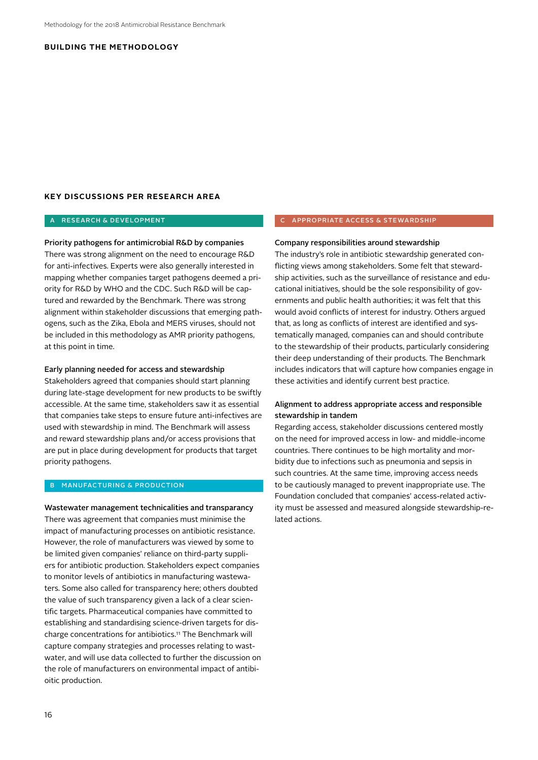## BUILDING THE METHODOLOGY

## KEY DISCUSSIONS PER RESEARCH AREA

### A RESEARCH & DEVELOPMENT

**Priority pathogens for antimicrobial R&D by companies**
There was strong alignment on the need to encourage R&D for anti-infectives. Experts were also generally interested in mapping whether companies target pathogens deemed a priority for R&D by WHO and the CDC. Such R&D will be captured and rewarded by the Benchmark. There was strong alignment within stakeholder discussions that emerging pathogens, such as the Zika, Ebola and MERS viruses, should not be included in this methodology as AMR priority pathogens, at this point in time.

**Early planning needed for access and stewardship**
Stakeholders agreed that companies should start planning during late-stage development for new products to be swiftly accessible. At the same time, stakeholders saw it as essential that companies take steps to ensure future anti-infectives are used with stewardship in mind. The Benchmark will assess and reward stewardship plans and/or access provisions that are put in place during development for products that target priority pathogens.

### B MANUFACTURING & PRODUCTION

**Wastewater management technicalities and transparancy**
There was agreement that companies must minimise the impact of manufacturing processes on antibiotic resistance. However, the role of manufacturers was viewed by some to be limited given companies' reliance on third-party suppliers for antibiotic production. Stakeholders expect companies to monitor levels of antibiotics in manufacturing wastewaters. Some also called for transparency here; others doubted the value of such transparency given a lack of a clear scientific targets. Pharmaceutical companies have committed to establishing and standardising science-driven targets for discharge concentrations for antibiotics.[11] The Benchmark will capture company strategies and processes relating to wastwater, and will use data collected to further the discussion on the role of manufacturers on environmental impact of antibioitic production.

### C APPROPRIATE ACCESS & STEWARDSHIP

**Company responsibilities around stewardship**
The industry's role in antibiotic stewardship generated conflicting views among stakeholders. Some felt that stewardship activities, such as the surveillance of resistance and educational initiatives, should be the sole responsibility of governments and public health authorities; it was felt that this would avoid conflicts of interest for industry. Others argued that, as long as conflicts of interest are identified and systematically managed, companies can and should contribute to the stewardship of their products, particularly considering their deep understanding of their products. The Benchmark includes indicators that will capture how companies engage in these activities and identify current best practice.

**Alignment to address appropriate access and responsible stewardship in tandem**
Regarding access, stakeholder discussions centered mostly on the need for improved access in low- and middle-income countries. There continues to be high mortality and morbidity due to infections such as pneumonia and sepsis in such countries. At the same time, improving access needs to be cautiously managed to prevent inappropriate use. The Foundation concluded that companies' access-related activity must be assessed and measured alongside stewardship-related actions.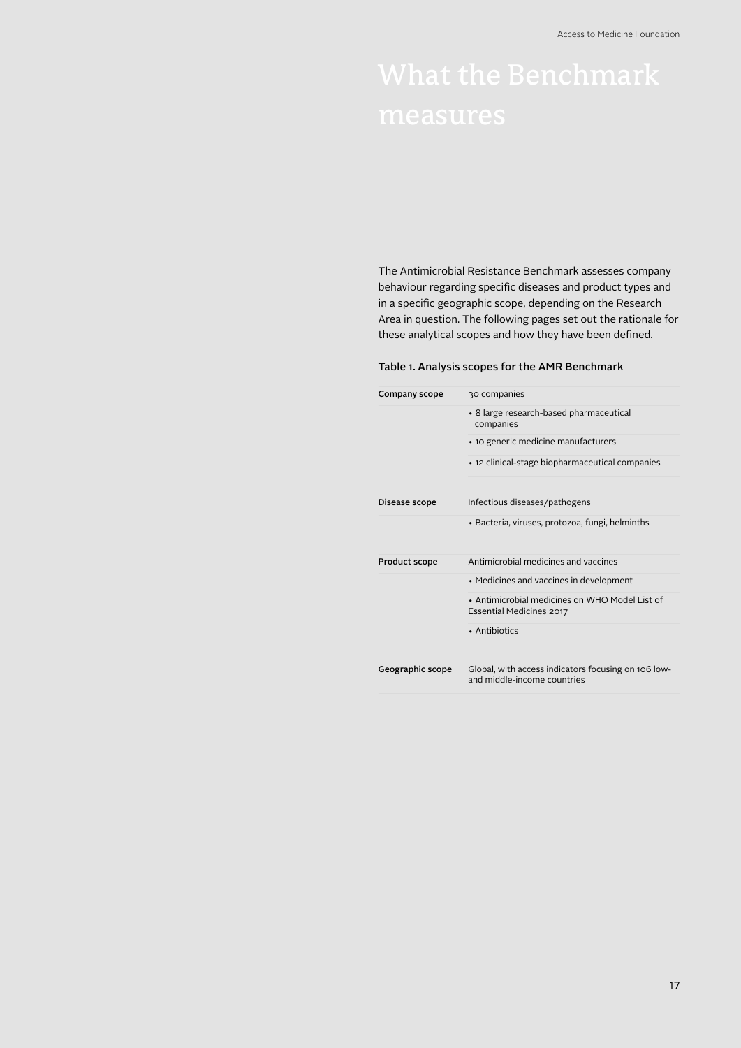# What the Benchmark measures

The Antimicrobial Resistance Benchmark assesses company behaviour regarding specific diseases and product types and in a specific geographic scope, depending on the Research Area in question. The following pages set out the rationale for these analytical scopes and how they have been defined.

**Table 1. Analysis scopes for the AMR Benchmark**

| | |
|---|---|
| **Company scope** | 30 companies |
| | • 8 large research-based pharmaceutical companies |
| | • 10 generic medicine manufacturers |
| | • 12 clinical-stage biopharmaceutical companies |
| **Disease scope** | Infectious diseases/pathogens |
| | • Bacteria, viruses, protozoa, fungi, helminths |
| **Product scope** | Antimicrobial medicines and vaccines |
| | • Medicines and vaccines in development |
| | • Antimicrobial medicines on WHO Model List of Essential Medicines 2017 |
| | • Antibiotics |
| **Geographic scope** | Global, with access indicators focusing on 106 low- and middle-income countries |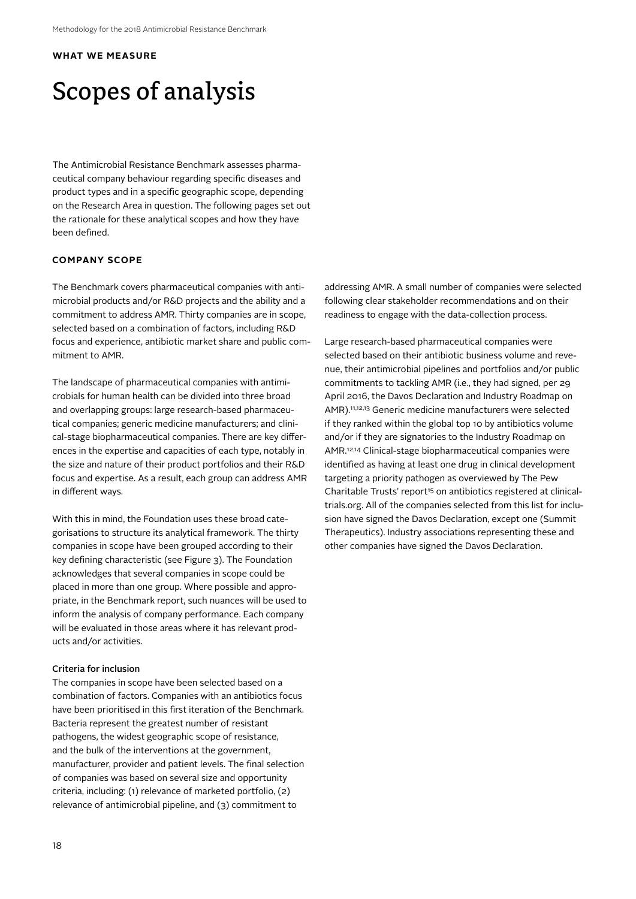**WHAT WE MEASURE**

# Scopes of analysis

The Antimicrobial Resistance Benchmark assesses pharmaceutical company behaviour regarding specific diseases and product types and in a specific geographic scope, depending on the Research Area in question. The following pages set out the rationale for these analytical scopes and how they have been defined.

## COMPANY SCOPE

The Benchmark covers pharmaceutical companies with antimicrobial products and/or R&D projects and the ability and a commitment to address AMR. Thirty companies are in scope, selected based on a combination of factors, including R&D focus and experience, antibiotic market share and public commitment to AMR.

The landscape of pharmaceutical companies with antimicrobials for human health can be divided into three broad and overlapping groups: large research-based pharmaceutical companies; generic medicine manufacturers; and clinical-stage biopharmaceutical companies. There are key differences in the expertise and capacities of each type, notably in the size and nature of their product portfolios and their R&D focus and expertise. As a result, each group can address AMR in different ways.

With this in mind, the Foundation uses these broad categorisations to structure its analytical framework. The thirty companies in scope have been grouped according to their key defining characteristic (see Figure 3). The Foundation acknowledges that several companies in scope could be placed in more than one group. Where possible and appropriate, in the Benchmark report, such nuances will be used to inform the analysis of company performance. Each company will be evaluated in those areas where it has relevant products and/or activities.

### Criteria for inclusion

The companies in scope have been selected based on a combination of factors. Companies with an antibiotics focus have been prioritised in this first iteration of the Benchmark. Bacteria represent the greatest number of resistant pathogens, the widest geographic scope of resistance, and the bulk of the interventions at the government, manufacturer, provider and patient levels. The final selection of companies was based on several size and opportunity criteria, including: (1) relevance of marketed portfolio, (2) relevance of antimicrobial pipeline, and (3) commitment to addressing AMR. A small number of companies were selected following clear stakeholder recommendations and on their readiness to engage with the data-collection process.

Large research-based pharmaceutical companies were selected based on their antibiotic business volume and revenue, their antimicrobial pipelines and portfolios and/or public commitments to tackling AMR (i.e., they had signed, per 29 April 2016, the Davos Declaration and Industry Roadmap on AMR).[11,12,13] Generic medicine manufacturers were selected if they ranked within the global top 10 by antibiotics volume and/or if they are signatories to the Industry Roadmap on AMR.[12,14] Clinical-stage biopharmaceutical companies were identified as having at least one drug in clinical development targeting a priority pathogen as overviewed by The Pew Charitable Trusts' report[15] on antibiotics registered at clinicaltrials.org. All of the companies selected from this list for inclusion have signed the Davos Declaration, except one (Summit Therapeutics). Industry associations representing these and other companies have signed the Davos Declaration.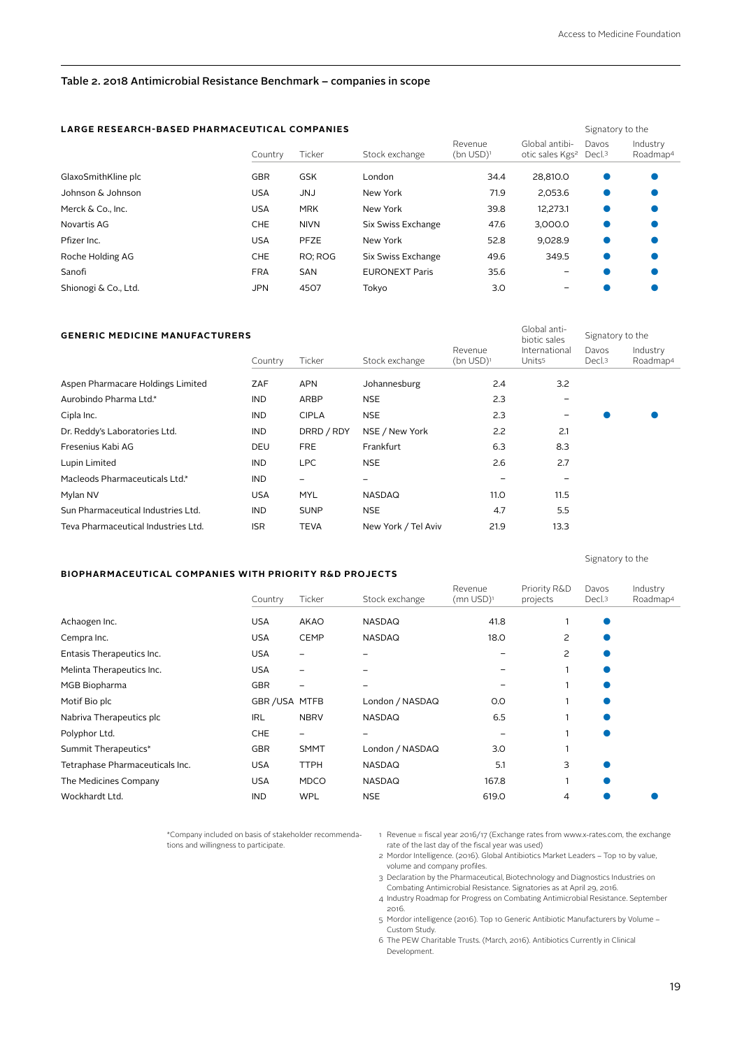### Table 2. 2018 Antimicrobial Resistance Benchmark – companies in scope

**LARGE RESEARCH-BASED PHARMACEUTICAL COMPANIES**

| | Country | Ticker | Stock exchange | Revenue (bn USD)[1] | Global antibiotic sales Kgs[2] | Signatory to the Davos Decl.[3] | Signatory to the Industry Roadmap[4] |
|---|---|---|---|---|---|---|---|
| GlaxoSmithKline plc | GBR | GSK | London | 34.4 | 28,810.0 | ● | ● |
| Johnson & Johnson | USA | JNJ | New York | 71.9 | 2,053.6 | ● | ● |
| Merck & Co., Inc. | USA | MRK | New York | 39.8 | 12,273.1 | ● | ● |
| Novartis AG | CHE | NIVN | Six Swiss Exchange | 47.6 | 3,000.0 | ● | ● |
| Pfizer Inc. | USA | PFZE | New York | 52.8 | 9,028.9 | ● | ● |
| Roche Holding AG | CHE | RO; ROG | Six Swiss Exchange | 49.6 | 349.5 | ● | ● |
| Sanofi | FRA | SAN | EURONEXT Paris | 35.6 | – | ● | ● |
| Shionogi & Co., Ltd. | JPN | 4507 | Tokyo | 3.0 | – | ● | ● |

**GENERIC MEDICINE MANUFACTURERS**

| | Country | Ticker | Stock exchange | Revenue (bn USD)[1] | Global antibiotic sales International Units[5] | Signatory to the Davos Decl.[3] | Signatory to the Industry Roadmap[4] |
|---|---|---|---|---|---|---|---|
| Aspen Pharmacare Holdings Limited | ZAF | APN | Johannesburg | 2.4 | 3.2 | | |
| Aurobindo Pharma Ltd.* | IND | ARBP | NSE | 2.3 | – | | |
| Cipla Inc. | IND | CIPLA | NSE | 2.3 | – | ● | ● |
| Dr. Reddy's Laboratories Ltd. | IND | DRRD / RDY | NSE / New York | 2.2 | 2.1 | | |
| Fresenius Kabi AG | DEU | FRE | Frankfurt | 6.3 | 8.3 | | |
| Lupin Limited | IND | LPC | NSE | 2.6 | 2.7 | | |
| Macleods Pharmaceuticals Ltd.* | IND | – | – | – | – | | |
| Mylan NV | USA | MYL | NASDAQ | 11.0 | 11.5 | | |
| Sun Pharmaceutical Industries Ltd. | IND | SUNP | NSE | 4.7 | 5.5 | | |
| Teva Pharmaceutical Industries Ltd. | ISR | TEVA | New York / Tel Aviv | 21.9 | 13.3 | | |

**BIOPHARMACEUTICAL COMPANIES WITH PRIORITY R&D PROJECTS**

| | Country | Ticker | Stock exchange | Revenue (mn USD)[1] | Priority R&D projects | Signatory to the Davos Decl.[3] | Signatory to the Industry Roadmap[4] |
|---|---|---|---|---|---|---|---|
| Achaogen Inc. | USA | AKAO | NASDAQ | 41.8 | 1 | ● | |
| Cempra Inc. | USA | CEMP | NASDAQ | 18.0 | 2 | ● | |
| Entasis Therapeutics Inc. | USA | – | – | – | 2 | ● | |
| Melinta Therapeutics Inc. | USA | – | – | – | 1 | ● | |
| MGB Biopharma | GBR | – | – | – | 1 | ● | |
| Motif Bio plc | GBR /USA | MTFB | London / NASDAQ | 0.0 | 1 | ● | |
| Nabriva Therapeutics plc | IRL | NBRV | NASDAQ | 6.5 | 1 | ● | |
| Polyphor Ltd. | CHE | – | – | – | 1 | ● | |
| Summit Therapeutics* | GBR | SMMT | London / NASDAQ | 3.0 | 1 | | |
| Tetraphase Pharmaceuticals Inc. | USA | TTPH | NASDAQ | 5.1 | 3 | ● | |
| The Medicines Company | USA | MDCO | NASDAQ | 167.8 | 1 | ● | |
| Wockhardt Ltd. | IND | WPL | NSE | 619.0 | 4 | ● | ● |

*Company included on basis of stakeholder recommendations and willingness to participate.

1. Revenue = fiscal year 2016/17 (Exchange rates from www.x-rates.com, the exchange rate of the last day of the fiscal year was used)
2. Mordor Intelligence. (2016). Global Antibiotics Market Leaders – Top 10 by value, volume and company profiles.
3. Declaration by the Pharmaceutical, Biotechnology and Diagnostics Industries on Combating Antimicrobial Resistance. Signatories as at April 29, 2016.
4. Industry Roadmap for Progress on Combating Antimicrobial Resistance. September 2016.
5. Mordor intelligence (2016). Top 10 Generic Antibiotic Manufacturers by Volume – Custom Study.
6. The PEW Charitable Trusts. (March, 2016). Antibiotics Currently in Clinical Development.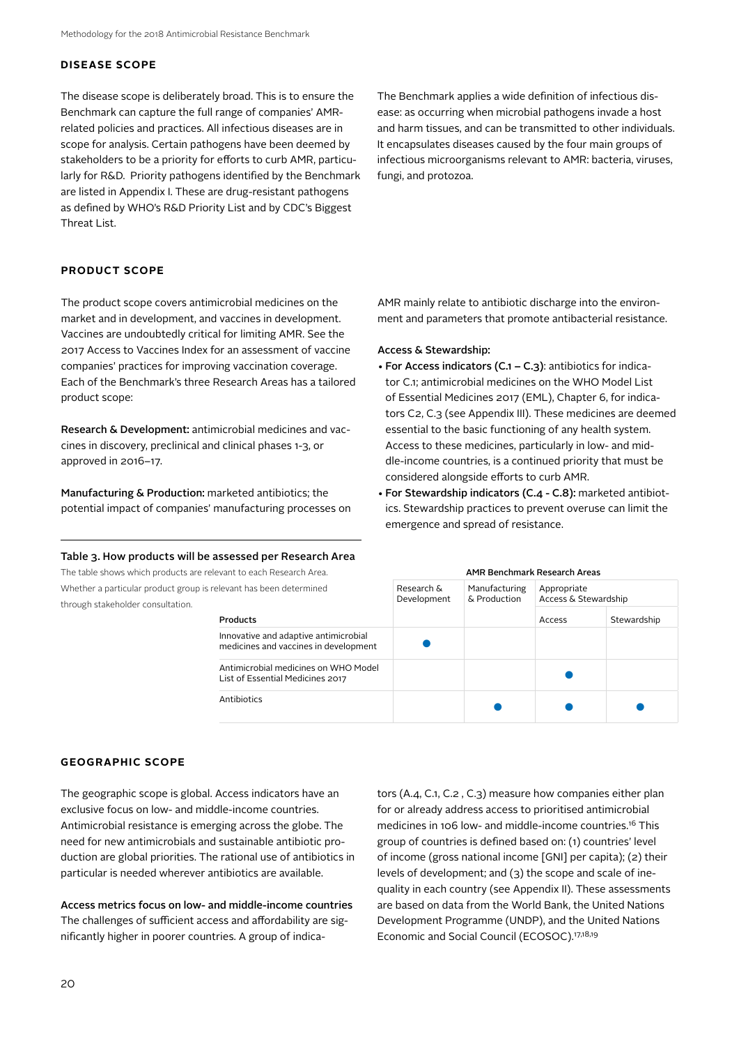## DISEASE SCOPE

The disease scope is deliberately broad. This is to ensure the Benchmark can capture the full range of companies' AMR-related policies and practices. All infectious diseases are in scope for analysis. Certain pathogens have been deemed by stakeholders to be a priority for efforts to curb AMR, particularly for R&D. Priority pathogens identified by the Benchmark are listed in Appendix I. These are drug-resistant pathogens as defined by WHO's R&D Priority List and by CDC's Biggest Threat List.

The Benchmark applies a wide definition of infectious disease: as occurring when microbial pathogens invade a host and harm tissues, and can be transmitted to other individuals. It encapsulates diseases caused by the four main groups of infectious microorganisms relevant to AMR: bacteria, viruses, fungi, and protozoa.

## PRODUCT SCOPE

The product scope covers antimicrobial medicines on the market and in development, and vaccines in development. Vaccines are undoubtedly critical for limiting AMR. See the 2017 Access to Vaccines Index for an assessment of vaccine companies' practices for improving vaccination coverage. Each of the Benchmark's three Research Areas has a tailored product scope:

**Research & Development:** antimicrobial medicines and vaccines in discovery, preclinical and clinical phases 1-3, or approved in 2016–17.

**Manufacturing & Production:** marketed antibiotics; the potential impact of companies' manufacturing processes on AMR mainly relate to antibiotic discharge into the environment and parameters that promote antibacterial resistance.

**Access & Stewardship:**

- **For Access indicators (C.1 – C.3)**: antibiotics for indicator C.1; antimicrobial medicines on the WHO Model List of Essential Medicines 2017 (EML), Chapter 6, for indicators C2, C.3 (see Appendix III). These medicines are deemed essential to the basic functioning of any health system. Access to these medicines, particularly in low- and middle-income countries, is a continued priority that must be considered alongside efforts to curb AMR.
- **For Stewardship indicators (C.4 - C.8):** marketed antibiotics. Stewardship practices to prevent overuse can limit the emergence and spread of resistance.

**Table 3. How products will be assessed per Research Area**

The table shows which products are relevant to each Research Area. Whether a particular product group is relevant has been determined through stakeholder consultation.

| | AMR Benchmark Research Areas | | | |
|---|---|---|---|---|
| | Research & Development | Manufacturing & Production | Appropriate Access & Stewardship | |
| **Products** | | | Access | Stewardship |
| Innovative and adaptive antimicrobial medicines and vaccines in development | ● | | | |
| Antimicrobial medicines on WHO Model List of Essential Medicines 2017 | | | ● | |
| Antibiotics | | ● | ● | ● |

## GEOGRAPHIC SCOPE

The geographic scope is global. Access indicators have an exclusive focus on low- and middle-income countries. Antimicrobial resistance is emerging across the globe. The need for new antimicrobials and sustainable antibiotic production are global priorities. The rational use of antibiotics in particular is needed wherever antibiotics are available.

**Access metrics focus on low- and middle-income countries**
The challenges of sufficient access and affordability are significantly higher in poorer countries. A group of indicators (A.4, C.1, C.2 , C.3) measure how companies either plan for or already address access to prioritised antimicrobial medicines in 106 low- and middle-income countries.[16] This group of countries is defined based on: (1) countries' level of income (gross national income [GNI] per capita); (2) their levels of development; and (3) the scope and scale of inequality in each country (see Appendix II). These assessments are based on data from the World Bank, the United Nations Development Programme (UNDP), and the United Nations Economic and Social Council (ECOSOC).[17,18,19]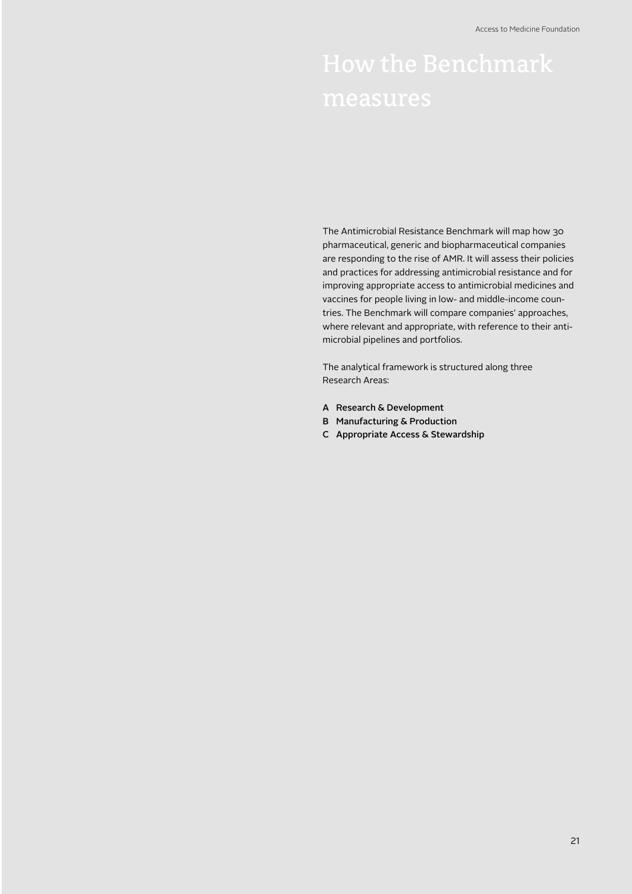# How the Benchmark measures

The Antimicrobial Resistance Benchmark will map how 30 pharmaceutical, generic and biopharmaceutical companies are responding to the rise of AMR. It will assess their policies and practices for addressing antimicrobial resistance and for improving appropriate access to antimicrobial medicines and vaccines for people living in low- and middle-income countries. The Benchmark will compare companies' approaches, where relevant and appropriate, with reference to their antimicrobial pipelines and portfolios.

The analytical framework is structured along three Research Areas:

- **A Research & Development**
- **B Manufacturing & Production**
- **C Appropriate Access & Stewardship**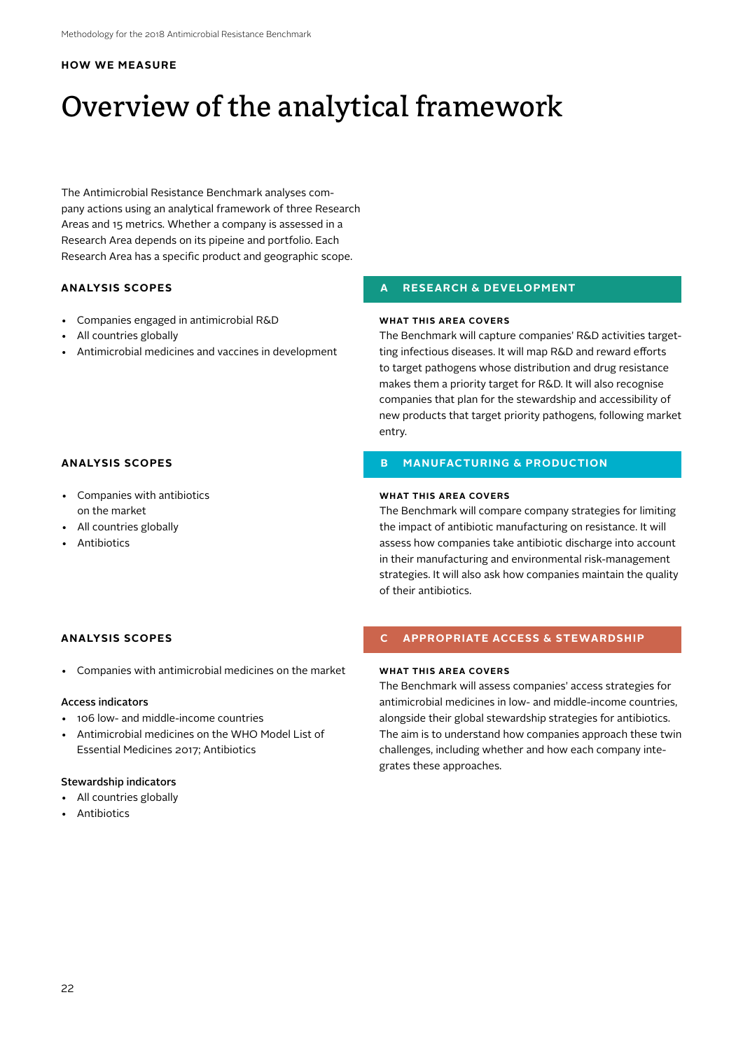HOW WE MEASURE

# Overview of the analytical framework

The Antimicrobial Resistance Benchmark analyses company actions using an analytical framework of three Research Areas and 15 metrics. Whether a company is assessed in a Research Area depends on its pipeine and portfolio. Each Research Area has a specific product and geographic scope.

## A RESEARCH & DEVELOPMENT

**ANALYSIS SCOPES**

- Companies engaged in antimicrobial R&D
- All countries globally
- Antimicrobial medicines and vaccines in development

**WHAT THIS AREA COVERS**

The Benchmark will capture companies' R&D activities targetting infectious diseases. It will map R&D and reward efforts to target pathogens whose distribution and drug resistance makes them a priority target for R&D. It will also recognise companies that plan for the stewardship and accessibility of new products that target priority pathogens, following market entry.

## B MANUFACTURING & PRODUCTION

**ANALYSIS SCOPES**

- Companies with antibiotics on the market
- All countries globally
- Antibiotics

**WHAT THIS AREA COVERS**

The Benchmark will compare company strategies for limiting the impact of antibiotic manufacturing on resistance. It will assess how companies take antibiotic discharge into account in their manufacturing and environmental risk-management strategies. It will also ask how companies maintain the quality of their antibiotics.

## C APPROPRIATE ACCESS & STEWARDSHIP

**ANALYSIS SCOPES**

- Companies with antimicrobial medicines on the market

**Access indicators**

- 106 low- and middle-income countries
- Antimicrobial medicines on the WHO Model List of Essential Medicines 2017; Antibiotics

**Stewardship indicators**

- All countries globally
- Antibiotics

**WHAT THIS AREA COVERS**

The Benchmark will assess companies' access strategies for antimicrobial medicines in low- and middle-income countries, alongside their global stewardship strategies for antibiotics. The aim is to understand how companies approach these twin challenges, including whether and how each company integrates these approaches.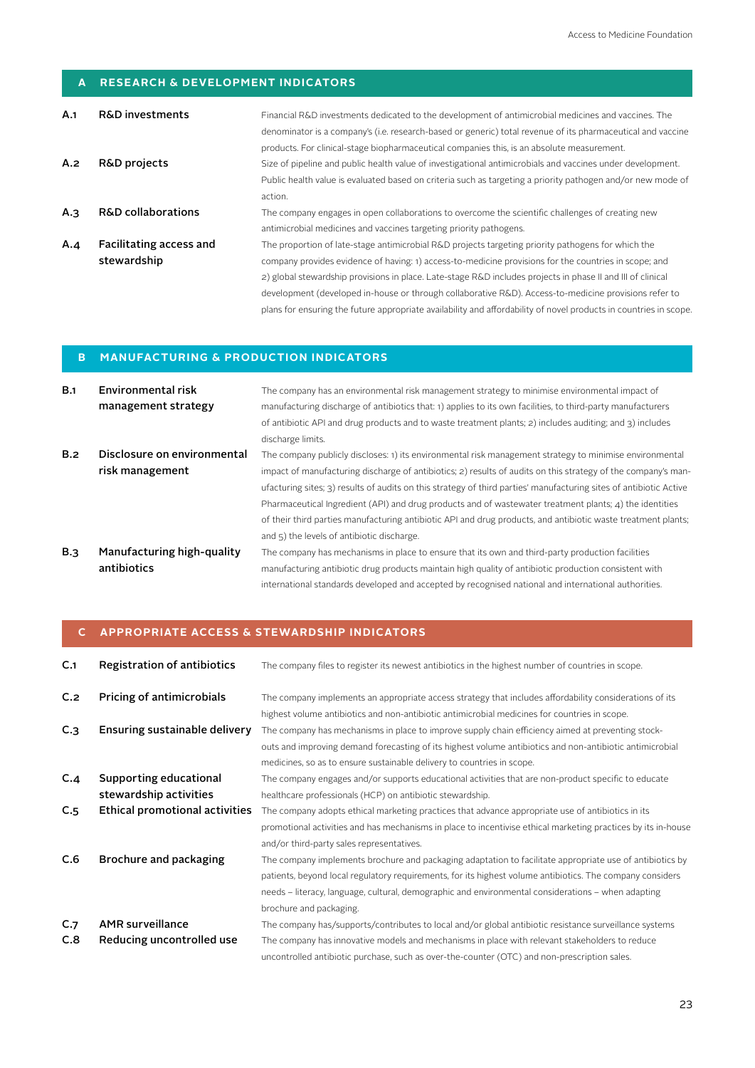## A RESEARCH & DEVELOPMENT INDICATORS

| | | |
|---|---|---|
| A.1 | **R&D investments** | Financial R&D investments dedicated to the development of antimicrobial medicines and vaccines. The denominator is a company's (i.e. research-based or generic) total revenue of its pharmaceutical and vaccine products. For clinical-stage biopharmaceutical companies this, is an absolute measurement. |
| A.2 | **R&D projects** | Size of pipeline and public health value of investigational antimicrobials and vaccines under development. Public health value is evaluated based on criteria such as targeting a priority pathogen and/or new mode of action. |
| A.3 | **R&D collaborations** | The company engages in open collaborations to overcome the scientific challenges of creating new antimicrobial medicines and vaccines targeting priority pathogens. |
| A.4 | **Facilitating access and stewardship** | The proportion of late-stage antimicrobial R&D projects targeting priority pathogens for which the company provides evidence of having: 1) access-to-medicine provisions for the countries in scope; and 2) global stewardship provisions in place. Late-stage R&D includes projects in phase II and III of clinical development (developed in-house or through collaborative R&D). Access-to-medicine provisions refer to plans for ensuring the future appropriate availability and affordability of novel products in countries in scope. |

## B MANUFACTURING & PRODUCTION INDICATORS

| | | |
|---|---|---|
| B.1 | **Environmental risk management strategy** | The company has an environmental risk management strategy to minimise environmental impact of manufacturing discharge of antibiotics that: 1) applies to its own facilities, to third-party manufacturers of antibiotic API and drug products and to waste treatment plants; 2) includes auditing; and 3) includes discharge limits. |
| B.2 | **Disclosure on environmental risk management** | The company publicly discloses: 1) its environmental risk management strategy to minimise environmental impact of manufacturing discharge of antibiotics; 2) results of audits on this strategy of the company's manufacturing sites; 3) results of audits on this strategy of third parties' manufacturing sites of antibiotic Active Pharmaceutical Ingredient (API) and drug products and of wastewater treatment plants; 4) the identities of their third parties manufacturing antibiotic API and drug products, and antibiotic waste treatment plants; and 5) the levels of antibiotic discharge. |
| B.3 | **Manufacturing high-quality antibiotics** | The company has mechanisms in place to ensure that its own and third-party production facilities manufacturing antibiotic drug products maintain high quality of antibiotic production consistent with international standards developed and accepted by recognised national and international authorities. |

## C APPROPRIATE ACCESS & STEWARDSHIP INDICATORS

| | | |
|---|---|---|
| C.1 | **Registration of antibiotics** | The company files to register its newest antibiotics in the highest number of countries in scope. |
| C.2 | **Pricing of antimicrobials** | The company implements an appropriate access strategy that includes affordability considerations of its highest volume antibiotics and non-antibiotic antimicrobial medicines for countries in scope. |
| C.3 | **Ensuring sustainable delivery** | The company has mechanisms in place to improve supply chain efficiency aimed at preventing stock-outs and improving demand forecasting of its highest volume antibiotics and non-antibiotic antimicrobial medicines, so as to ensure sustainable delivery to countries in scope. |
| C.4 | **Supporting educational stewardship activities** | The company engages and/or supports educational activities that are non-product specific to educate healthcare professionals (HCP) on antibiotic stewardship. |
| C.5 | **Ethical promotional activities** | The company adopts ethical marketing practices that advance appropriate use of antibiotics in its promotional activities and has mechanisms in place to incentivise ethical marketing practices by its in-house and/or third-party sales representatives. |
| C.6 | **Brochure and packaging** | The company implements brochure and packaging adaptation to facilitate appropriate use of antibiotics by patients, beyond local regulatory requirements, for its highest volume antibiotics. The company considers needs – literacy, language, cultural, demographic and environmental considerations – when adapting brochure and packaging. |
| C.7 | **AMR surveillance** | The company has/supports/contributes to local and/or global antibiotic resistance surveillance systems |
| C.8 | **Reducing uncontrolled use** | The company has innovative models and mechanisms in place with relevant stakeholders to reduce uncontrolled antibiotic purchase, such as over-the-counter (OTC) and non-prescription sales. |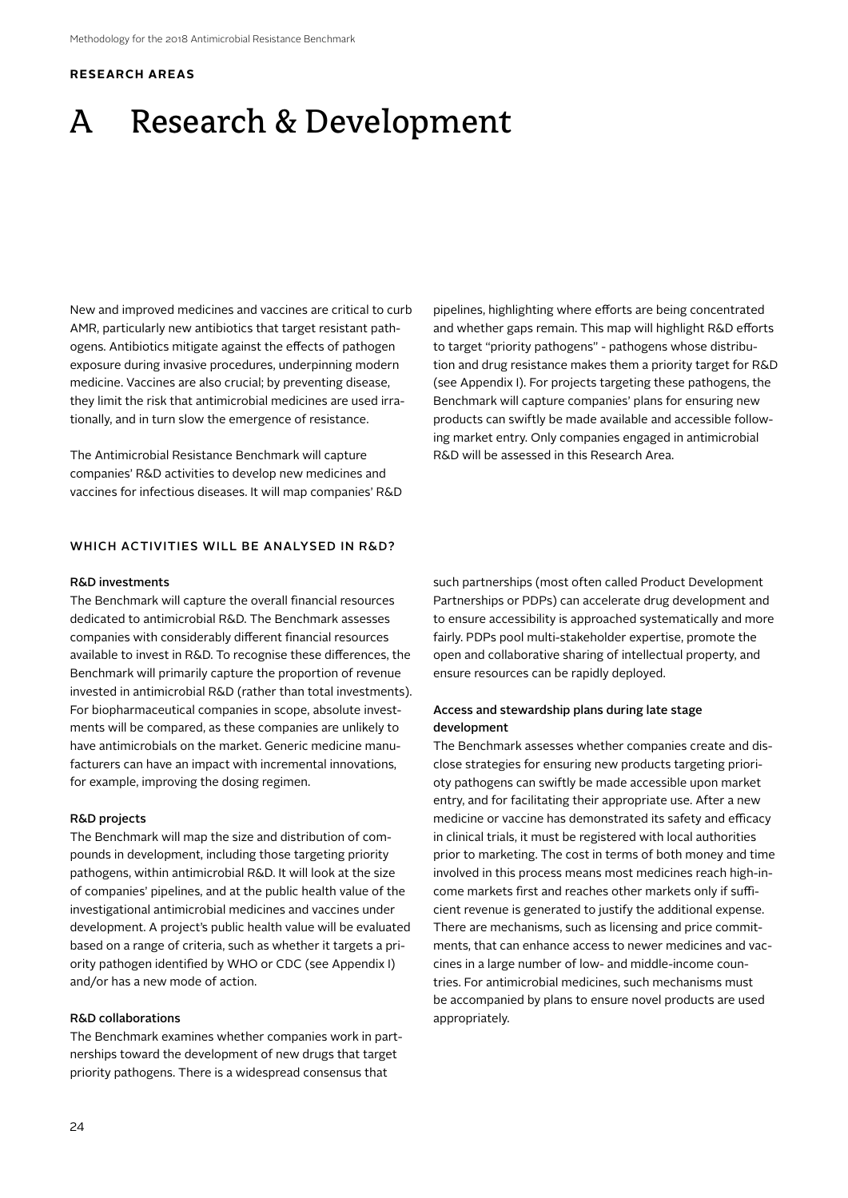**RESEARCH AREAS**

# A Research & Development

New and improved medicines and vaccines are critical to curb AMR, particularly new antibiotics that target resistant pathogens. Antibiotics mitigate against the effects of pathogen exposure during invasive procedures, underpinning modern medicine. Vaccines are also crucial; by preventing disease, they limit the risk that antimicrobial medicines are used irrationally, and in turn slow the emergence of resistance.

The Antimicrobial Resistance Benchmark will capture companies' R&D activities to develop new medicines and vaccines for infectious diseases. It will map companies' R&D pipelines, highlighting where efforts are being concentrated and whether gaps remain. This map will highlight R&D efforts to target "priority pathogens" - pathogens whose distribution and drug resistance makes them a priority target for R&D (see Appendix I). For projects targeting these pathogens, the Benchmark will capture companies' plans for ensuring new products can swiftly be made available and accessible following market entry. Only companies engaged in antimicrobial R&D will be assessed in this Research Area.

## WHICH ACTIVITIES WILL BE ANALYSED IN R&D?

### R&D investments

The Benchmark will capture the overall financial resources dedicated to antimicrobial R&D. The Benchmark assesses companies with considerably different financial resources available to invest in R&D. To recognise these differences, the Benchmark will primarily capture the proportion of revenue invested in antimicrobial R&D (rather than total investments). For biopharmaceutical companies in scope, absolute investments will be compared, as these companies are unlikely to have antimicrobials on the market. Generic medicine manufacturers can have an impact with incremental innovations, for example, improving the dosing regimen.

### R&D projects

The Benchmark will map the size and distribution of compounds in development, including those targeting priority pathogens, within antimicrobial R&D. It will look at the size of companies' pipelines, and at the public health value of the investigational antimicrobial medicines and vaccines under development. A project's public health value will be evaluated based on a range of criteria, such as whether it targets a priority pathogen identified by WHO or CDC (see Appendix I) and/or has a new mode of action.

### R&D collaborations

The Benchmark examines whether companies work in partnerships toward the development of new drugs that target priority pathogens. There is a widespread consensus that such partnerships (most often called Product Development Partnerships or PDPs) can accelerate drug development and to ensure accessibility is approached systematically and more fairly. PDPs pool multi-stakeholder expertise, promote the open and collaborative sharing of intellectual property, and ensure resources can be rapidly deployed.

### Access and stewardship plans during late stage development

The Benchmark assesses whether companies create and disclose strategies for ensuring new products targeting prioriоty pathogens can swiftly be made accessible upon market entry, and for facilitating their appropriate use. After a new medicine or vaccine has demonstrated its safety and efficacy in clinical trials, it must be registered with local authorities prior to marketing. The cost in terms of both money and time involved in this process means most medicines reach high-income markets first and reaches other markets only if sufficient revenue is generated to justify the additional expense. There are mechanisms, such as licensing and price commitments, that can enhance access to newer medicines and vaccines in a large number of low- and middle-income countries. For antimicrobial medicines, such mechanisms must be accompanied by plans to ensure novel products are used appropriately.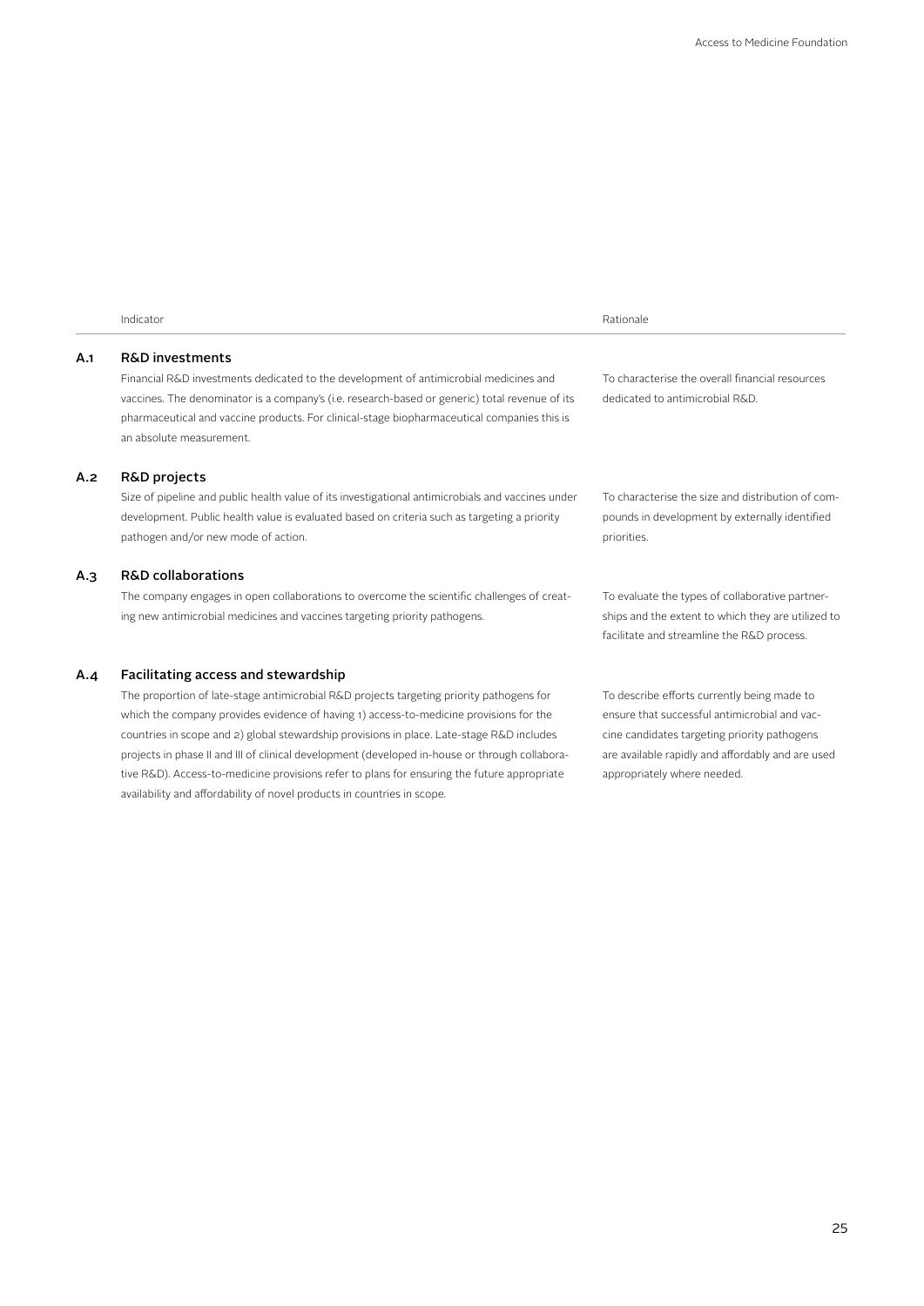| | Indicator | Rationale |
|---|---|---|
| A.1 | **R&D investments**<br>Financial R&D investments dedicated to the development of antimicrobial medicines and vaccines. The denominator is a company's (i.e. research-based or generic) total revenue of its pharmaceutical and vaccine products. For clinical-stage biopharmaceutical companies this is an absolute measurement. | To characterise the overall financial resources dedicated to antimicrobial R&D. |
| A.2 | **R&D projects**<br>Size of pipeline and public health value of its investigational antimicrobials and vaccines under development. Public health value is evaluated based on criteria such as targeting a priority pathogen and/or new mode of action. | To characterise the size and distribution of compounds in development by externally identified priorities. |
| A.3 | **R&D collaborations**<br>The company engages in open collaborations to overcome the scientific challenges of creating new antimicrobial medicines and vaccines targeting priority pathogens. | To evaluate the types of collaborative partnerships and the extent to which they are utilized to facilitate and streamline the R&D process. |
| A.4 | **Facilitating access and stewardship**<br>The proportion of late-stage antimicrobial R&D projects targeting priority pathogens for which the company provides evidence of having 1) access-to-medicine provisions for the countries in scope and 2) global stewardship provisions in place. Late-stage R&D includes projects in phase II and III of clinical development (developed in-house or through collaborative R&D). Access-to-medicine provisions refer to plans for ensuring the future appropriate availability and affordability of novel products in countries in scope. | To describe efforts currently being made to ensure that successful antimicrobial and vaccine candidates targeting priority pathogens are available rapidly and affordably and are used appropriately where needed. |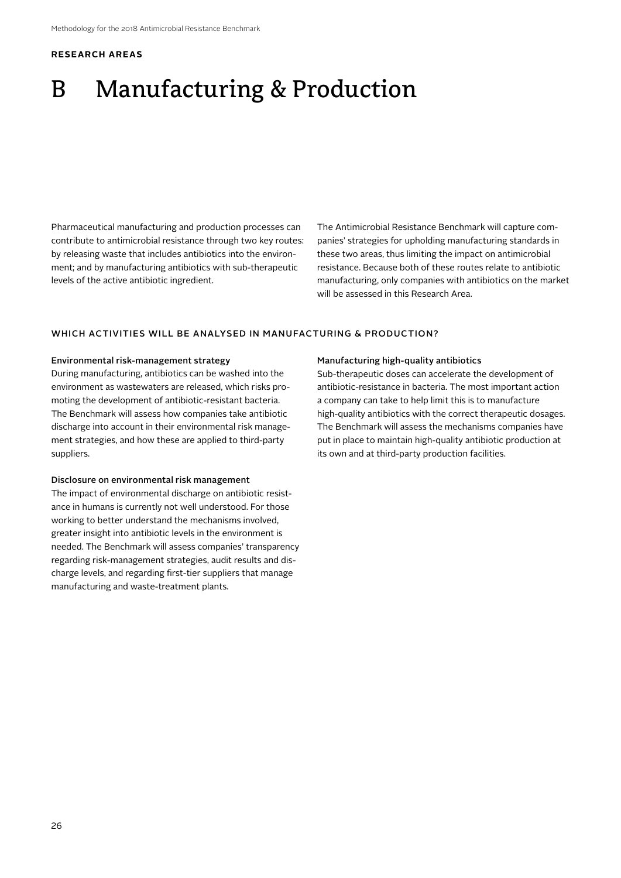**RESEARCH AREAS**

# B Manufacturing & Production

Pharmaceutical manufacturing and production processes can contribute to antimicrobial resistance through two key routes: by releasing waste that includes antibiotics into the environment; and by manufacturing antibiotics with sub-therapeutic levels of the active antibiotic ingredient.

The Antimicrobial Resistance Benchmark will capture companies' strategies for upholding manufacturing standards in these two areas, thus limiting the impact on antimicrobial resistance. Because both of these routes relate to antibiotic manufacturing, only companies with antibiotics on the market will be assessed in this Research Area.

## WHICH ACTIVITIES WILL BE ANALYSED IN MANUFACTURING & PRODUCTION?

### Environmental risk-management strategy

During manufacturing, antibiotics can be washed into the environment as wastewaters are released, which risks promoting the development of antibiotic-resistant bacteria. The Benchmark will assess how companies take antibiotic discharge into account in their environmental risk management strategies, and how these are applied to third-party suppliers.

### Disclosure on environmental risk management

The impact of environmental discharge on antibiotic resistance in humans is currently not well understood. For those working to better understand the mechanisms involved, greater insight into antibiotic levels in the environment is needed. The Benchmark will assess companies' transparency regarding risk-management strategies, audit results and discharge levels, and regarding first-tier suppliers that manage manufacturing and waste-treatment plants.

### Manufacturing high-quality antibiotics

Sub-therapeutic doses can accelerate the development of antibiotic-resistance in bacteria. The most important action a company can take to help limit this is to manufacture high-quality antibiotics with the correct therapeutic dosages. The Benchmark will assess the mechanisms companies have put in place to maintain high-quality antibiotic production at its own and at third-party production facilities.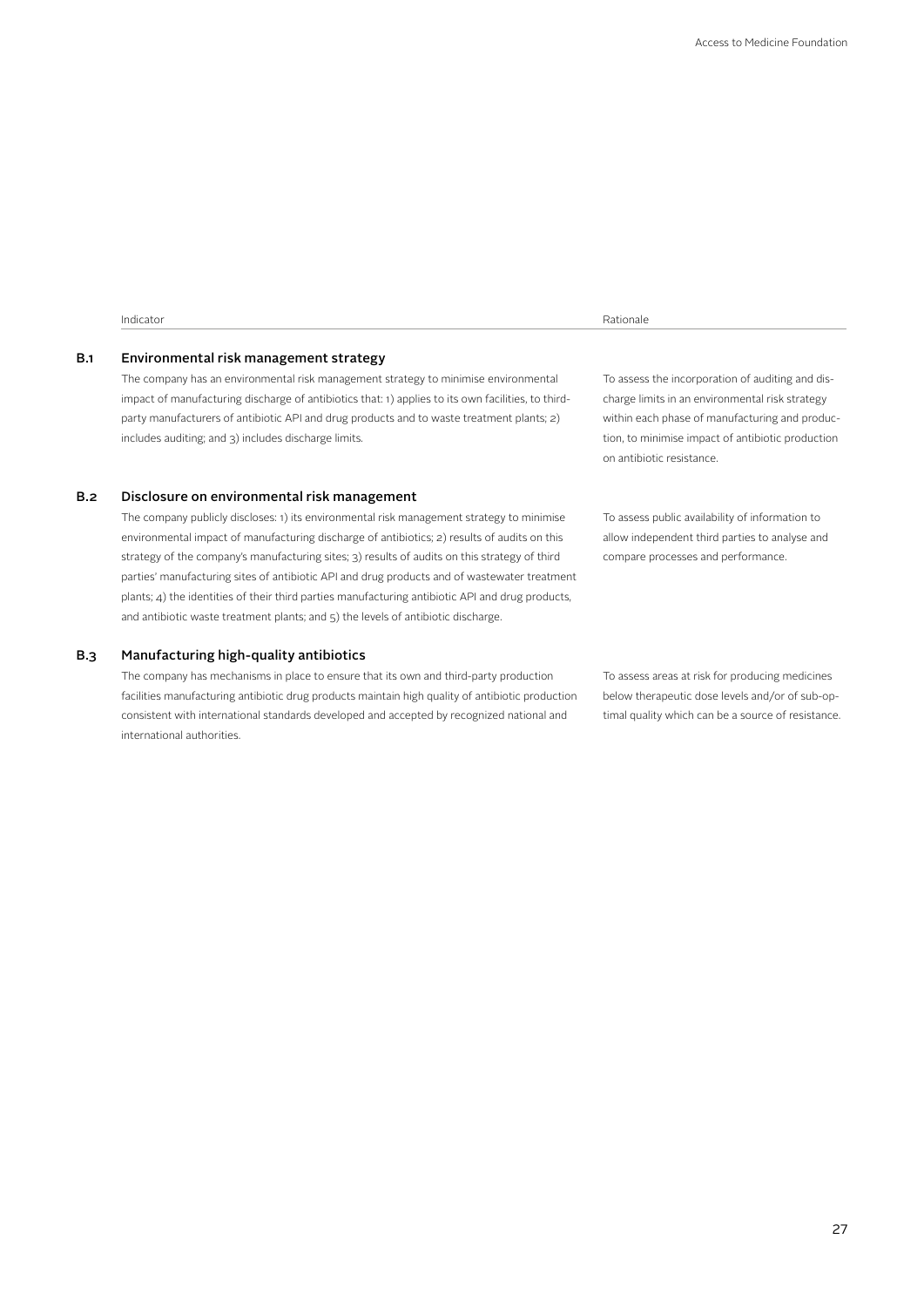| | Indicator | Rationale |
|---|---|---|
| **B.1** | **Environmental risk management strategy**<br>The company has an environmental risk management strategy to minimise environmental impact of manufacturing discharge of antibiotics that: 1) applies to its own facilities, to third-party manufacturers of antibiotic API and drug products and to waste treatment plants; 2) includes auditing; and 3) includes discharge limits. | To assess the incorporation of auditing and discharge limits in an environmental risk strategy within each phase of manufacturing and production, to minimise impact of antibiotic production on antibiotic resistance. |
| **B.2** | **Disclosure on environmental risk management**<br>The company publicly discloses: 1) its environmental risk management strategy to minimise environmental impact of manufacturing discharge of antibiotics; 2) results of audits on this strategy of the company's manufacturing sites; 3) results of audits on this strategy of third parties' manufacturing sites of antibiotic API and drug products and of wastewater treatment plants; 4) the identities of their third parties manufacturing antibiotic API and drug products, and antibiotic waste treatment plants; and 5) the levels of antibiotic discharge. | To assess public availability of information to allow independent third parties to analyse and compare processes and performance. |
| **B.3** | **Manufacturing high-quality antibiotics**<br>The company has mechanisms in place to ensure that its own and third-party production facilities manufacturing antibiotic drug products maintain high quality of antibiotic production consistent with international standards developed and accepted by recognized national and international authorities. | To assess areas at risk for producing medicines below therapeutic dose levels and/or of sub-optimal quality which can be a source of resistance. |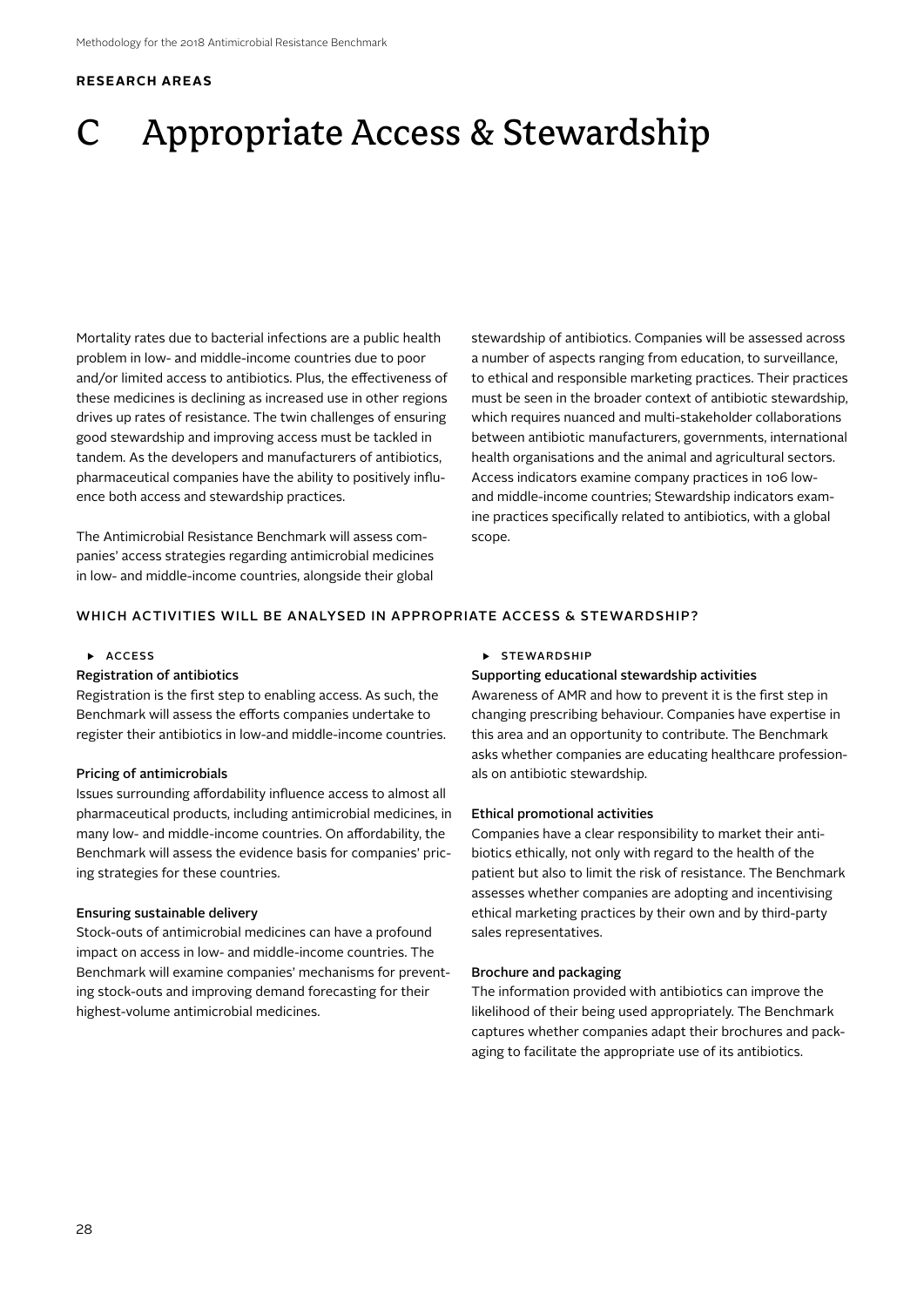**RESEARCH AREAS**

# C Appropriate Access & Stewardship

Mortality rates due to bacterial infections are a public health problem in low- and middle-income countries due to poor and/or limited access to antibiotics. Plus, the effectiveness of these medicines is declining as increased use in other regions drives up rates of resistance. The twin challenges of ensuring good stewardship and improving access must be tackled in tandem. As the developers and manufacturers of antibiotics, pharmaceutical companies have the ability to positively influence both access and stewardship practices.

The Antimicrobial Resistance Benchmark will assess companies' access strategies regarding antimicrobial medicines in low- and middle-income countries, alongside their global stewardship of antibiotics. Companies will be assessed across a number of aspects ranging from education, to surveillance, to ethical and responsible marketing practices. Their practices must be seen in the broader context of antibiotic stewardship, which requires nuanced and multi-stakeholder collaborations between antibiotic manufacturers, governments, international health organisations and the animal and agricultural sectors. Access indicators examine company practices in 106 low- and middle-income countries; Stewardship indicators examine practices specifically related to antibiotics, with a global scope.

## WHICH ACTIVITIES WILL BE ANALYSED IN APPROPRIATE ACCESS & STEWARDSHIP?

### ▸ ACCESS

**Registration of antibiotics**
Registration is the first step to enabling access. As such, the Benchmark will assess the efforts companies undertake to register their antibiotics in low-and middle-income countries.

**Pricing of antimicrobials**
Issues surrounding affordability influence access to almost all pharmaceutical products, including antimicrobial medicines, in many low- and middle-income countries. On affordability, the Benchmark will assess the evidence basis for companies' pricing strategies for these countries.

**Ensuring sustainable delivery**
Stock-outs of antimicrobial medicines can have a profound impact on access in low- and middle-income countries. The Benchmark will examine companies' mechanisms for preventing stock-outs and improving demand forecasting for their highest-volume antimicrobial medicines.

### ▸ STEWARDSHIP

**Supporting educational stewardship activities**
Awareness of AMR and how to prevent it is the first step in changing prescribing behaviour. Companies have expertise in this area and an opportunity to contribute. The Benchmark asks whether companies are educating healthcare professionals on antibiotic stewardship.

**Ethical promotional activities**
Companies have a clear responsibility to market their antibiotics ethically, not only with regard to the health of the patient but also to limit the risk of resistance. The Benchmark assesses whether companies are adopting and incentivising ethical marketing practices by their own and by third-party sales representatives.

**Brochure and packaging**
The information provided with antibiotics can improve the likelihood of their being used appropriately. The Benchmark captures whether companies adapt their brochures and packaging to facilitate the appropriate use of its antibiotics.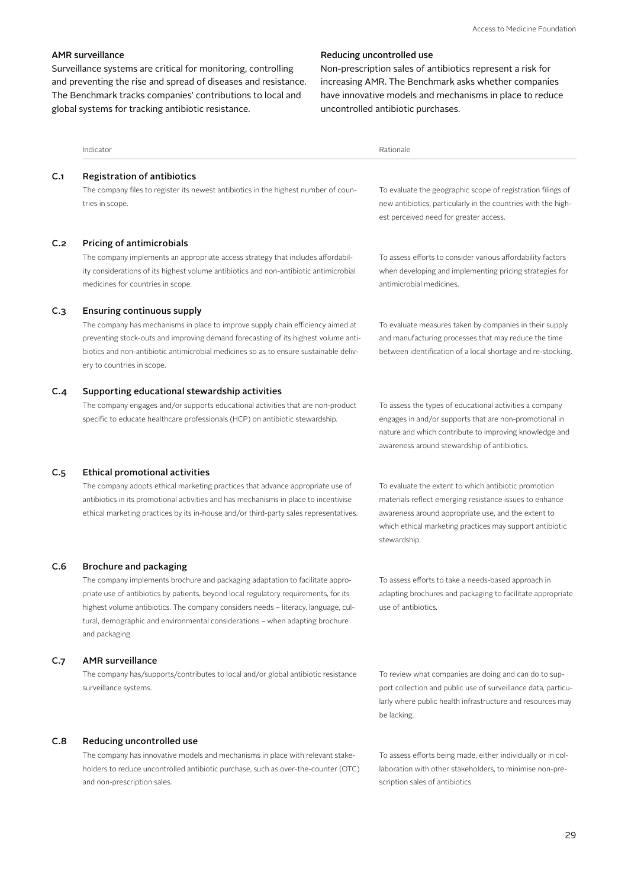**AMR surveillance**

Surveillance systems are critical for monitoring, controlling and preventing the rise and spread of diseases and resistance. The Benchmark tracks companies' contributions to local and global systems for tracking antibiotic resistance.

**Reducing uncontrolled use**

Non-prescription sales of antibiotics represent a risk for increasing AMR. The Benchmark asks whether companies have innovative models and mechanisms in place to reduce uncontrolled antibiotic purchases.

| | Indicator | Rationale |
|---|---|---|
| C.1 | **Registration of antibiotics**<br>The company files to register its newest antibiotics in the highest number of countries in scope. | To evaluate the geographic scope of registration filings of new antibiotics, particularly in the countries with the highest perceived need for greater access. |
| C.2 | **Pricing of antimicrobials**<br>The company implements an appropriate access strategy that includes affordability considerations of its highest volume antibiotics and non-antibiotic antimicrobial medicines for countries in scope. | To assess efforts to consider various affordability factors when developing and implementing pricing strategies for antimicrobial medicines. |
| C.3 | **Ensuring continuous supply**<br>The company has mechanisms in place to improve supply chain efficiency aimed at preventing stock-outs and improving demand forecasting of its highest volume antibiotics and non-antibiotic antimicrobial medicines so as to ensure sustainable delivery to countries in scope. | To evaluate measures taken by companies in their supply and manufacturing processes that may reduce the time between identification of a local shortage and re-stocking. |
| C.4 | **Supporting educational stewardship activities**<br>The company engages and/or supports educational activities that are non-product specific to educate healthcare professionals (HCP) on antibiotic stewardship. | To assess the types of educational activities a company engages in and/or supports that are non-promotional in nature and which contribute to improving knowledge and awareness around stewardship of antibiotics. |
| C.5 | **Ethical promotional activities**<br>The company adopts ethical marketing practices that advance appropriate use of antibiotics in its promotional activities and has mechanisms in place to incentivise ethical marketing practices by its in-house and/or third-party sales representatives. | To evaluate the extent to which antibiotic promotion materials reflect emerging resistance issues to enhance awareness around appropriate use, and the extent to which ethical marketing practices may support antibiotic stewardship. |
| C.6 | **Brochure and packaging**<br>The company implements brochure and packaging adaptation to facilitate appropriate use of antibiotics by patients, beyond local regulatory requirements, for its highest volume antibiotics. The company considers needs – literacy, language, cultural, demographic and environmental considerations – when adapting brochure and packaging. | To assess efforts to take a needs-based approach in adapting brochures and packaging to facilitate appropriate use of antibiotics. |
| C.7 | **AMR surveillance**<br>The company has/supports/contributes to local and/or global antibiotic resistance surveillance systems. | To review what companies are doing and can do to support collection and public use of surveillance data, particularly where public health infrastructure and resources may be lacking. |
| C.8 | **Reducing uncontrolled use**<br>The company has innovative models and mechanisms in place with relevant stakeholders to reduce uncontrolled antibiotic purchase, such as over-the-counter (OTC) and non-prescription sales. | To assess efforts being made, either individually or in collaboration with other stakeholders, to minimise non-prescription sales of antibiotics. |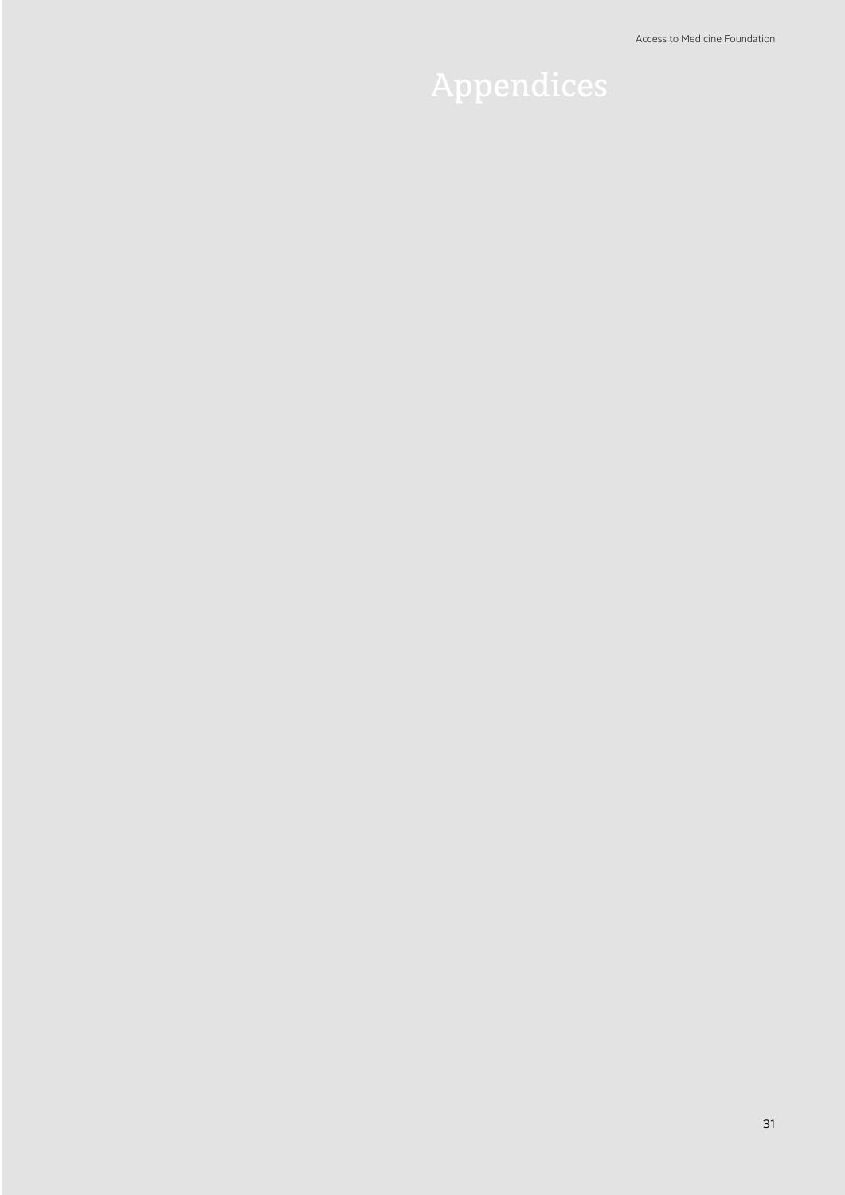# Appendices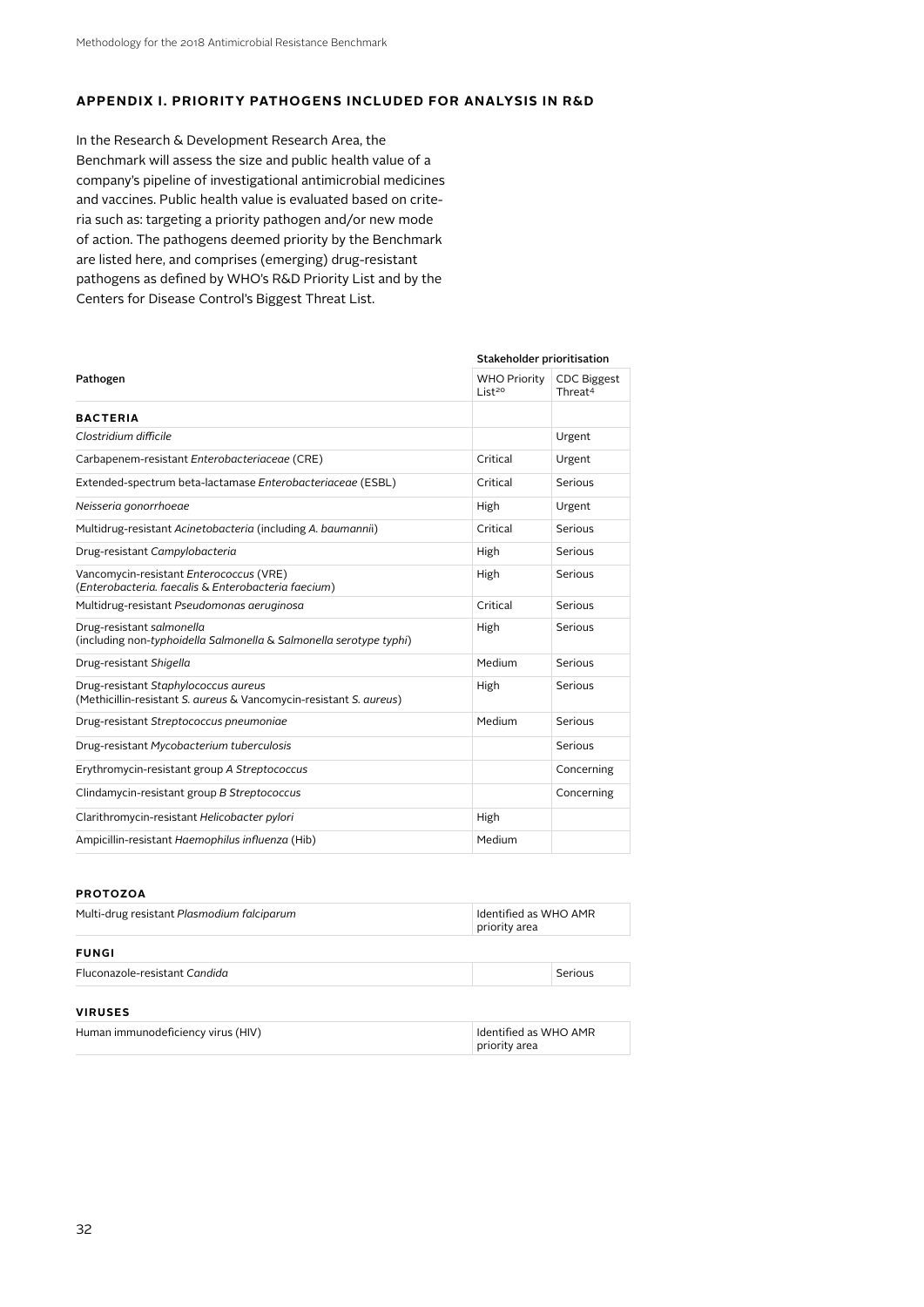## APPENDIX I. PRIORITY PATHOGENS INCLUDED FOR ANALYSIS IN R&D

In the Research & Development Research Area, the Benchmark will assess the size and public health value of a company's pipeline of investigational antimicrobial medicines and vaccines. Public health value is evaluated based on criteria such as: targeting a priority pathogen and/or new mode of action. The pathogens deemed priority by the Benchmark are listed here, and comprises (emerging) drug-resistant pathogens as defined by WHO's R&D Priority List and by the Centers for Disease Control's Biggest Threat List.

| Pathogen | Stakeholder prioritisation | |
|---|---|---|
| | WHO Priority List[20] | CDC Biggest Threat[4] |
| **BACTERIA** | | |
| *Clostridium difficile* | | Urgent |
| Carbapenem-resistant *Enterobacteriaceae* (CRE) | Critical | Urgent |
| Extended-spectrum beta-lactamase *Enterobacteriaceae* (ESBL) | Critical | Serious |
| *Neisseria gonorrhoeae* | High | Urgent |
| Multidrug-resistant *Acinetobacteria* (including *A. baumannii*) | Critical | Serious |
| Drug-resistant *Campylobacteria* | High | Serious |
| Vancomycin-resistant *Enterococcus* (VRE) (*Enterobacteria. faecalis* & *Enterobacteria faecium*) | High | Serious |
| Multidrug-resistant *Pseudomonas aeruginosa* | Critical | Serious |
| Drug-resistant *salmonella* (including non-*typhoidella Salmonella* & *Salmonella serotype typhi*) | High | Serious |
| Drug-resistant *Shigella* | Medium | Serious |
| Drug-resistant *Staphylococcus aureus* (Methicillin-resistant *S. aureus* & Vancomycin-resistant *S. aureus*) | High | Serious |
| Drug-resistant *Streptococcus pneumoniae* | Medium | Serious |
| Drug-resistant *Mycobacterium tuberculosis* | | Serious |
| Erythromycin-resistant group *A Streptococcus* | | Concerning |
| Clindamycin-resistant group *B Streptococcus* | | Concerning |
| Clarithromycin-resistant *Helicobacter pylori* | High | |
| Ampicillin-resistant *Haemophilus influenza* (Hib) | Medium | |
| **PROTOZOA** | | |
| Multi-drug resistant *Plasmodium falciparum* | Identified as WHO AMR priority area | |
| **FUNGI** | | |
| Fluconazole-resistant *Candida* | | Serious |
| **VIRUSES** | | |
| Human immunodeficiency virus (HIV) | Identified as WHO AMR priority area | |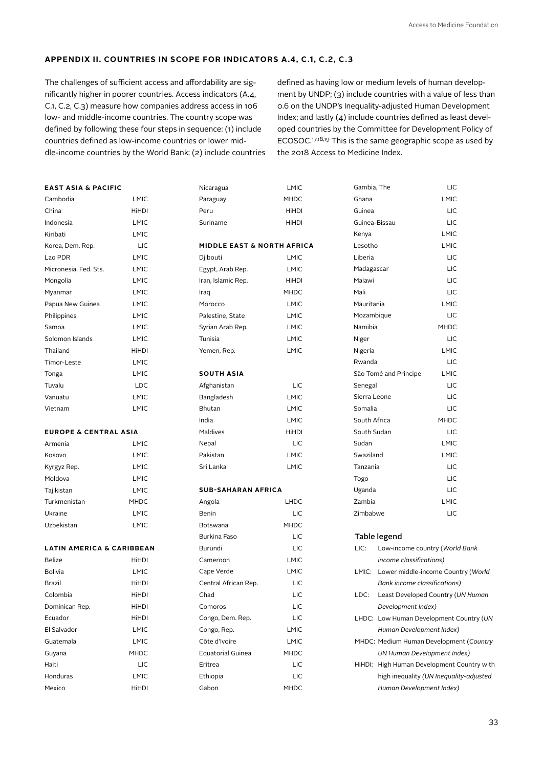## APPENDIX II. COUNTRIES IN SCOPE FOR INDICATORS A.4, C.1, C.2, C.3

The challenges of sufficient access and affordability are significantly higher in poorer countries. Access indicators (A.4, C.1, C.2, C.3) measure how companies address access in 106 low- and middle-income countries. The country scope was defined by following these four steps in sequence: (1) include countries defined as low-income countries or lower middle-income countries by the World Bank; (2) include countries defined as having low or medium levels of human development by UNDP; (3) include countries with a value of less than 0.6 on the UNDP's Inequality-adjusted Human Development Index; and lastly (4) include countries defined as least developed countries by the Committee for Development Policy of ECOSOC.[17,18,19] This is the same geographic scope as used by the 2018 Access to Medicine Index.

### EAST ASIA & PACIFIC

| Country | Classification |
|---|---|
| Cambodia | LMIC |
| China | HiHDI |
| Indonesia | LMIC |
| Kiribati | LMIC |
| Korea, Dem. Rep. | LIC |
| Lao PDR | LMIC |
| Micronesia, Fed. Sts. | LMIC |
| Mongolia | LMIC |
| Myanmar | LMIC |
| Papua New Guinea | LMIC |
| Philippines | LMIC |
| Samoa | LMIC |
| Solomon Islands | LMIC |
| Thailand | HiHDI |
| Timor-Leste | LMIC |
| Tonga | LMIC |
| Tuvalu | LDC |
| Vanuatu | LMIC |
| Vietnam | LMIC |

### EUROPE & CENTRAL ASIA

| Country | Classification |
|---|---|
| Armenia | LMIC |
| Kosovo | LMIC |
| Kyrgyz Rep. | LMIC |
| Moldova | LMIC |
| Tajikistan | LMIC |
| Turkmenistan | MHDC |
| Ukraine | LMIC |
| Uzbekistan | LMIC |

### LATIN AMERICA & CARIBBEAN

| Country | Classification |
|---|---|
| Belize | HiHDI |
| Bolivia | LMIC |
| Brazil | HiHDI |
| Colombia | HiHDI |
| Dominican Rep. | HiHDI |
| Ecuador | HiHDI |
| El Salvador | LMIC |
| Guatemala | LMIC |
| Guyana | MHDC |
| Haiti | LIC |
| Honduras | LMIC |
| Mexico | HiHDI |
| Nicaragua | LMIC |
| Paraguay | MHDC |
| Peru | HiHDI |
| Suriname | HiHDI |

### MIDDLE EAST & NORTH AFRICA

| Country | Classification |
|---|---|
| Djibouti | LMIC |
| Egypt, Arab Rep. | LMIC |
| Iran, Islamic Rep. | HiHDI |
| Iraq | MHDC |
| Morocco | LMIC |
| Palestine, State | LMIC |
| Syrian Arab Rep. | LMIC |
| Tunisia | LMIC |
| Yemen, Rep. | LMIC |

### SOUTH ASIA

| Country | Classification |
|---|---|
| Afghanistan | LIC |
| Bangladesh | LMIC |
| Bhutan | LMIC |
| India | LMIC |
| Maldives | HiHDI |
| Nepal | LIC |
| Pakistan | LMIC |
| Sri Lanka | LMIC |

### SUB-SAHARAN AFRICA

| Country | Classification |
|---|---|
| Angola | LHDC |
| Benin | LIC |
| Botswana | MHDC |
| Burkina Faso | LIC |
| Burundi | LIC |
| Cameroon | LMIC |
| Cape Verde | LMIC |
| Central African Rep. | LIC |
| Chad | LIC |
| Comoros | LIC |
| Congo, Dem. Rep. | LIC |
| Congo, Rep. | LMIC |
| Côte d'Ivoire | LMIC |
| Equatorial Guinea | MHDC |
| Eritrea | LIC |
| Ethiopia | LIC |
| Gabon | MHDC |
| Gambia, The | LIC |
| Ghana | LMIC |
| Guinea | LIC |
| Guinea-Bissau | LIC |
| Kenya | LMIC |
| Lesotho | LMIC |
| Liberia | LIC |
| Madagascar | LIC |
| Malawi | LIC |
| Mali | LIC |
| Mauritania | LMIC |
| Mozambique | LIC |
| Namibia | MHDC |
| Niger | LIC |
| Nigeria | LMIC |
| Rwanda | LIC |
| São Tomé and Principe | LMIC |
| Senegal | LIC |
| Sierra Leone | LIC |
| Somalia | LIC |
| South Africa | MHDC |
| South Sudan | LIC |
| Sudan | LMIC |
| Swaziland | LMIC |
| Tanzania | LIC |
| Togo | LIC |
| Uganda | LIC |
| Zambia | LMIC |
| Zimbabwe | LIC |

### Table legend

- LIC: Low-income country (*World Bank income classifications)*
- LMIC: Lower middle-income Country (*World Bank income classifications)*
- LDC: Least Developed Country (*UN Human Development Index)*
- LHDC: Low Human Development Country (*UN Human Development Index)*
- MHDC: Medium Human Development (*Country UN Human Development Index)*
- HiHDI: High Human Development Country with high inequality *(UN Inequality-adjusted Human Development Index)*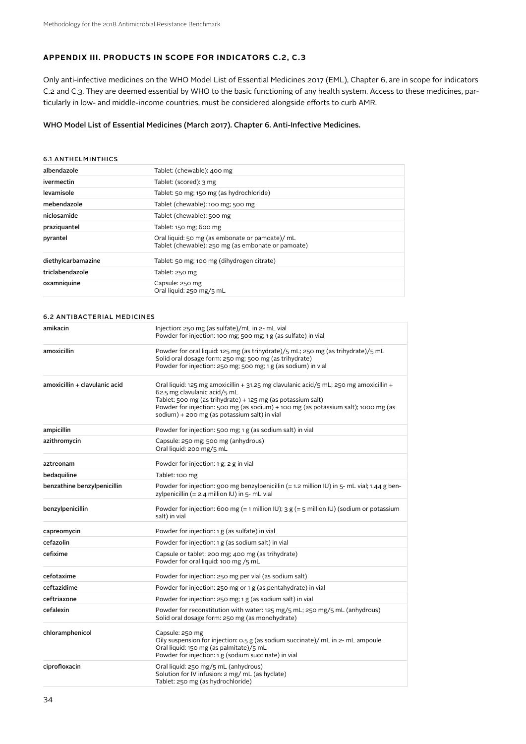## APPENDIX III. PRODUCTS IN SCOPE FOR INDICATORS C.2, C.3

Only anti-infective medicines on the WHO Model List of Essential Medicines 2017 (EML), Chapter 6, are in scope for indicators C.2 and C.3. They are deemed essential by WHO to the basic functioning of any health system. Access to these medicines, particularly in low- and middle-income countries, must be considered alongside efforts to curb AMR.

### WHO Model List of Essential Medicines (March 2017). Chapter 6. Anti-Infective Medicines.

#### 6.1 ANTHELMINTHICS

| | |
|---|---|
| albendazole | Tablet: (chewable): 400 mg |
| ivermectin | Tablet: (scored): 3 mg |
| levamisole | Tablet: 50 mg; 150 mg (as hydrochloride) |
| mebendazole | Tablet (chewable): 100 mg; 500 mg |
| niclosamide | Tablet (chewable): 500 mg |
| praziquantel | Tablet: 150 mg; 600 mg |
| pyrantel | Oral liquid: 50 mg (as embonate or pamoate)/ mL<br>Tablet (chewable): 250 mg (as embonate or pamoate) |
| diethylcarbamazine | Tablet: 50 mg; 100 mg (dihydrogen citrate) |
| triclabendazole | Tablet: 250 mg |
| oxamniquine | Capsule: 250 mg<br>Oral liquid: 250 mg/5 mL |

#### 6.2 ANTIBACTERIAL MEDICINES

| | |
|---|---|
| amikacin | Injection: 250 mg (as sulfate)/mL in 2- mL vial<br>Powder for injection: 100 mg; 500 mg; 1 g (as sulfate) in vial |
| amoxicillin | Powder for oral liquid: 125 mg (as trihydrate)/5 mL; 250 mg (as trihydrate)/5 mL<br>Solid oral dosage form: 250 mg; 500 mg (as trihydrate)<br>Powder for injection: 250 mg; 500 mg; 1 g (as sodium) in vial |
| amoxicillin + clavulanic acid | Oral liquid: 125 mg amoxicillin + 31.25 mg clavulanic acid/5 mL; 250 mg amoxicillin + 62.5 mg clavulanic acid/5 mL<br>Tablet: 500 mg (as trihydrate) + 125 mg (as potassium salt)<br>Powder for injection: 500 mg (as sodium) + 100 mg (as potassium salt); 1000 mg (as sodium) + 200 mg (as potassium salt) in vial |
| ampicillin | Powder for injection: 500 mg; 1 g (as sodium salt) in vial |
| azithromycin | Capsule: 250 mg; 500 mg (anhydrous)<br>Oral liquid: 200 mg/5 mL |
| aztreonam | Powder for injection: 1 g; 2 g in vial |
| bedaquiline | Tablet: 100 mg |
| benzathine benzylpenicillin | Powder for injection: 900 mg benzylpenicillin (= 1.2 million IU) in 5- mL vial; 1.44 g benzylpenicillin (= 2.4 million IU) in 5- mL vial |
| benzylpenicillin | Powder for injection: 600 mg (= 1 million IU); 3 g (= 5 million IU) (sodium or potassium salt) in vial |
| capreomycin | Powder for injection: 1 g (as sulfate) in vial |
| cefazolin | Powder for injection: 1 g (as sodium salt) in vial |
| cefixime | Capsule or tablet: 200 mg; 400 mg (as trihydrate)<br>Powder for oral liquid: 100 mg /5 mL |
| cefotaxime | Powder for injection: 250 mg per vial (as sodium salt) |
| ceftazidime | Powder for injection: 250 mg or 1 g (as pentahydrate) in vial |
| ceftriaxone | Powder for injection: 250 mg; 1 g (as sodium salt) in vial |
| cefalexin | Powder for reconstitution with water: 125 mg/5 mL; 250 mg/5 mL (anhydrous)<br>Solid oral dosage form: 250 mg (as monohydrate) |
| chloramphenicol | Capsule: 250 mg<br>Oily suspension for injection: 0.5 g (as sodium succinate)/ mL in 2- mL ampoule<br>Oral liquid: 150 mg (as palmitate)/5 mL<br>Powder for injection: 1 g (sodium succinate) in vial |
| ciprofloxacin | Oral liquid: 250 mg/5 mL (anhydrous)<br>Solution for IV infusion: 2 mg/ mL (as hyclate)<br>Tablet: 250 mg (as hydrochloride) |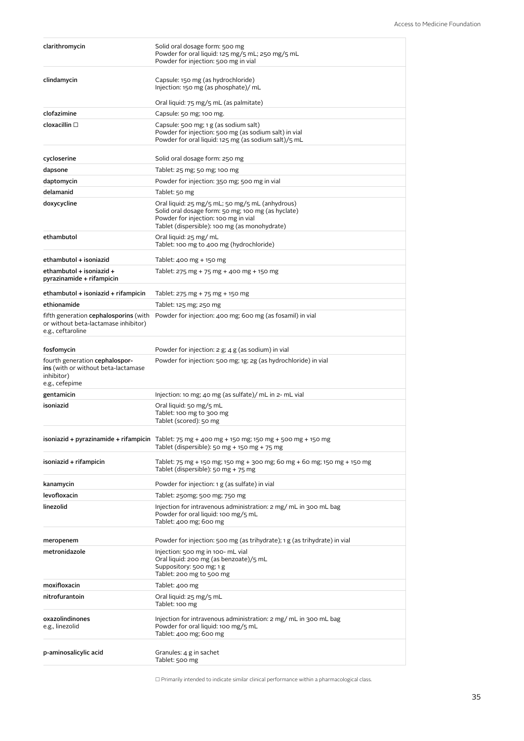| | |
|---|---|
| clarithromycin | Solid oral dosage form: 500 mg<br>Powder for oral liquid: 125 mg/5 mL; 250 mg/5 mL<br>Powder for injection: 500 mg in vial |
| clindamycin | Capsule: 150 mg (as hydrochloride)<br>Injection: 150 mg (as phosphate)/ mL<br><br>Oral liquid: 75 mg/5 mL (as palmitate) |
| clofazimine | Capsule: 50 mg; 100 mg. |
| cloxacillin □ | Capsule: 500 mg; 1 g (as sodium salt)<br>Powder for injection: 500 mg (as sodium salt) in vial<br>Powder for oral liquid: 125 mg (as sodium salt)/5 mL |
| cycloserine | Solid oral dosage form: 250 mg |
| dapsone | Tablet: 25 mg; 50 mg; 100 mg |
| daptomycin | Powder for injection: 350 mg; 500 mg in vial |
| delamanid | Tablet: 50 mg |
| doxycycline | Oral liquid: 25 mg/5 mL; 50 mg/5 mL (anhydrous)<br>Solid oral dosage form: 50 mg; 100 mg (as hyclate)<br>Powder for injection: 100 mg in vial<br>Tablet (dispersible): 100 mg (as monohydrate) |
| ethambutol | Oral liquid: 25 mg/ mL<br>Tablet: 100 mg to 400 mg (hydrochloride) |
| ethambutol + isoniazid | Tablet: 400 mg + 150 mg |
| ethambutol + isoniazid + pyrazinamide + rifampicin | Tablet: 275 mg + 75 mg + 400 mg + 150 mg |
| ethambutol + isoniazid + rifampicin | Tablet: 275 mg + 75 mg + 150 mg |
| ethionamide | Tablet: 125 mg; 250 mg |
| fifth generation **cephalosporins** (with or without beta-lactamase inhibitor) e.g., ceftaroline | Powder for injection: 400 mg; 600 mg (as fosamil) in vial |
| fosfomycin | Powder for injection: 2 g; 4 g (as sodium) in vial |
| fourth generation **cephalosporins** (with or without beta-lactamase inhibitor) e.g., cefepime | Powder for injection: 500 mg; 1g; 2g (as hydrochloride) in vial |
| gentamicin | Injection: 10 mg; 40 mg (as sulfate)/ mL in 2- mL vial |
| isoniazid | Oral liquid: 50 mg/5 mL<br>Tablet: 100 mg to 300 mg<br>Tablet (scored): 50 mg |
| isoniazid + pyrazinamide + rifampicin | Tablet: 75 mg + 400 mg + 150 mg; 150 mg + 500 mg + 150 mg<br>Tablet (dispersible): 50 mg + 150 mg + 75 mg |
| isoniazid + rifampicin | Tablet: 75 mg + 150 mg; 150 mg + 300 mg; 60 mg + 60 mg; 150 mg + 150 mg<br>Tablet (dispersible): 50 mg + 75 mg |
| kanamycin | Powder for injection: 1 g (as sulfate) in vial |
| levofloxacin | Tablet: 250mg; 500 mg; 750 mg |
| linezolid | Injection for intravenous administration: 2 mg/ mL in 300 mL bag<br>Powder for oral liquid: 100 mg/5 mL<br>Tablet: 400 mg; 600 mg |
| meropenem | Powder for injection: 500 mg (as trihydrate); 1 g (as trihydrate) in vial |
| metronidazole | Injection: 500 mg in 100- mL vial<br>Oral liquid: 200 mg (as benzoate)/5 mL<br>Suppository: 500 mg; 1 g<br>Tablet: 200 mg to 500 mg |
| moxifloxacin | Tablet: 400 mg |
| nitrofurantoin | Oral liquid: 25 mg/5 mL<br>Tablet: 100 mg |
| oxazolindinones e.g., linezolid | Injection for intravenous administration: 2 mg/ mL in 300 mL bag<br>Powder for oral liquid: 100 mg/5 mL<br>Tablet: 400 mg; 600 mg |
| p-aminosalicylic acid | Granules: 4 g in sachet<br>Tablet: 500 mg |

□ Primarily intended to indicate similar clinical performance within a pharmacological class.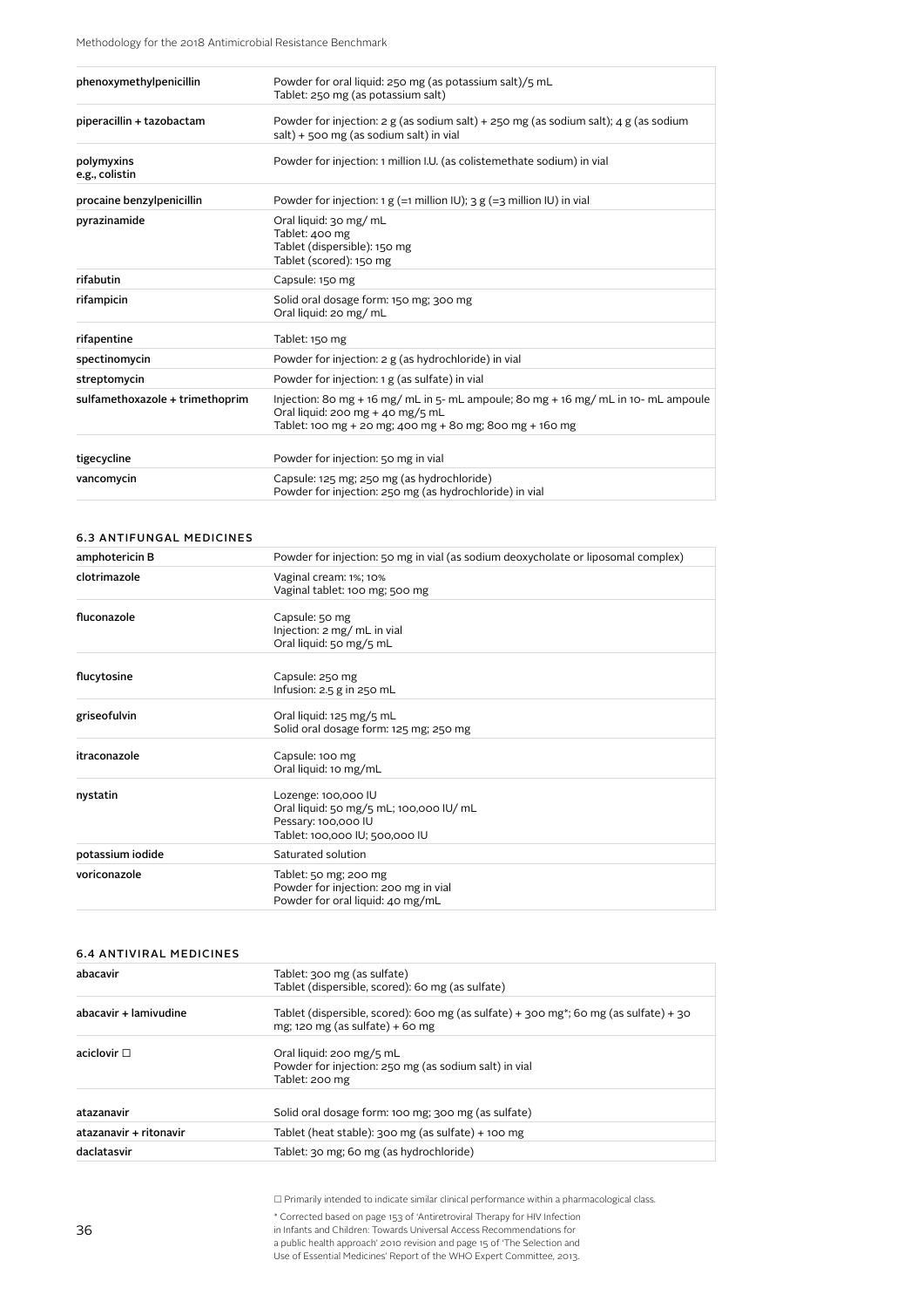| | |
|---|---|
| phenoxymethylpenicillin | Powder for oral liquid: 250 mg (as potassium salt)/5 mL<br>Tablet: 250 mg (as potassium salt) |
| piperacillin + tazobactam | Powder for injection: 2 g (as sodium salt) + 250 mg (as sodium salt); 4 g (as sodium salt) + 500 mg (as sodium salt) in vial |
| polymyxins<br>e.g., colistin | Powder for injection: 1 million I.U. (as colistemethate sodium) in vial |
| procaine benzylpenicillin | Powder for injection: 1 g (=1 million IU); 3 g (=3 million IU) in vial |
| pyrazinamide | Oral liquid: 30 mg/ mL<br>Tablet: 400 mg<br>Tablet (dispersible): 150 mg<br>Tablet (scored): 150 mg |
| rifabutin | Capsule: 150 mg |
| rifampicin | Solid oral dosage form: 150 mg; 300 mg<br>Oral liquid: 20 mg/ mL |
| rifapentine | Tablet: 150 mg |
| spectinomycin | Powder for injection: 2 g (as hydrochloride) in vial |
| streptomycin | Powder for injection: 1 g (as sulfate) in vial |
| sulfamethoxazole + trimethoprim | Injection: 80 mg + 16 mg/ mL in 5- mL ampoule; 80 mg + 16 mg/ mL in 10- mL ampoule<br>Oral liquid: 200 mg + 40 mg/5 mL<br>Tablet: 100 mg + 20 mg; 400 mg + 80 mg; 800 mg + 160 mg |
| tigecycline | Powder for injection: 50 mg in vial |
| vancomycin | Capsule: 125 mg; 250 mg (as hydrochloride)<br>Powder for injection: 250 mg (as hydrochloride) in vial |

### 6.3 ANTIFUNGAL MEDICINES

| | |
|---|---|
| amphotericin B | Powder for injection: 50 mg in vial (as sodium deoxycholate or liposomal complex) |
| clotrimazole | Vaginal cream: 1%; 10%<br>Vaginal tablet: 100 mg; 500 mg |
| fluconazole | Capsule: 50 mg<br>Injection: 2 mg/ mL in vial<br>Oral liquid: 50 mg/5 mL |
| flucytosine | Capsule: 250 mg<br>Infusion: 2.5 g in 250 mL |
| griseofulvin | Oral liquid: 125 mg/5 mL<br>Solid oral dosage form: 125 mg; 250 mg |
| itraconazole | Capsule: 100 mg<br>Oral liquid: 10 mg/mL |
| nystatin | Lozenge: 100,000 IU<br>Oral liquid: 50 mg/5 mL; 100,000 IU/ mL<br>Pessary: 100,000 IU<br>Tablet: 100,000 IU; 500,000 IU |
| potassium iodide | Saturated solution |
| voriconazole | Tablet: 50 mg; 200 mg<br>Powder for injection: 200 mg in vial<br>Powder for oral liquid: 40 mg/mL |

### 6.4 ANTIVIRAL MEDICINES

| | |
|---|---|
| abacavir | Tablet: 300 mg (as sulfate)<br>Tablet (dispersible, scored): 60 mg (as sulfate) |
| abacavir + lamivudine | Tablet (dispersible, scored): 600 mg (as sulfate) + 300 mg*; 60 mg (as sulfate) + 30 mg; 120 mg (as sulfate) + 60 mg |
| aciclovir □ | Oral liquid: 200 mg/5 mL<br>Powder for injection: 250 mg (as sodium salt) in vial<br>Tablet: 200 mg |
| atazanavir | Solid oral dosage form: 100 mg; 300 mg (as sulfate) |
| atazanavir + ritonavir | Tablet (heat stable): 300 mg (as sulfate) + 100 mg |
| daclatasvir | Tablet: 30 mg; 60 mg (as hydrochloride) |

□ Primarily intended to indicate similar clinical performance within a pharmacological class.

* Corrected based on page 153 of 'Antiretroviral Therapy for HIV Infection in Infants and Children: Towards Universal Access Recommendations for a public health approach' 2010 revision and page 15 of 'The Selection and Use of Essential Medicines' Report of the WHO Expert Committee, 2013.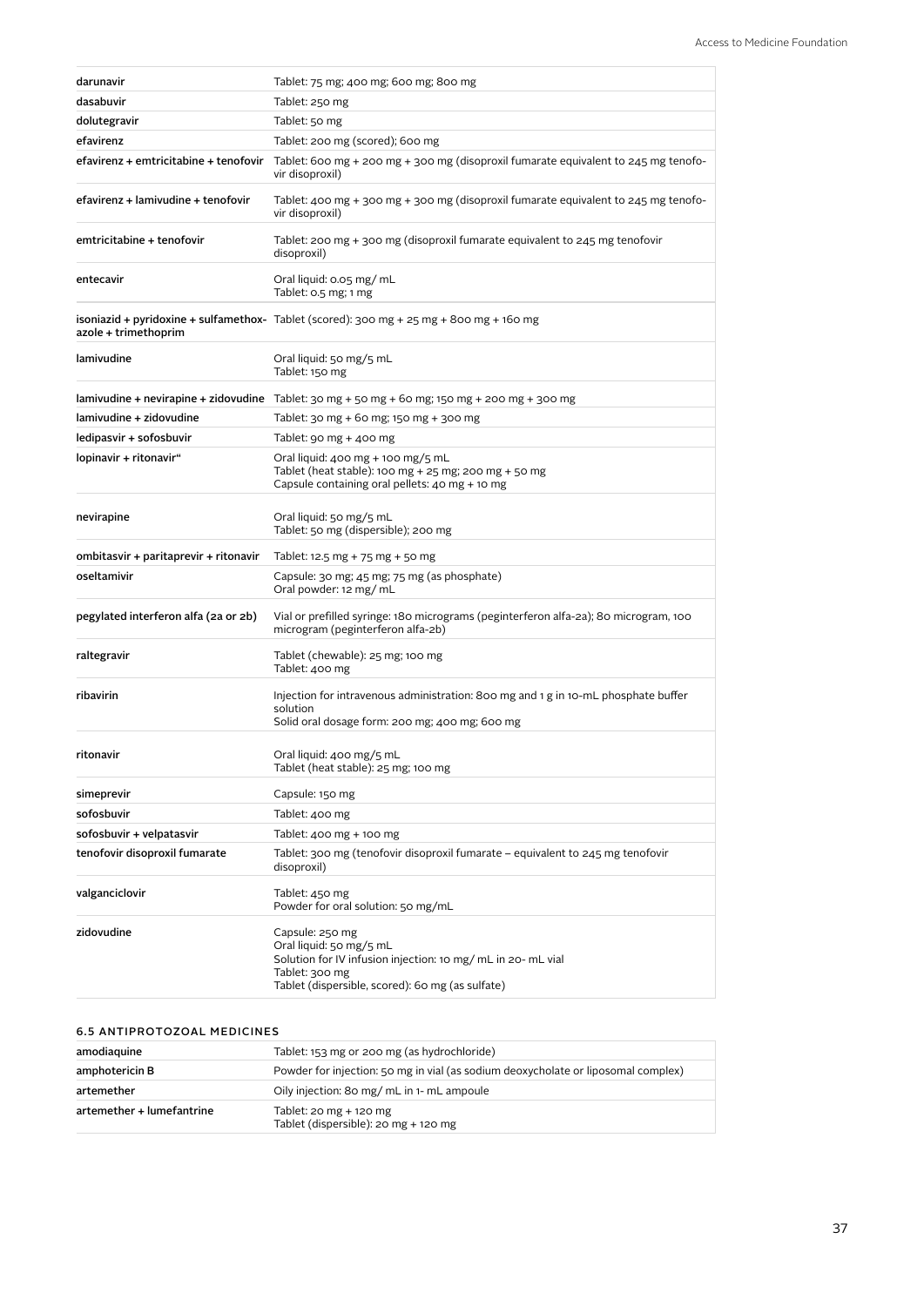| | |
|---|---|
| **darunavir** | Tablet: 75 mg; 400 mg; 600 mg; 800 mg |
| **dasabuvir** | Tablet: 250 mg |
| **dolutegravir** | Tablet: 50 mg |
| **efavirenz** | Tablet: 200 mg (scored); 600 mg |
| **efavirenz + emtricitabine + tenofovir** | Tablet: 600 mg + 200 mg + 300 mg (disoproxil fumarate equivalent to 245 mg tenofovir disoproxil) |
| **efavirenz + lamivudine + tenofovir** | Tablet: 400 mg + 300 mg + 300 mg (disoproxil fumarate equivalent to 245 mg tenofovir disoproxil) |
| **emtricitabine + tenofovir** | Tablet: 200 mg + 300 mg (disoproxil fumarate equivalent to 245 mg tenofovir disoproxil) |
| **entecavir** | Oral liquid: 0.05 mg/ mL<br>Tablet: 0.5 mg; 1 mg |
| **isoniazid + pyridoxine + sulfamethoxazole + trimethoprim** | Tablet (scored): 300 mg + 25 mg + 800 mg + 160 mg |
| **lamivudine** | Oral liquid: 50 mg/5 mL<br>Tablet: 150 mg |
| **lamivudine + nevirapine + zidovudine** | Tablet: 30 mg + 50 mg + 60 mg; 150 mg + 200 mg + 300 mg |
| **lamivudine + zidovudine** | Tablet: 30 mg + 60 mg; 150 mg + 300 mg |
| **ledipasvir + sofosbuvir** | Tablet: 90 mg + 400 mg |
| **lopinavir + ritonavir"** | Oral liquid: 400 mg + 100 mg/5 mL<br>Tablet (heat stable): 100 mg + 25 mg; 200 mg + 50 mg<br>Capsule containing oral pellets: 40 mg + 10 mg |
| **nevirapine** | Oral liquid: 50 mg/5 mL<br>Tablet: 50 mg (dispersible); 200 mg |
| **ombitasvir + paritaprevir + ritonavir** | Tablet: 12.5 mg + 75 mg + 50 mg |
| **oseltamivir** | Capsule: 30 mg; 45 mg; 75 mg (as phosphate)<br>Oral powder: 12 mg/ mL |
| **pegylated interferon alfa (2a or 2b)** | Vial or prefilled syringe: 180 micrograms (peginterferon alfa-2a); 80 microgram, 100 microgram (peginterferon alfa-2b) |
| **raltegravir** | Tablet (chewable): 25 mg; 100 mg<br>Tablet: 400 mg |
| **ribavirin** | Injection for intravenous administration: 800 mg and 1 g in 10-mL phosphate buffer solution<br>Solid oral dosage form: 200 mg; 400 mg; 600 mg |
| **ritonavir** | Oral liquid: 400 mg/5 mL<br>Tablet (heat stable): 25 mg; 100 mg |
| **simeprevir** | Capsule: 150 mg |
| **sofosbuvir** | Tablet: 400 mg |
| **sofosbuvir + velpatasvir** | Tablet: 400 mg + 100 mg |
| **tenofovir disoproxil fumarate** | Tablet: 300 mg (tenofovir disoproxil fumarate – equivalent to 245 mg tenofovir disoproxil) |
| **valganciclovir** | Tablet: 450 mg<br>Powder for oral solution: 50 mg/mL |
| **zidovudine** | Capsule: 250 mg<br>Oral liquid: 50 mg/5 mL<br>Solution for IV infusion injection: 10 mg/ mL in 20- mL vial<br>Tablet: 300 mg<br>Tablet (dispersible, scored): 60 mg (as sulfate) |

### 6.5 ANTIPROTOZOAL MEDICINES

| | |
|---|---|
| **amodiaquine** | Tablet: 153 mg or 200 mg (as hydrochloride) |
| **amphotericin B** | Powder for injection: 50 mg in vial (as sodium deoxycholate or liposomal complex) |
| **artemether** | Oily injection: 80 mg/ mL in 1- mL ampoule |
| **artemether + lumefantrine** | Tablet: 20 mg + 120 mg<br>Tablet (dispersible): 20 mg + 120 mg |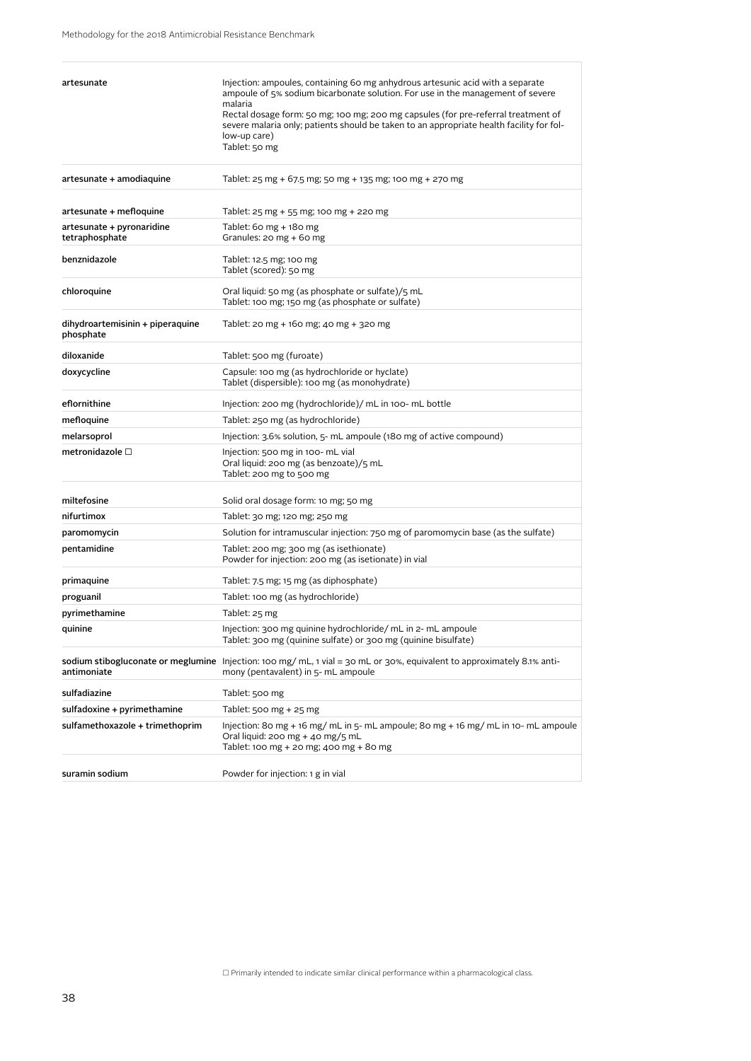| | |
|---|---|
| **artesunate** | Injection: ampoules, containing 60 mg anhydrous artesunic acid with a separate ampoule of 5% sodium bicarbonate solution. For use in the management of severe malaria<br>Rectal dosage form: 50 mg; 100 mg; 200 mg capsules (for pre-referral treatment of severe malaria only; patients should be taken to an appropriate health facility for follow-up care)<br>Tablet: 50 mg |
| **artesunate + amodiaquine** | Tablet: 25 mg + 67.5 mg; 50 mg + 135 mg; 100 mg + 270 mg |
| **artesunate + mefloquine** | Tablet: 25 mg + 55 mg; 100 mg + 220 mg |
| **artesunate + pyronaridine tetraphosphate** | Tablet: 60 mg + 180 mg<br>Granules: 20 mg + 60 mg |
| **benznidazole** | Tablet: 12.5 mg; 100 mg<br>Tablet (scored): 50 mg |
| **chloroquine** | Oral liquid: 50 mg (as phosphate or sulfate)/5 mL<br>Tablet: 100 mg; 150 mg (as phosphate or sulfate) |
| **dihydroartemisinin + piperaquine phosphate** | Tablet: 20 mg + 160 mg; 40 mg + 320 mg |
| **diloxanide** | Tablet: 500 mg (furoate) |
| **doxycycline** | Capsule: 100 mg (as hydrochloride or hyclate)<br>Tablet (dispersible): 100 mg (as monohydrate) |
| **eflornithine** | Injection: 200 mg (hydrochloride)/ mL in 100- mL bottle |
| **mefloquine** | Tablet: 250 mg (as hydrochloride) |
| **melarsoprol** | Injection: 3.6% solution, 5- mL ampoule (180 mg of active compound) |
| **metronidazole □** | Injection: 500 mg in 100- mL vial<br>Oral liquid: 200 mg (as benzoate)/5 mL<br>Tablet: 200 mg to 500 mg |
| **miltefosine** | Solid oral dosage form: 10 mg; 50 mg |
| **nifurtimox** | Tablet: 30 mg; 120 mg; 250 mg |
| **paromomycin** | Solution for intramuscular injection: 750 mg of paromomycin base (as the sulfate) |
| **pentamidine** | Tablet: 200 mg; 300 mg (as isethionate)<br>Powder for injection: 200 mg (as isetionate) in vial |
| **primaquine** | Tablet: 7.5 mg; 15 mg (as diphosphate) |
| **proguanil** | Tablet: 100 mg (as hydrochloride) |
| **pyrimethamine** | Tablet: 25 mg |
| **quinine** | Injection: 300 mg quinine hydrochloride/ mL in 2- mL ampoule<br>Tablet: 300 mg (quinine sulfate) or 300 mg (quinine bisulfate) |
| **sodium stibogluconate or meglumine antimoniate** | Injection: 100 mg/ mL, 1 vial = 30 mL or 30%, equivalent to approximately 8.1% antimony (pentavalent) in 5- mL ampoule |
| **sulfadiazine** | Tablet: 500 mg |
| **sulfadoxine + pyrimethamine** | Tablet: 500 mg + 25 mg |
| **sulfamethoxazole + trimethoprim** | Injection: 80 mg + 16 mg/ mL in 5- mL ampoule; 80 mg + 16 mg/ mL in 10- mL ampoule<br>Oral liquid: 200 mg + 40 mg/5 mL<br>Tablet: 100 mg + 20 mg; 400 mg + 80 mg |
| **suramin sodium** | Powder for injection: 1 g in vial |

□ Primarily intended to indicate similar clinical performance within a pharmacological class.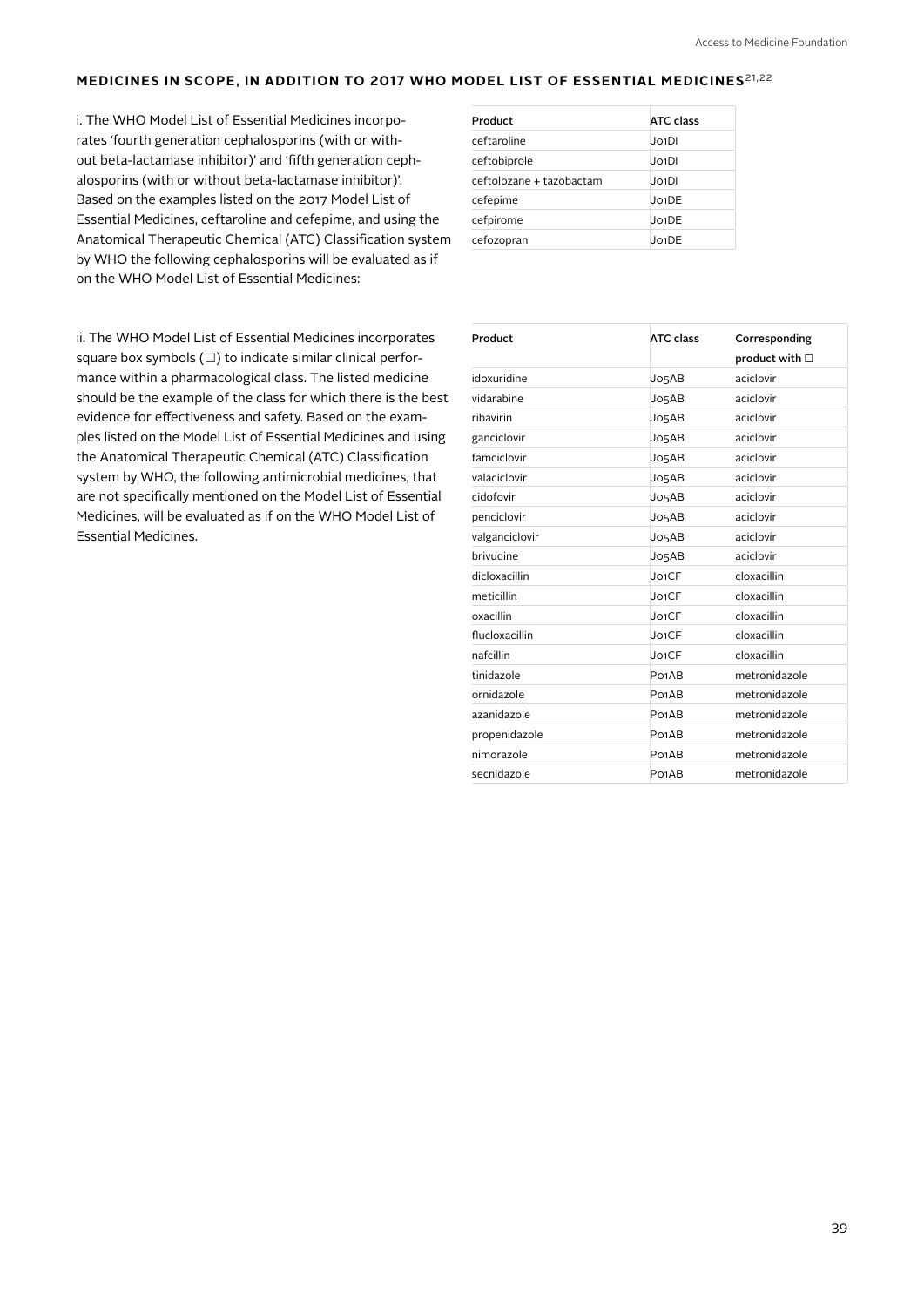#### MEDICINES IN SCOPE, IN ADDITION TO 2017 WHO MODEL LIST OF ESSENTIAL MEDICINES[21,22]

i. The WHO Model List of Essential Medicines incorporates 'fourth generation cephalosporins (with or without beta-lactamase inhibitor)' and 'fifth generation cephalosporins (with or without beta-lactamase inhibitor)'. Based on the examples listed on the 2017 Model List of Essential Medicines, ceftaroline and cefepime, and using the Anatomical Therapeutic Chemical (ATC) Classification system by WHO the following cephalosporins will be evaluated as if on the WHO Model List of Essential Medicines:

| Product | ATC class |
|---|---|
| ceftaroline | J01DI |
| ceftobiprole | J01DI |
| ceftolozane + tazobactam | J01DI |
| cefepime | J01DE |
| cefpirome | J01DE |
| cefozopran | J01DE |

ii. The WHO Model List of Essential Medicines incorporates square box symbols (□) to indicate similar clinical performance within a pharmacological class. The listed medicine should be the example of the class for which there is the best evidence for effectiveness and safety. Based on the examples listed on the Model List of Essential Medicines and using the Anatomical Therapeutic Chemical (ATC) Classification system by WHO, the following antimicrobial medicines, that are not specifically mentioned on the Model List of Essential Medicines, will be evaluated as if on the WHO Model List of Essential Medicines.

| Product | ATC class | Corresponding product with □ |
|---|---|---|
| idoxuridine | J05AB | aciclovir |
| vidarabine | J05AB | aciclovir |
| ribavirin | J05AB | aciclovir |
| ganciclovir | J05AB | aciclovir |
| famciclovir | J05AB | aciclovir |
| valaciclovir | J05AB | aciclovir |
| cidofovir | J05AB | aciclovir |
| penciclovir | J05AB | aciclovir |
| valganciclovir | J05AB | aciclovir |
| brivudine | J05AB | aciclovir |
| dicloxacillin | J01CF | cloxacillin |
| meticillin | J01CF | cloxacillin |
| oxacillin | J01CF | cloxacillin |
| flucloxacillin | J01CF | cloxacillin |
| nafcillin | J01CF | cloxacillin |
| tinidazole | P01AB | metronidazole |
| ornidazole | P01AB | metronidazole |
| azanidazole | P01AB | metronidazole |
| propenidazole | P01AB | metronidazole |
| nimorazole | P01AB | metronidazole |
| secnidazole | P01AB | metronidazole |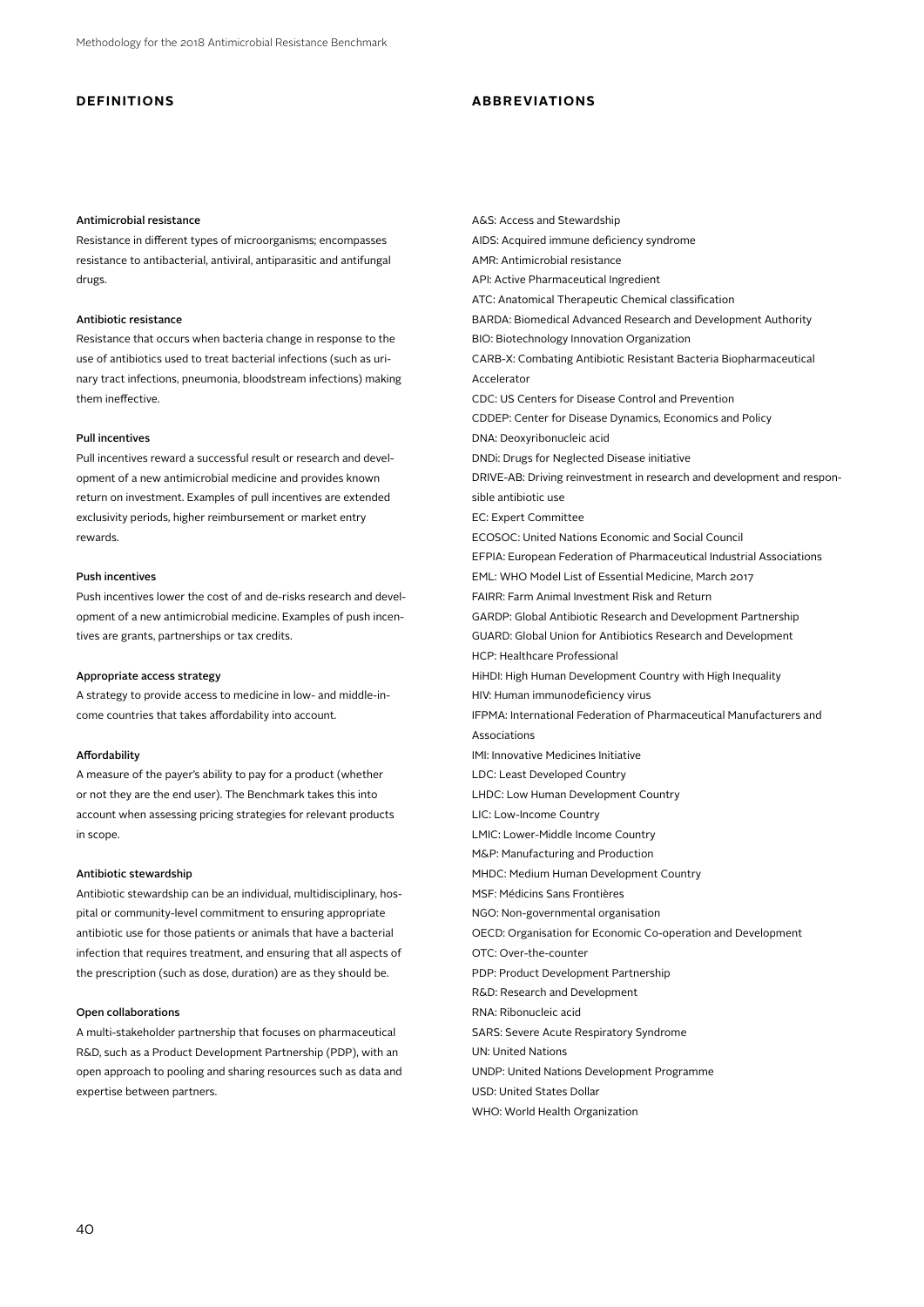## DEFINITIONS

**Antimicrobial resistance**
Resistance in different types of microorganisms; encompasses resistance to antibacterial, antiviral, antiparasitic and antifungal drugs.

**Antibiotic resistance**
Resistance that occurs when bacteria change in response to the use of antibiotics used to treat bacterial infections (such as urinary tract infections, pneumonia, bloodstream infections) making them ineffective.

**Pull incentives**
Pull incentives reward a successful result or research and development of a new antimicrobial medicine and provides known return on investment. Examples of pull incentives are extended exclusivity periods, higher reimbursement or market entry rewards.

**Push incentives**
Push incentives lower the cost of and de-risks research and development of a new antimicrobial medicine. Examples of push incentives are grants, partnerships or tax credits.

**Appropriate access strategy**
A strategy to provide access to medicine in low- and middle-income countries that takes affordability into account.

**Affordability**
A measure of the payer's ability to pay for a product (whether or not they are the end user). The Benchmark takes this into account when assessing pricing strategies for relevant products in scope.

**Antibiotic stewardship**
Antibiotic stewardship can be an individual, multidisciplinary, hospital or community-level commitment to ensuring appropriate antibiotic use for those patients or animals that have a bacterial infection that requires treatment, and ensuring that all aspects of the prescription (such as dose, duration) are as they should be.

**Open collaborations**
A multi-stakeholder partnership that focuses on pharmaceutical R&D, such as a Product Development Partnership (PDP), with an open approach to pooling and sharing resources such as data and expertise between partners.

## ABBREVIATIONS

A&S: Access and Stewardship
AIDS: Acquired immune deficiency syndrome
AMR: Antimicrobial resistance
API: Active Pharmaceutical Ingredient
ATC: Anatomical Therapeutic Chemical classification
BARDA: Biomedical Advanced Research and Development Authority
BIO: Biotechnology Innovation Organization
CARB-X: Combating Antibiotic Resistant Bacteria Biopharmaceutical Accelerator
CDC: US Centers for Disease Control and Prevention
CDDEP: Center for Disease Dynamics, Economics and Policy
DNA: Deoxyribonucleic acid
DNDi: Drugs for Neglected Disease initiative
DRIVE-AB: Driving reinvestment in research and development and responsible antibiotic use
EC: Expert Committee
ECOSOC: United Nations Economic and Social Council
EFPIA: European Federation of Pharmaceutical Industrial Associations
EML: WHO Model List of Essential Medicine, March 2017
FAIRR: Farm Animal Investment Risk and Return
GARDP: Global Antibiotic Research and Development Partnership
GUARD: Global Union for Antibiotics Research and Development
HCP: Healthcare Professional
HiHDI: High Human Development Country with High Inequality
HIV: Human immunodeficiency virus
IFPMA: International Federation of Pharmaceutical Manufacturers and Associations
IMI: Innovative Medicines Initiative
LDC: Least Developed Country
LHDC: Low Human Development Country
LIC: Low-Income Country
LMIC: Lower-Middle Income Country
M&P: Manufacturing and Production
MHDC: Medium Human Development Country
MSF: Médicins Sans Frontières
NGO: Non-governmental organisation
OECD: Organisation for Economic Co-operation and Development
OTC: Over-the-counter
PDP: Product Development Partnership
R&D: Research and Development
RNA: Ribonucleic acid
SARS: Severe Acute Respiratory Syndrome
UN: United Nations
UNDP: United Nations Development Programme
USD: United States Dollar
WHO: World Health Organization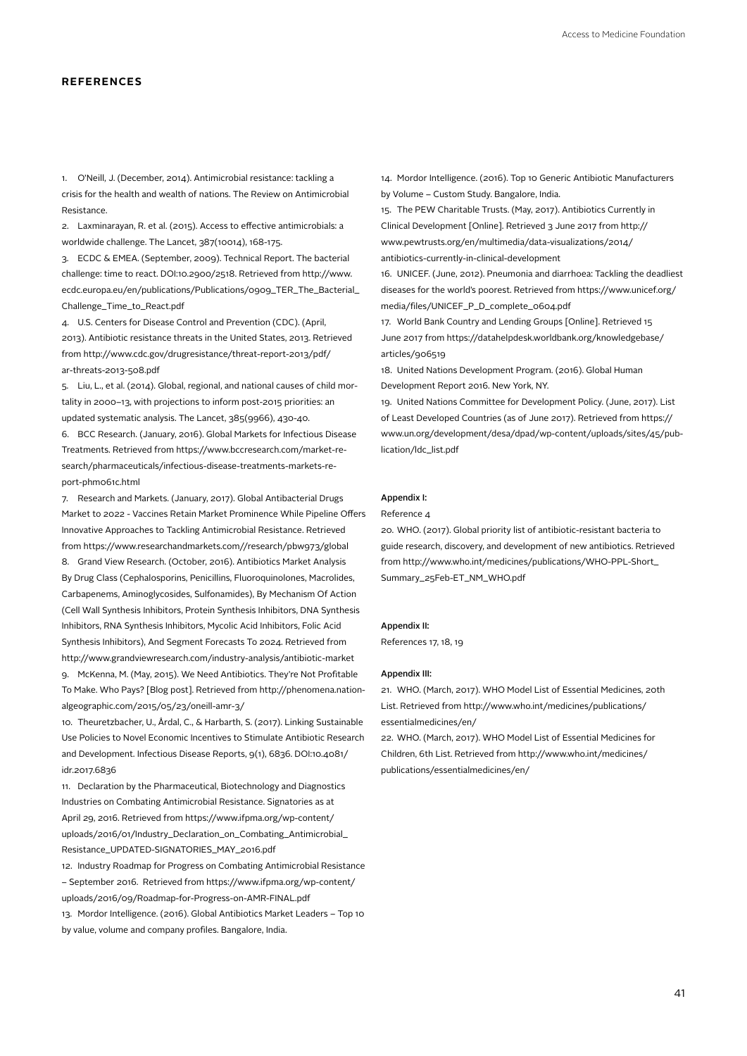## REFERENCES

1. O'Neill, J. (December, 2014). Antimicrobial resistance: tackling a crisis for the health and wealth of nations. The Review on Antimicrobial Resistance.
2. Laxminarayan, R. et al. (2015). Access to effective antimicrobials: a worldwide challenge. The Lancet, 387(10014), 168-175.
3. ECDC & EMEA. (September, 2009). Technical Report. The bacterial challenge: time to react. DOI:10.2900/2518. Retrieved from http://www.ecdc.europa.eu/en/publications/Publications/0909_TER_The_Bacterial_Challenge_Time_to_React.pdf
4. U.S. Centers for Disease Control and Prevention (CDC). (April, 2013). Antibiotic resistance threats in the United States, 2013. Retrieved from http://www.cdc.gov/drugresistance/threat-report-2013/pdf/ar-threats-2013-508.pdf
5. Liu, L., et al. (2014). Global, regional, and national causes of child mortality in 2000–13, with projections to inform post-2015 priorities: an updated systematic analysis. The Lancet, 385(9966), 430-40.
6. BCC Research. (January, 2016). Global Markets for Infectious Disease Treatments. Retrieved from https://www.bccresearch.com/market-research/pharmaceuticals/infectious-disease-treatments-markets-report-phm061c.html
7. Research and Markets. (January, 2017). Global Antibacterial Drugs Market to 2022 - Vaccines Retain Market Prominence While Pipeline Offers Innovative Approaches to Tackling Antimicrobial Resistance. Retrieved from https://www.researchandmarkets.com//research/pbw973/global
8. Grand View Research. (October, 2016). Antibiotics Market Analysis By Drug Class (Cephalosporins, Penicillins, Fluoroquinolones, Macrolides, Carbapenems, Aminoglycosides, Sulfonamides), By Mechanism Of Action (Cell Wall Synthesis Inhibitors, Protein Synthesis Inhibitors, DNA Synthesis Inhibitors, RNA Synthesis Inhibitors, Mycolic Acid Inhibitors, Folic Acid Synthesis Inhibitors), And Segment Forecasts To 2024. Retrieved from http://www.grandviewresearch.com/industry-analysis/antibiotic-market
9. McKenna, M. (May, 2015). We Need Antibiotics. They're Not Profitable To Make. Who Pays? [Blog post]. Retrieved from http://phenomena.nationalgeographic.com/2015/05/23/oneill-amr-3/
10. Theuretzbacher, U., Årdal, C., & Harbarth, S. (2017). Linking Sustainable Use Policies to Novel Economic Incentives to Stimulate Antibiotic Research and Development. Infectious Disease Reports, 9(1), 6836. DOI:10.4081/idr.2017.6836
11. Declaration by the Pharmaceutical, Biotechnology and Diagnostics Industries on Combating Antimicrobial Resistance. Signatories as at April 29, 2016. Retrieved from https://www.ifpma.org/wp-content/uploads/2016/01/Industry_Declaration_on_Combating_Antimicrobial_Resistance_UPDATED-SIGNATORIES_MAY_2016.pdf
12. Industry Roadmap for Progress on Combating Antimicrobial Resistance – September 2016. Retrieved from https://www.ifpma.org/wp-content/uploads/2016/09/Roadmap-for-Progress-on-AMR-FINAL.pdf
13. Mordor Intelligence. (2016). Global Antibiotics Market Leaders – Top 10 by value, volume and company profiles. Bangalore, India.
14. Mordor Intelligence. (2016). Top 10 Generic Antibiotic Manufacturers by Volume – Custom Study. Bangalore, India.
15. The PEW Charitable Trusts. (May, 2017). Antibiotics Currently in Clinical Development [Online]. Retrieved 3 June 2017 from http://www.pewtrusts.org/en/multimedia/data-visualizations/2014/antibiotics-currently-in-clinical-development
16. UNICEF. (June, 2012). Pneumonia and diarrhoea: Tackling the deadliest diseases for the world's poorest. Retrieved from https://www.unicef.org/media/files/UNICEF_P_D_complete_0604.pdf
17. World Bank Country and Lending Groups [Online]. Retrieved 15 June 2017 from https://datahelpdesk.worldbank.org/knowledgebase/articles/906519
18. United Nations Development Program. (2016). Global Human Development Report 2016. New York, NY.
19. United Nations Committee for Development Policy. (June, 2017). List of Least Developed Countries (as of June 2017). Retrieved from https://www.un.org/development/desa/dpad/wp-content/uploads/sites/45/publication/ldc_list.pdf

**Appendix I:**

Reference 4

20. WHO. (2017). Global priority list of antibiotic-resistant bacteria to guide research, discovery, and development of new antibiotics. Retrieved from http://www.who.int/medicines/publications/WHO-PPL-Short_Summary_25Feb-ET_NM_WHO.pdf

**Appendix II:**

References 17, 18, 19

**Appendix III:**

21. WHO. (March, 2017). WHO Model List of Essential Medicines, 20th List. Retrieved from http://www.who.int/medicines/publications/essentialmedicines/en/
22. WHO. (March, 2017). WHO Model List of Essential Medicines for Children, 6th List. Retrieved from http://www.who.int/medicines/publications/essentialmedicines/en/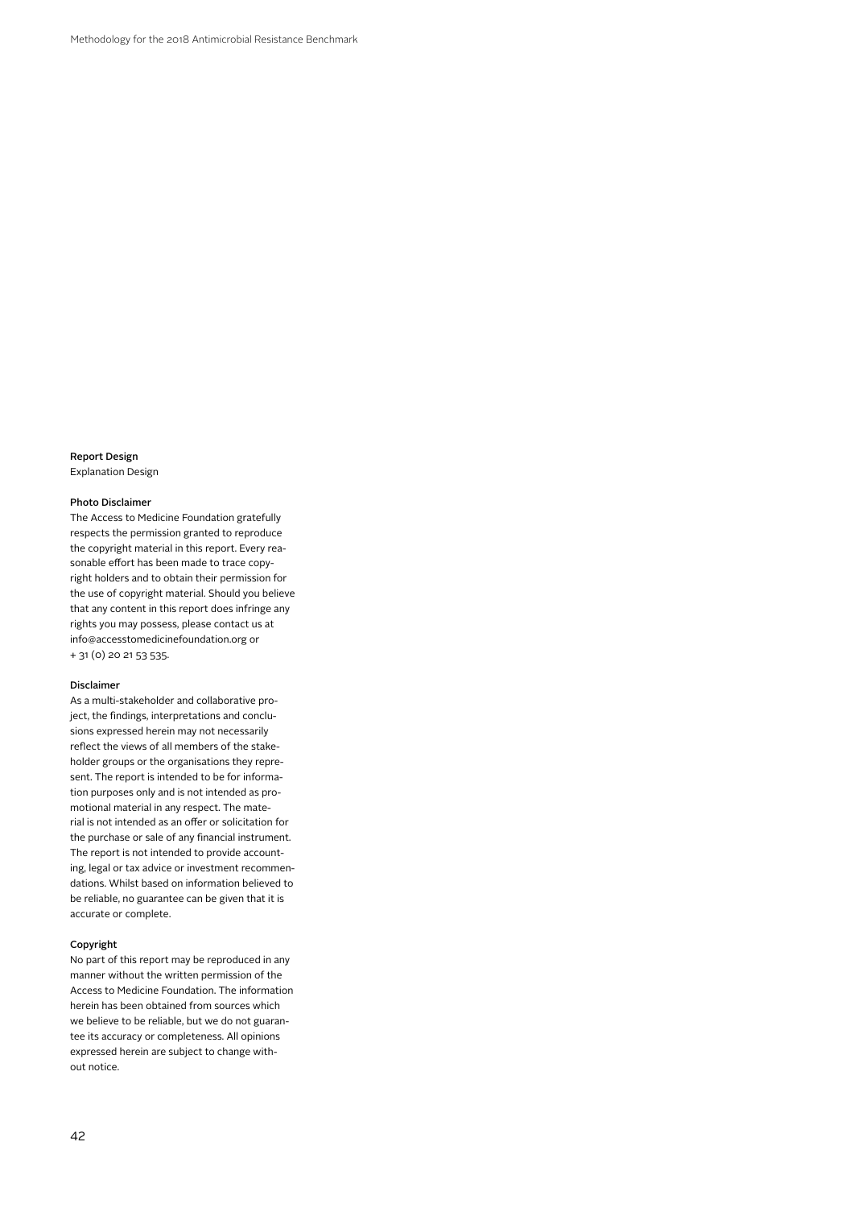**Report Design**
Explanation Design

**Photo Disclaimer**
The Access to Medicine Foundation gratefully respects the permission granted to reproduce the copyright material in this report. Every reasonable effort has been made to trace copyright holders and to obtain their permission for the use of copyright material. Should you believe that any content in this report does infringe any rights you may possess, please contact us at info@accesstomedicinefoundation.org or + 31 (0) 20 21 53 535.

**Disclaimer**
As a multi-stakeholder and collaborative project, the findings, interpretations and conclusions expressed herein may not necessarily reflect the views of all members of the stakeholder groups or the organisations they represent. The report is intended to be for information purposes only and is not intended as promotional material in any respect. The material is not intended as an offer or solicitation for the purchase or sale of any financial instrument. The report is not intended to provide accounting, legal or tax advice or investment recommendations. Whilst based on information believed to be reliable, no guarantee can be given that it is accurate or complete.

**Copyright**
No part of this report may be reproduced in any manner without the written permission of the Access to Medicine Foundation. The information herein has been obtained from sources which we believe to be reliable, but we do not guarantee its accuracy or completeness. All opinions expressed herein are subject to change without notice.